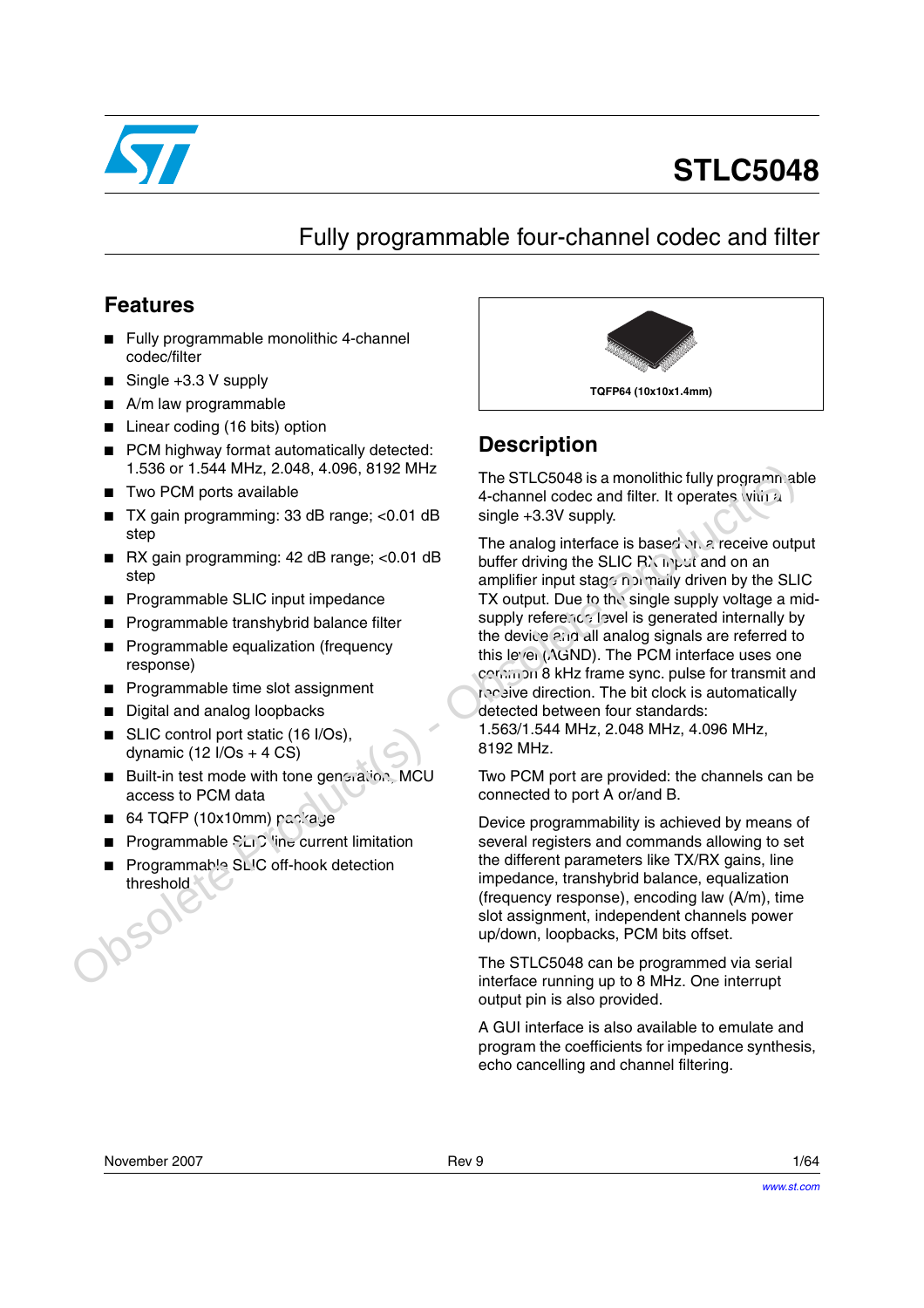# STLC5048

## Fully programmable four-channel codec and filter

### Features

- Fully programmable monolithic 4-channel codec/filter
- Single +3.3 V supply
- A/m law programmable
- Linear coding (16 bits) option
- PCM highway format automatically detected: 1.536 or 1.544 MHz, 2.048, 4.096, 8192 MHz
- Two PCM ports available
- TX gain programming: 33 dB range; <0.01 dB step
- RX gain programming: 42 dB range; <0.01 dB step
- Programmable SLIC input impedance
- Programmable transhybrid balance filter
- Programmable equalization (frequency response)
- Programmable time slot assignment
- Digital and analog loopbacks
- SLIC control port static (16 I/Os), dynamic (12 I/Os + 4 CS)
- Built-in test mode with tone generation, MCU access to PCM data
- 64 TQFP (10x10mm) package
- Programmable SLIC line current limitation
- Programmable SLIC off-hook detection threshold

TQFP64 (10x10x1.4mm)

### Description

The STLC5048 is a monolithic fully programmable 4-channel codec and filter. It operates with a single +3.3V supply.

The analog interface is based on a receive output buffer driving the SLIC RX input and on an amplifier input stage normally driven by the SLIC TX output. Due to the single supply voltage a mid-supply reference level is generated internally by the device and all analog signals are referred to this level (AGND). The PCM interface uses one common 8 kHz frame sync. pulse for transmit and receive direction. The bit clock is automatically detected between four standards: 1.563/1.544 MHz, 2.048 MHz, 4.096 MHz, 8192 MHz.

Two PCM port are provided: the channels can be connected to port A or/and B.

Device programmability is achieved by means of several registers and commands allowing to set the different parameters like TX/RX gains, line impedance, transhybrid balance, equalization (frequency response), encoding law (A/m), time slot assignment, independent channels power up/down, loopbacks, PCM bits offset.

The STLC5048 can be programmed via serial interface running up to 8 MHz. One interrupt output pin is also provided.

A GUI interface is also available to emulate and program the coefficients for impedance synthesis, echo cancelling and channel filtering.

November 2007 Rev 9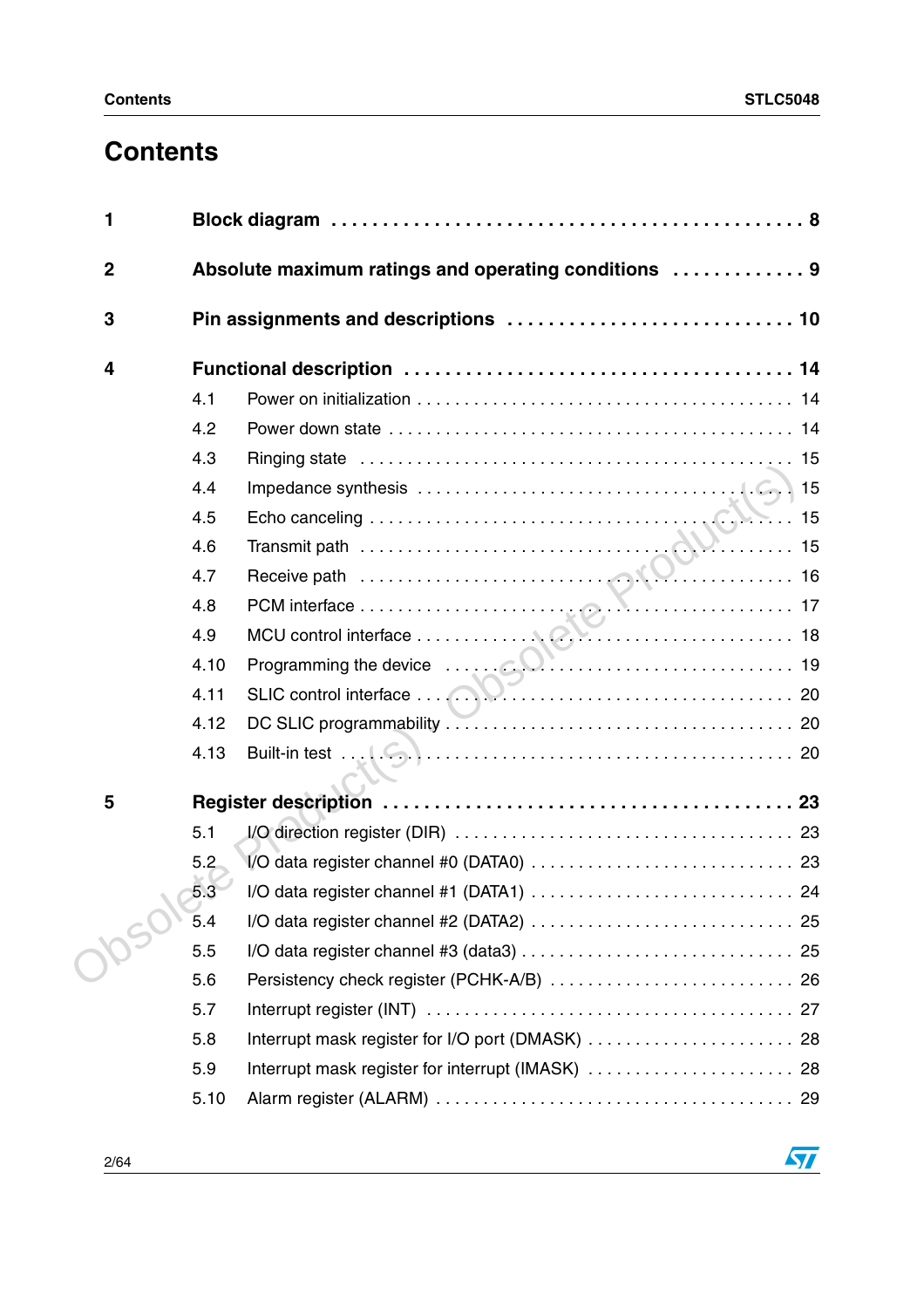# Contents

**1 Block diagram . . . . . . . . . . . . . . . . . . . . . . . . . . . . . . . . . . . . . . . . . . . . 8**

**2 Absolute maximum ratings and operating conditions . . . . . . . . . . . . 9**

**3 Pin assignments and descriptions . . . . . . . . . . . . . . . . . . . . . . . . . . . 10**

**4 Functional description . . . . . . . . . . . . . . . . . . . . . . . . . . . . . . . . . . . . 14**

- 4.1 Power on initialization . . . . . . . . . . . . . . . . . . . . . . . . . . . . . . . . . . . . . . . 14
- 4.2 Power down state . . . . . . . . . . . . . . . . . . . . . . . . . . . . . . . . . . . . . . . . . . 14
- 4.3 Ringing state . . . . . . . . . . . . . . . . . . . . . . . . . . . . . . . . . . . . . . . . . . . . . 15
- 4.4 Impedance synthesis . . . . . . . . . . . . . . . . . . . . . . . . . . . . . . . . . . . . . . . 15
- 4.5 Echo canceling . . . . . . . . . . . . . . . . . . . . . . . . . . . . . . . . . . . . . . . . . . . . 15
- 4.6 Transmit path . . . . . . . . . . . . . . . . . . . . . . . . . . . . . . . . . . . . . . . . . . . . 15
- 4.7 Receive path . . . . . . . . . . . . . . . . . . . . . . . . . . . . . . . . . . . . . . . . . . . . . 16
- 4.8 PCM interface . . . . . . . . . . . . . . . . . . . . . . . . . . . . . . . . . . . . . . . . . . . . 17
- 4.9 MCU control interface . . . . . . . . . . . . . . . . . . . . . . . . . . . . . . . . . . . . . . 18
- 4.10 Programming the device . . . . . . . . . . . . . . . . . . . . . . . . . . . . . . . . . . . . 19
- 4.11 SLIC control interface . . . . . . . . . . . . . . . . . . . . . . . . . . . . . . . . . . . . . . 20
- 4.12 DC SLIC programmability . . . . . . . . . . . . . . . . . . . . . . . . . . . . . . . . . . . 20
- 4.13 Built-in test . . . . . . . . . . . . . . . . . . . . . . . . . . . . . . . . . . . . . . . . . . . . . . 20

**5 Register description . . . . . . . . . . . . . . . . . . . . . . . . . . . . . . . . . . . . . . 23**

- 5.1 I/O direction register (DIR) . . . . . . . . . . . . . . . . . . . . . . . . . . . . . . . . . . . 23
- 5.2 I/O data register channel #0 (DATA0) . . . . . . . . . . . . . . . . . . . . . . . . . . . 23
- 5.3 I/O data register channel #1 (DATA1) . . . . . . . . . . . . . . . . . . . . . . . . . . . 24
- 5.4 I/O data register channel #2 (DATA2) . . . . . . . . . . . . . . . . . . . . . . . . . . . 25
- 5.5 I/O data register channel #3 (data3) . . . . . . . . . . . . . . . . . . . . . . . . . . . . 25
- 5.6 Persistency check register (PCHK-A/B) . . . . . . . . . . . . . . . . . . . . . . . . . 26
- 5.7 Interrupt register (INT) . . . . . . . . . . . . . . . . . . . . . . . . . . . . . . . . . . . . . . 27
- 5.8 Interrupt mask register for I/O port (DMASK) . . . . . . . . . . . . . . . . . . . . . 28
- 5.9 Interrupt mask register for interrupt (IMASK) . . . . . . . . . . . . . . . . . . . . . 28
- 5.10 Alarm register (ALARM) . . . . . . . . . . . . . . . . . . . . . . . . . . . . . . . . . . . . 29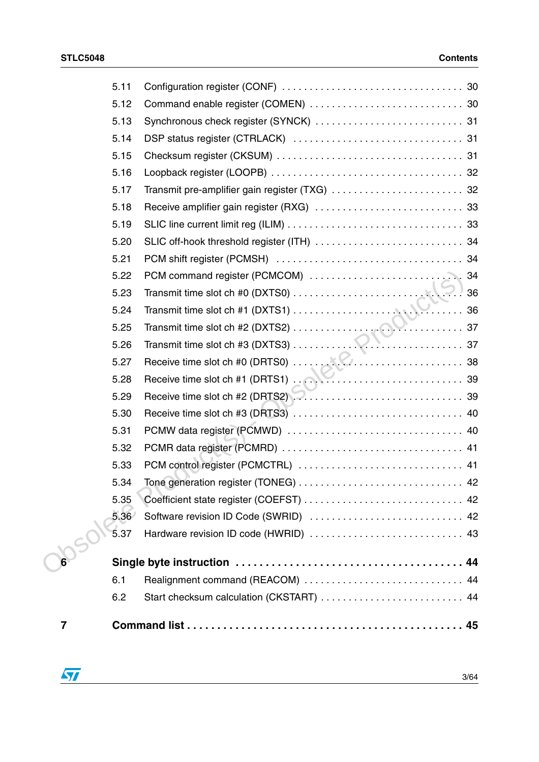5.11 Configuration register (CONF) . . . . . . . . . . . . . . . . . . . . . . . . . . . . . . . . 30

5.12 Command enable register (COMEN) . . . . . . . . . . . . . . . . . . . . . . . . . . 30

5.13 Synchronous check register (SYNCK) . . . . . . . . . . . . . . . . . . . . . . . . . 31

5.14 DSP status register (CTRLACK) . . . . . . . . . . . . . . . . . . . . . . . . . . . . . 31

5.15 Checksum register (CKSUM) . . . . . . . . . . . . . . . . . . . . . . . . . . . . . . . . 31

5.16 Loopback register (LOOPB) . . . . . . . . . . . . . . . . . . . . . . . . . . . . . . . . . 32

5.17 Transmit pre-amplifier gain register (TXG) . . . . . . . . . . . . . . . . . . . . . . 32

5.18 Receive amplifier gain register (RXG) . . . . . . . . . . . . . . . . . . . . . . . . . 33

5.19 SLIC line current limit reg (ILIM) . . . . . . . . . . . . . . . . . . . . . . . . . . . . . 33

5.20 SLIC off-hook threshold register (ITH) . . . . . . . . . . . . . . . . . . . . . . . . . 34

5.21 PCM shift register (PCMSH) . . . . . . . . . . . . . . . . . . . . . . . . . . . . . . . . 34

5.22 PCM command register (PCMCOM) . . . . . . . . . . . . . . . . . . . . . . . . . . 34

5.23 Transmit time slot ch #0 (DXTS0) . . . . . . . . . . . . . . . . . . . . . . . . . . . . 36

5.24 Transmit time slot ch #1 (DXTS1) . . . . . . . . . . . . . . . . . . . . . . . . . . . . 36

5.25 Transmit time slot ch #2 (DXTS2) . . . . . . . . . . . . . . . . . . . . . . . . . . . . 37

5.26 Transmit time slot ch #3 (DXTS3) . . . . . . . . . . . . . . . . . . . . . . . . . . . . 37

5.27 Receive time slot ch #0 (DRTS0) . . . . . . . . . . . . . . . . . . . . . . . . . . . . . 38

5.28 Receive time slot ch #1 (DRTS1) . . . . . . . . . . . . . . . . . . . . . . . . . . . . . 39

5.29 Receive time slot ch #2 (DRTS2) . . . . . . . . . . . . . . . . . . . . . . . . . . . . . 39

5.30 Receive time slot ch #3 (DRTS3) . . . . . . . . . . . . . . . . . . . . . . . . . . . . . 40

5.31 PCMW data register (PCMWD) . . . . . . . . . . . . . . . . . . . . . . . . . . . . . . 40

5.32 PCMR data register (PCMRD) . . . . . . . . . . . . . . . . . . . . . . . . . . . . . . . 41

5.33 PCM control register (PCMCTRL) . . . . . . . . . . . . . . . . . . . . . . . . . . . . 41

5.34 Tone generation register (TONEG) . . . . . . . . . . . . . . . . . . . . . . . . . . . . 42

5.35 Coefficient state register (COEFST) . . . . . . . . . . . . . . . . . . . . . . . . . . . 42

5.36 Software revision ID Code (SWRID) . . . . . . . . . . . . . . . . . . . . . . . . . . 42

5.37 Hardware revision ID code (HWRID) . . . . . . . . . . . . . . . . . . . . . . . . . . 43

**6 Single byte instruction . . . . . . . . . . . . . . . . . . . . . . . . . . . . . . . . . . . . . 44**

6.1 Realignment command (REACOM) . . . . . . . . . . . . . . . . . . . . . . . . . . . 44

6.2 Start checksum calculation (CKSTART) . . . . . . . . . . . . . . . . . . . . . . . . 44

**7 Command list . . . . . . . . . . . . . . . . . . . . . . . . . . . . . . . . . . . . . . . . . . . . 45**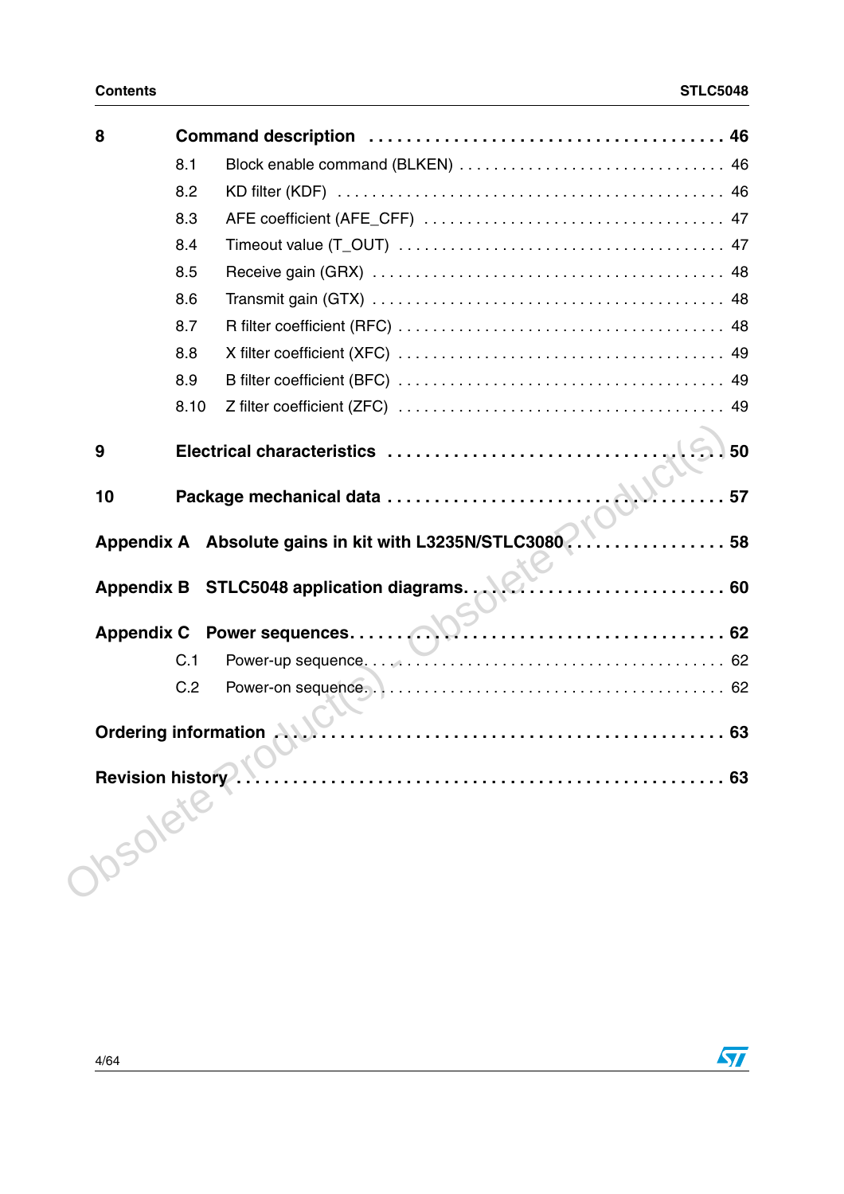| | | |
|---|---|---|
| **8** | **Command description** | **46** |
| | 8.1 Block enable command (BLKEN) | 46 |
| | 8.2 KD filter (KDF) | 46 |
| | 8.3 AFE coefficient (AFE_CFF) | 47 |
| | 8.4 Timeout value (T_OUT) | 47 |
| | 8.5 Receive gain (GRX) | 48 |
| | 8.6 Transmit gain (GTX) | 48 |
| | 8.7 R filter coefficient (RFC) | 48 |
| | 8.8 X filter coefficient (XFC) | 49 |
| | 8.9 B filter coefficient (BFC) | 49 |
| | 8.10 Z filter coefficient (ZFC) | 49 |
| **9** | **Electrical characteristics** | **50** |
| **10** | **Package mechanical data** | **57** |
| **Appendix A** | **Absolute gains in kit with L3235N/STLC3080** | **58** |
| **Appendix B** | **STLC5048 application diagrams** | **60** |
| **Appendix C** | **Power sequences** | **62** |
| | C.1 Power-up sequence | 62 |
| | C.2 Power-on sequence | 62 |
| **Ordering information** | | **63** |
| **Revision history** | | **63** |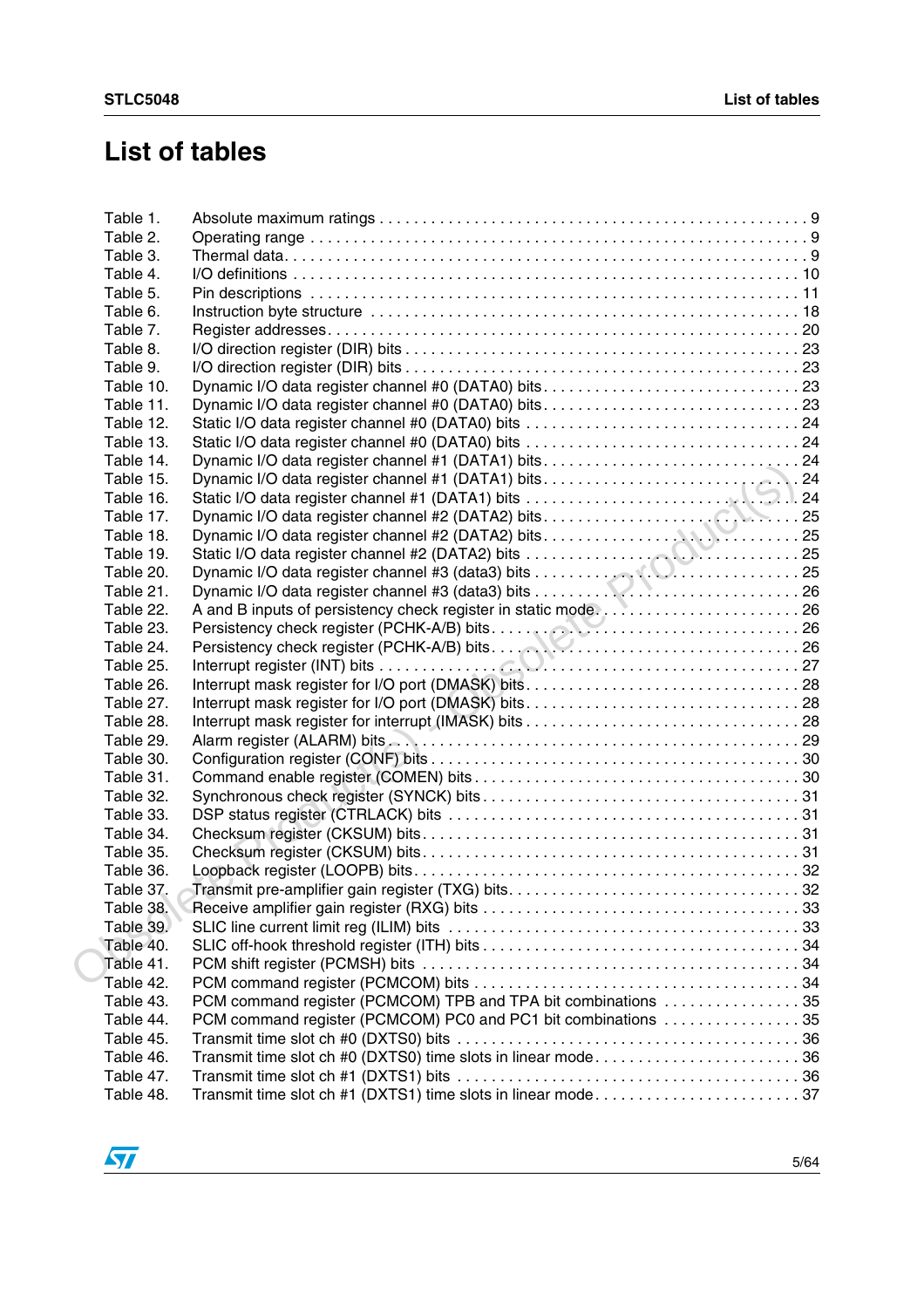# List of tables

| | | |
|---|---|---|
| Table 1. | Absolute maximum ratings | 9 |
| Table 2. | Operating range | 9 |
| Table 3. | Thermal data | 9 |
| Table 4. | I/O definitions | 10 |
| Table 5. | Pin descriptions | 11 |
| Table 6. | Instruction byte structure | 18 |
| Table 7. | Register addresses | 20 |
| Table 8. | I/O direction register (DIR) bits | 23 |
| Table 9. | I/O direction register (DIR) bits | 23 |
| Table 10. | Dynamic I/O data register channel #0 (DATA0) bits | 23 |
| Table 11. | Dynamic I/O data register channel #0 (DATA0) bits | 23 |
| Table 12. | Static I/O data register channel #0 (DATA0) bits | 24 |
| Table 13. | Static I/O data register channel #0 (DATA0) bits | 24 |
| Table 14. | Dynamic I/O data register channel #1 (DATA1) bits | 24 |
| Table 15. | Dynamic I/O data register channel #1 (DATA1) bits | 24 |
| Table 16. | Static I/O data register channel #1 (DATA1) bits | 24 |
| Table 17. | Dynamic I/O data register channel #2 (DATA2) bits | 25 |
| Table 18. | Dynamic I/O data register channel #2 (DATA2) bits | 25 |
| Table 19. | Static I/O data register channel #2 (DATA2) bits | 25 |
| Table 20. | Dynamic I/O data register channel #3 (data3) bits | 25 |
| Table 21. | Dynamic I/O data register channel #3 (data3) bits | 26 |
| Table 22. | A and B inputs of persistency check register in static mode | 26 |
| Table 23. | Persistency check register (PCHK-A/B) bits | 26 |
| Table 24. | Persistency check register (PCHK-A/B) bits | 26 |
| Table 25. | Interrupt register (INT) bits | 27 |
| Table 26. | Interrupt mask register for I/O port (DMASK) bits | 28 |
| Table 27. | Interrupt mask register for I/O port (DMASK) bits | 28 |
| Table 28. | Interrupt mask register for interrupt (IMASK) bits | 28 |
| Table 29. | Alarm register (ALARM) bits | 29 |
| Table 30. | Configuration register (CONF) bits | 30 |
| Table 31. | Command enable register (COMEN) bits | 30 |
| Table 32. | Synchronous check register (SYNCK) bits | 31 |
| Table 33. | DSP status register (CTRLACK) bits | 31 |
| Table 34. | Checksum register (CKSUM) bits | 31 |
| Table 35. | Checksum register (CKSUM) bits | 31 |
| Table 36. | Loopback register (LOOPB) bits | 32 |
| Table 37. | Transmit pre-amplifier gain register (TXG) bits | 32 |
| Table 38. | Receive amplifier gain register (RXG) bits | 33 |
| Table 39. | SLIC line current limit reg (ILIM) bits | 33 |
| Table 40. | SLIC off-hook threshold register (ITH) bits | 34 |
| Table 41. | PCM shift register (PCMSH) bits | 34 |
| Table 42. | PCM command register (PCMCOM) bits | 34 |
| Table 43. | PCM command register (PCMCOM) TPB and TPA bit combinations | 35 |
| Table 44. | PCM command register (PCMCOM) PC0 and PC1 bit combinations | 35 |
| Table 45. | Transmit time slot ch #0 (DXTS0) bits | 36 |
| Table 46. | Transmit time slot ch #0 (DXTS0) time slots in linear mode | 36 |
| Table 47. | Transmit time slot ch #1 (DXTS1) bits | 36 |
| Table 48. | Transmit time slot ch #1 (DXTS1) time slots in linear mode | 37 |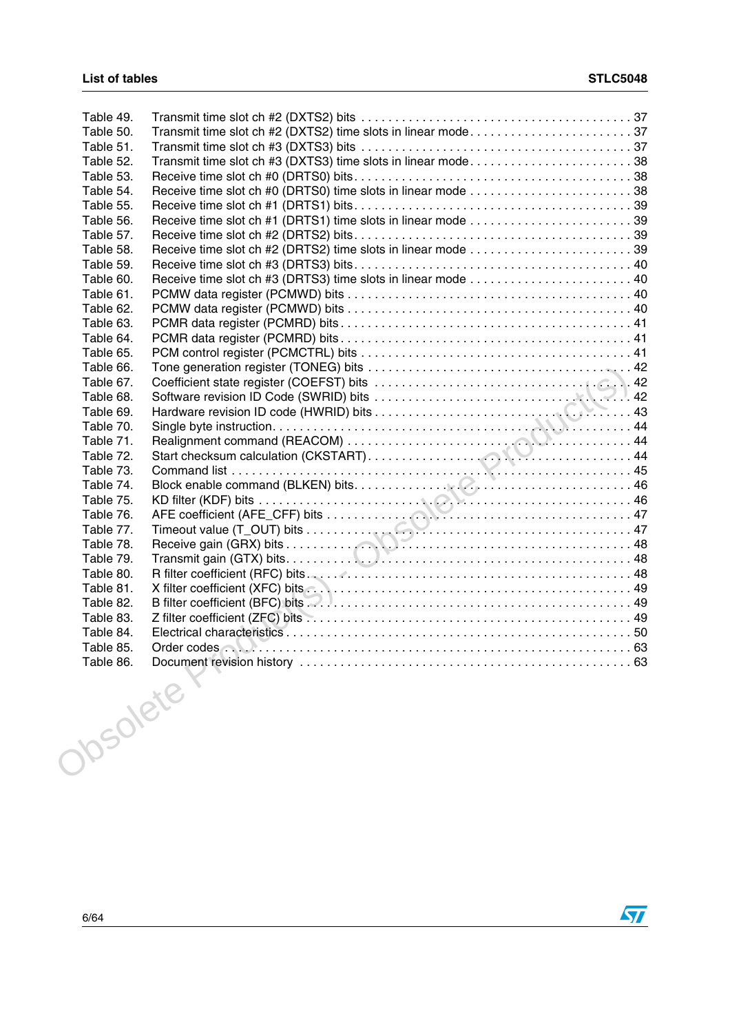| | | |
|---|---|---|
| Table 49. | Transmit time slot ch #2 (DXTS2) bits | 37 |
| Table 50. | Transmit time slot ch #2 (DXTS2) time slots in linear mode | 37 |
| Table 51. | Transmit time slot ch #3 (DXTS3) bits | 37 |
| Table 52. | Transmit time slot ch #3 (DXTS3) time slots in linear mode | 38 |
| Table 53. | Receive time slot ch #0 (DRTS0) bits | 38 |
| Table 54. | Receive time slot ch #0 (DRTS0) time slots in linear mode | 38 |
| Table 55. | Receive time slot ch #1 (DRTS1) bits | 39 |
| Table 56. | Receive time slot ch #1 (DRTS1) time slots in linear mode | 39 |
| Table 57. | Receive time slot ch #2 (DRTS2) bits | 39 |
| Table 58. | Receive time slot ch #2 (DRTS2) time slots in linear mode | 39 |
| Table 59. | Receive time slot ch #3 (DRTS3) bits | 40 |
| Table 60. | Receive time slot ch #3 (DRTS3) time slots in linear mode | 40 |
| Table 61. | PCMW data register (PCMWD) bits | 40 |
| Table 62. | PCMW data register (PCMWD) bits | 40 |
| Table 63. | PCMR data register (PCMRD) bits | 41 |
| Table 64. | PCMR data register (PCMRD) bits | 41 |
| Table 65. | PCM control register (PCMCTRL) bits | 41 |
| Table 66. | Tone generation register (TONEG) bits | 42 |
| Table 67. | Coefficient state register (COEFST) bits | 42 |
| Table 68. | Software revision ID Code (SWRID) bits | 42 |
| Table 69. | Hardware revision ID code (HWRID) bits | 43 |
| Table 70. | Single byte instruction | 44 |
| Table 71. | Realignment command (REACOM) | 44 |
| Table 72. | Start checksum calculation (CKSTART) | 44 |
| Table 73. | Command list | 45 |
| Table 74. | Block enable command (BLKEN) bits | 46 |
| Table 75. | KD filter (KDF) bits | 46 |
| Table 76. | AFE coefficient (AFE_CFF) bits | 47 |
| Table 77. | Timeout value (T_OUT) bits | 47 |
| Table 78. | Receive gain (GRX) bits | 48 |
| Table 79. | Transmit gain (GTX) bits | 48 |
| Table 80. | R filter coefficient (RFC) bits | 48 |
| Table 81. | X filter coefficient (XFC) bits | 49 |
| Table 82. | B filter coefficient (BFC) bits | 49 |
| Table 83. | Z filter coefficient (ZFC) bits | 49 |
| Table 84. | Electrical characteristics | 50 |
| Table 85. | Order codes | 63 |
| Table 86. | Document revision history | 63 |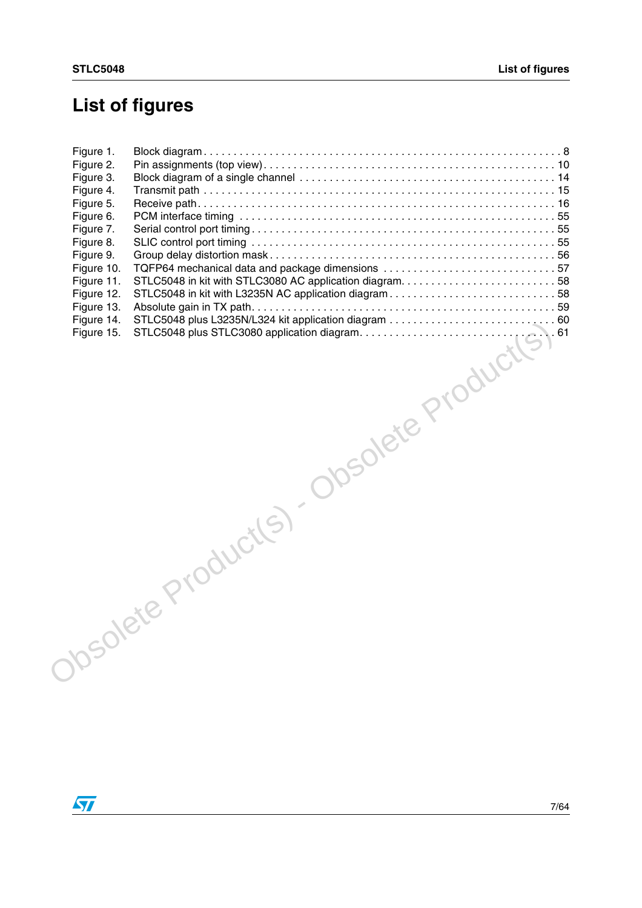# List of figures

Figure 1. Block diagram . . . . . . . . . . . . . . . . . . . . . . . . . . . . . . . . . . . . . . . . . . . . . . . . . . . . . . . . . . 8
Figure 2. Pin assignments (top view). . . . . . . . . . . . . . . . . . . . . . . . . . . . . . . . . . . . . . . . . . . . . . . . 10
Figure 3. Block diagram of a single channel . . . . . . . . . . . . . . . . . . . . . . . . . . . . . . . . . . . . . . . . . 14
Figure 4. Transmit path . . . . . . . . . . . . . . . . . . . . . . . . . . . . . . . . . . . . . . . . . . . . . . . . . . . . . . . 15
Figure 5. Receive path. . . . . . . . . . . . . . . . . . . . . . . . . . . . . . . . . . . . . . . . . . . . . . . . . . . . . . . . 16
Figure 6. PCM interface timing . . . . . . . . . . . . . . . . . . . . . . . . . . . . . . . . . . . . . . . . . . . . . . . . . . 55
Figure 7. Serial control port timing . . . . . . . . . . . . . . . . . . . . . . . . . . . . . . . . . . . . . . . . . . . . . . . 55
Figure 8. SLIC control port timing . . . . . . . . . . . . . . . . . . . . . . . . . . . . . . . . . . . . . . . . . . . . . . . 55
Figure 9. Group delay distortion mask . . . . . . . . . . . . . . . . . . . . . . . . . . . . . . . . . . . . . . . . . . . . . 56
Figure 10. TQFP64 mechanical data and package dimensions . . . . . . . . . . . . . . . . . . . . . . . . . . . . . 57
Figure 11. STLC5048 in kit with STLC3080 AC application diagram. . . . . . . . . . . . . . . . . . . . . . . . . . 58
Figure 12. STLC5048 in kit with L3235N AC application diagram . . . . . . . . . . . . . . . . . . . . . . . . . . . 58
Figure 13. Absolute gain in TX path. . . . . . . . . . . . . . . . . . . . . . . . . . . . . . . . . . . . . . . . . . . . . . . 59
Figure 14. STLC5048 plus L3235N/L324 kit application diagram . . . . . . . . . . . . . . . . . . . . . . . . . . . 60
Figure 15. STLC5048 plus STLC3080 application diagram. . . . . . . . . . . . . . . . . . . . . . . . . . . . . . . . 61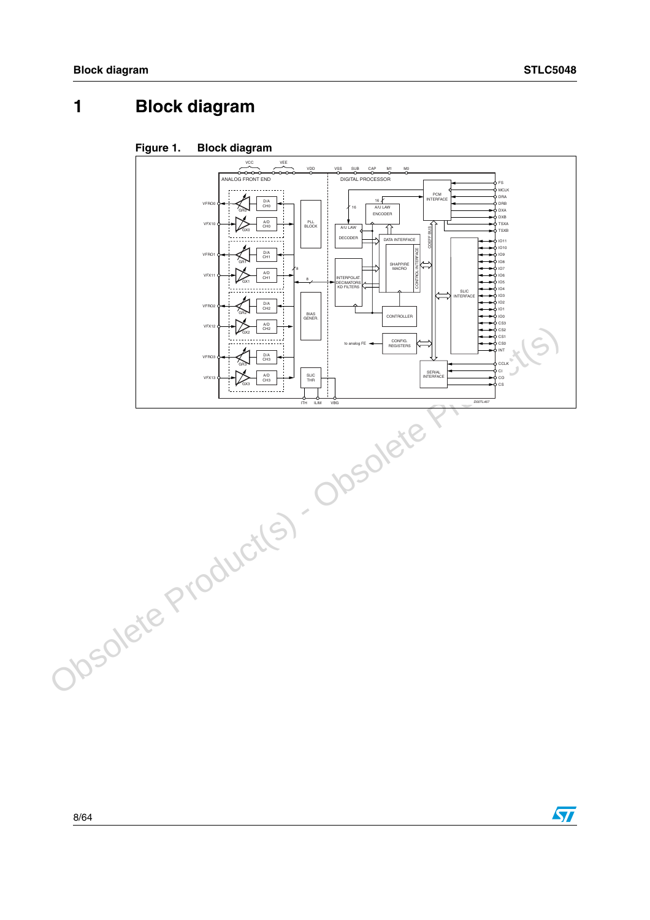# 1 Block diagram

Figure 1. Block diagram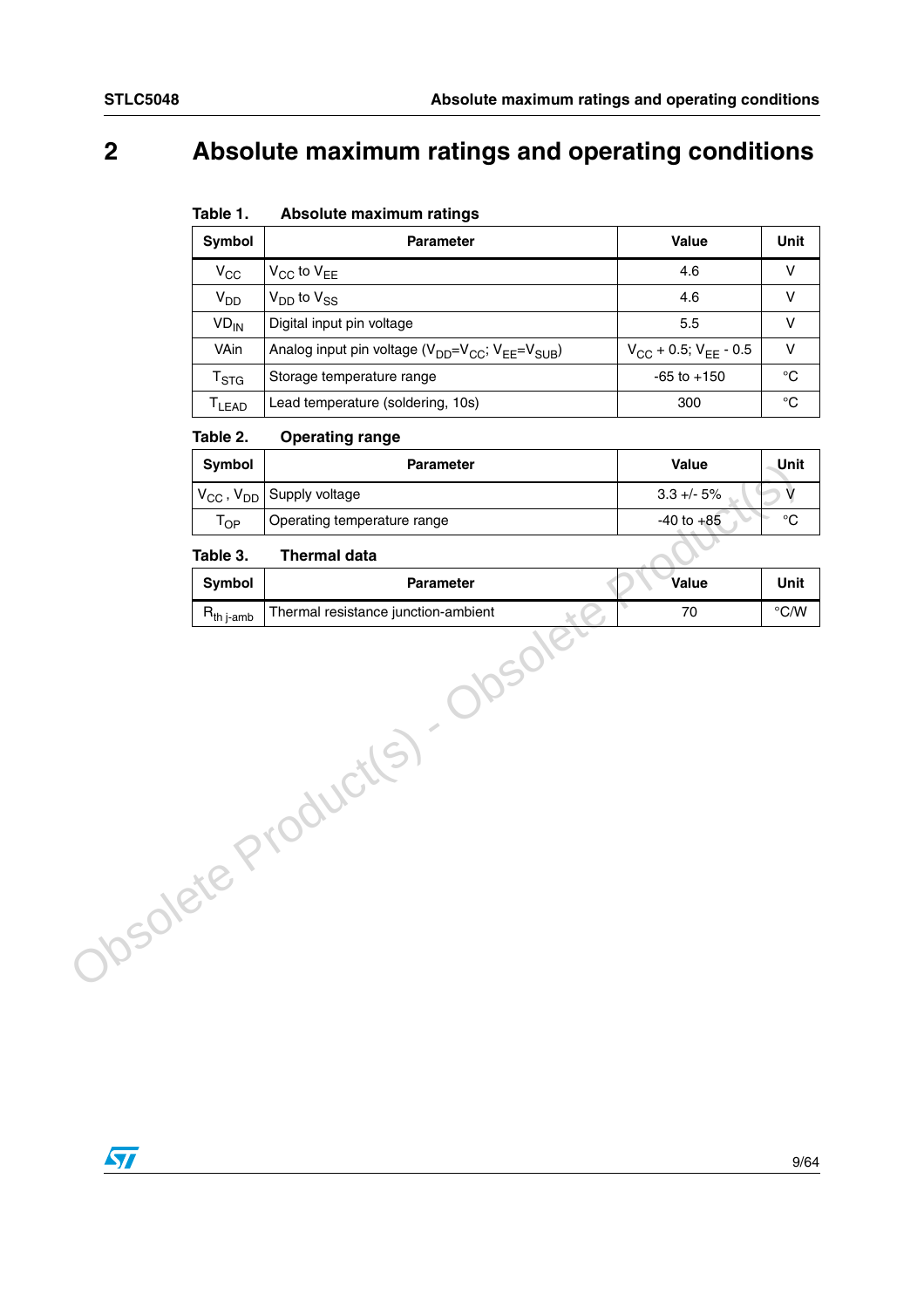## 2 Absolute maximum ratings and operating conditions

**Table 1. Absolute maximum ratings**

| Symbol | Parameter | Value | Unit |
|---|---|---|---|
| $V_{CC}$ | $V_{CC}$ to $V_{EE}$ | 4.6 | V |
| $V_{DD}$ | $V_{DD}$ to $V_{SS}$ | 4.6 | V |
| $VD_{IN}$ | Digital input pin voltage | 5.5 | V |
| VAin | Analog input pin voltage ($V_{DD}$=$V_{CC}$; $V_{EE}$=$V_{SUB}$) | $V_{CC}$ + 0.5; $V_{EE}$ - 0.5 | V |
| $T_{STG}$ | Storage temperature range | -65 to +150 | °C |
| $T_{LEAD}$ | Lead temperature (soldering, 10s) | 300 | °C |

**Table 2. Operating range**

| Symbol | Parameter | Value | Unit |
|---|---|---|---|
| $V_{CC}$ , $V_{DD}$ | Supply voltage | 3.3 +/- 5% | V |
| $T_{OP}$ | Operating temperature range | -40 to +85 | °C |

**Table 3. Thermal data**

| Symbol | Parameter | Value | Unit |
|---|---|---|---|
| $R_{th\ j\text{-}amb}$ | Thermal resistance junction-ambient | 70 | °C/W |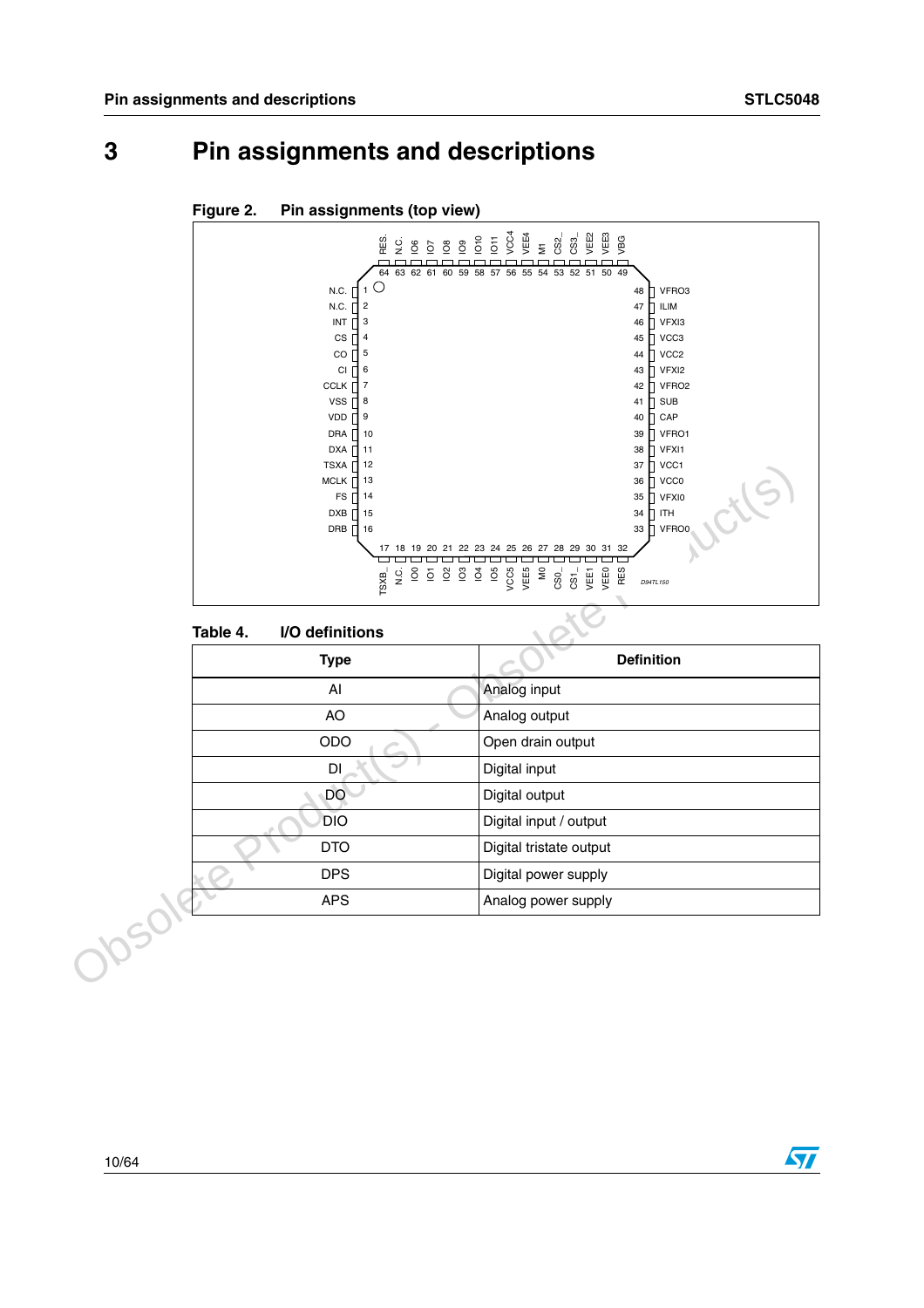# 3 Pin assignments and descriptions

Figure 2. Pin assignments (top view)

Table 4. I/O definitions

| Type | Definition |
|---|---|
| AI | Analog input |
| AO | Analog output |
| ODO | Open drain output |
| DI | Digital input |
| DO | Digital output |
| DIO | Digital input / output |
| DTO | Digital tristate output |
| DPS | Digital power supply |
| APS | Analog power supply |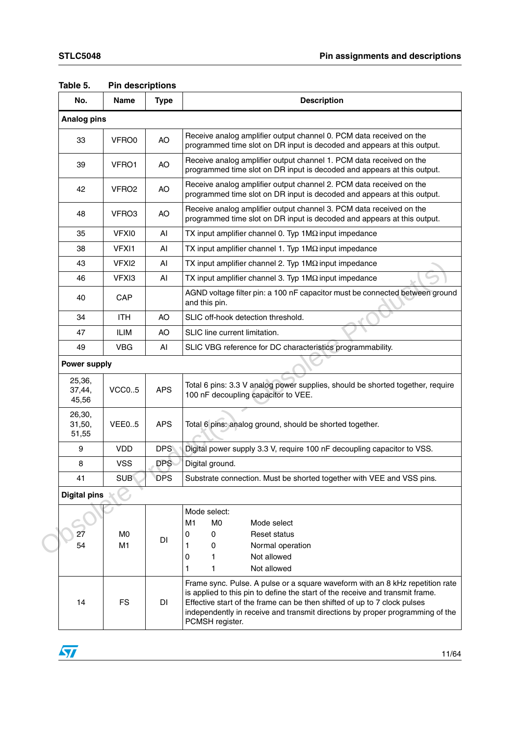**Table 5. Pin descriptions**

| No. | Name | Type | Description |
|---|---|---|---|
| **Analog pins** | | | |
| 33 | VFRO0 | AO | Receive analog amplifier output channel 0. PCM data received on the programmed time slot on DR input is decoded and appears at this output. |
| 39 | VFRO1 | AO | Receive analog amplifier output channel 1. PCM data received on the programmed time slot on DR input is decoded and appears at this output. |
| 42 | VFRO2 | AO | Receive analog amplifier output channel 2. PCM data received on the programmed time slot on DR input is decoded and appears at this output. |
| 48 | VFRO3 | AO | Receive analog amplifier output channel 3. PCM data received on the programmed time slot on DR input is decoded and appears at this output. |
| 35 | VFXI0 | AI | TX input amplifier channel 0. Typ 1MΩ input impedance |
| 38 | VFXI1 | AI | TX input amplifier channel 1. Typ 1MΩ input impedance |
| 43 | VFXI2 | AI | TX input amplifier channel 2. Typ 1MΩ input impedance |
| 46 | VFXI3 | AI | TX input amplifier channel 3. Typ 1MΩ input impedance |
| 40 | CAP | | AGND voltage filter pin: a 100 nF capacitor must be connected between ground and this pin. |
| 34 | ITH | AO | SLIC off-hook detection threshold. |
| 47 | ILIM | AO | SLIC line current limitation. |
| 49 | VBG | AI | SLIC VBG reference for DC characteristics programmability. |
| **Power supply** | | | |
| 25,36, 37,44, 45,56 | VCC0..5 | APS | Total 6 pins: 3.3 V analog power supplies, should be shorted together, require 100 nF decoupling capacitor to VEE. |
| 26,30, 31,50, 51,55 | VEE0..5 | APS | Total 6 pins: analog ground, should be shorted together. |
| 9 | VDD | DPS | Digital power supply 3.3 V, require 100 nF decoupling capacitor to VSS. |
| 8 | VSS | DPS | Digital ground. |
| 41 | SUB | DPS | Substrate connection. Must be shorted together with VEE and VSS pins. |
| **Digital pins** | | | |
| 27<br>54 | M0<br>M1 | DI | Mode select:<br>M1 M0 Mode select<br>0 0 Reset status<br>1 0 Normal operation<br>0 1 Not allowed<br>1 1 Not allowed |
| 14 | FS | DI | Frame sync. Pulse. A pulse or a square waveform with an 8 kHz repetition rate is applied to this pin to define the start of the receive and transmit frame. Effective start of the frame can be then shifted of up to 7 clock pulses independently in receive and transmit directions by proper programming of the PCMSH register. |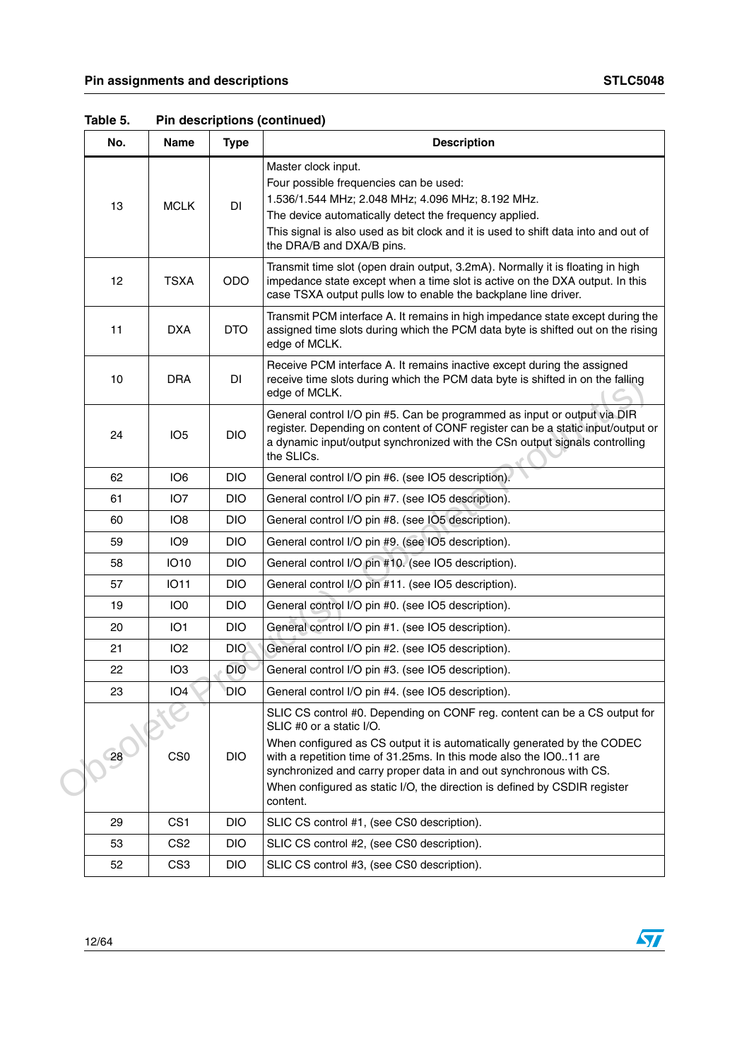Table 5. Pin descriptions (continued)

| No. | Name | Type | Description |
|---|---|---|---|
| 13 | MCLK | DI | Master clock input.<br>Four possible frequencies can be used:<br>1.536/1.544 MHz; 2.048 MHz; 4.096 MHz; 8.192 MHz.<br>The device automatically detect the frequency applied.<br>This signal is also used as bit clock and it is used to shift data into and out of the DRA/B and DXA/B pins. |
| 12 | TSXA | ODO | Transmit time slot (open drain output, 3.2mA). Normally it is floating in high impedance state except when a time slot is active on the DXA output. In this case TSXA output pulls low to enable the backplane line driver. |
| 11 | DXA | DTO | Transmit PCM interface A. It remains in high impedance state except during the assigned time slots during which the PCM data byte is shifted out on the rising edge of MCLK. |
| 10 | DRA | DI | Receive PCM interface A. It remains inactive except during the assigned receive time slots during which the PCM data byte is shifted in on the falling edge of MCLK. |
| 24 | IO5 | DIO | General control I/O pin #5. Can be programmed as input or output via DIR register. Depending on content of CONF register can be a static input/output or a dynamic input/output synchronized with the CSn output signals controlling the SLICs. |
| 62 | IO6 | DIO | General control I/O pin #6. (see IO5 description). |
| 61 | IO7 | DIO | General control I/O pin #7. (see IO5 description). |
| 60 | IO8 | DIO | General control I/O pin #8. (see IO5 description). |
| 59 | IO9 | DIO | General control I/O pin #9. (see IO5 description). |
| 58 | IO10 | DIO | General control I/O pin #10. (see IO5 description). |
| 57 | IO11 | DIO | General control I/O pin #11. (see IO5 description). |
| 19 | IO0 | DIO | General control I/O pin #0. (see IO5 description). |
| 20 | IO1 | DIO | General control I/O pin #1. (see IO5 description). |
| 21 | IO2 | DIO | General control I/O pin #2. (see IO5 description). |
| 22 | IO3 | DIO | General control I/O pin #3. (see IO5 description). |
| 23 | IO4 | DIO | General control I/O pin #4. (see IO5 description). |
| 28 | CS0 | DIO | SLIC CS control #0. Depending on CONF reg. content can be a CS output for SLIC #0 or a static I/O.<br>When configured as CS output it is automatically generated by the CODEC with a repetition time of 31.25ms. In this mode also the IO0..11 are synchronized and carry proper data in and out synchronous with CS.<br>When configured as static I/O, the direction is defined by CSDIR register content. |
| 29 | CS1 | DIO | SLIC CS control #1, (see CS0 description). |
| 53 | CS2 | DIO | SLIC CS control #2, (see CS0 description). |
| 52 | CS3 | DIO | SLIC CS control #3, (see CS0 description). |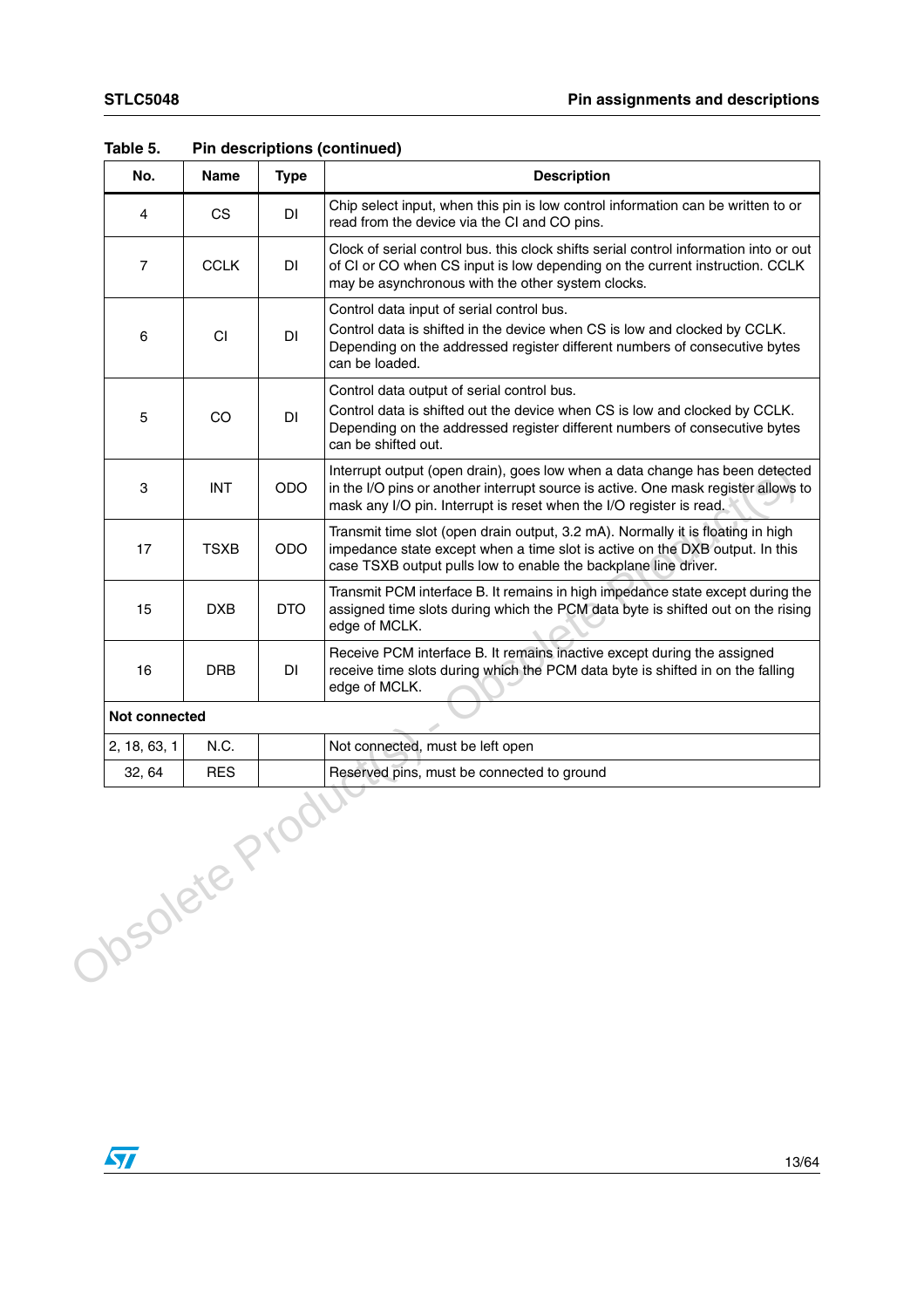Table 5. Pin descriptions (continued)

| No. | Name | Type | Description |
|---|---|---|---|
| 4 | CS | DI | Chip select input, when this pin is low control information can be written to or read from the device via the CI and CO pins. |
| 7 | CCLK | DI | Clock of serial control bus. this clock shifts serial control information into or out of CI or CO when CS input is low depending on the current instruction. CCLK may be asynchronous with the other system clocks. |
| 6 | CI | DI | Control data input of serial control bus.<br>Control data is shifted in the device when CS is low and clocked by CCLK. Depending on the addressed register different numbers of consecutive bytes can be loaded. |
| 5 | CO | DI | Control data output of serial control bus.<br>Control data is shifted out the device when CS is low and clocked by CCLK. Depending on the addressed register different numbers of consecutive bytes can be shifted out. |
| 3 | INT | ODO | Interrupt output (open drain), goes low when a data change has been detected in the I/O pins or another interrupt source is active. One mask register allows to mask any I/O pin. Interrupt is reset when the I/O register is read. |
| 17 | TSXB | ODO | Transmit time slot (open drain output, 3.2 mA). Normally it is floating in high impedance state except when a time slot is active on the DXB output. In this case TSXB output pulls low to enable the backplane line driver. |
| 15 | DXB | DTO | Transmit PCM interface B. It remains in high impedance state except during the assigned time slots during which the PCM data byte is shifted out on the rising edge of MCLK. |
| 16 | DRB | DI | Receive PCM interface B. It remains inactive except during the assigned receive time slots during which the PCM data byte is shifted in on the falling edge of MCLK. |
| **Not connected** | | | |
| 2, 18, 63, 1 | N.C. | | Not connected, must be left open |
| 32, 64 | RES | | Reserved pins, must be connected to ground |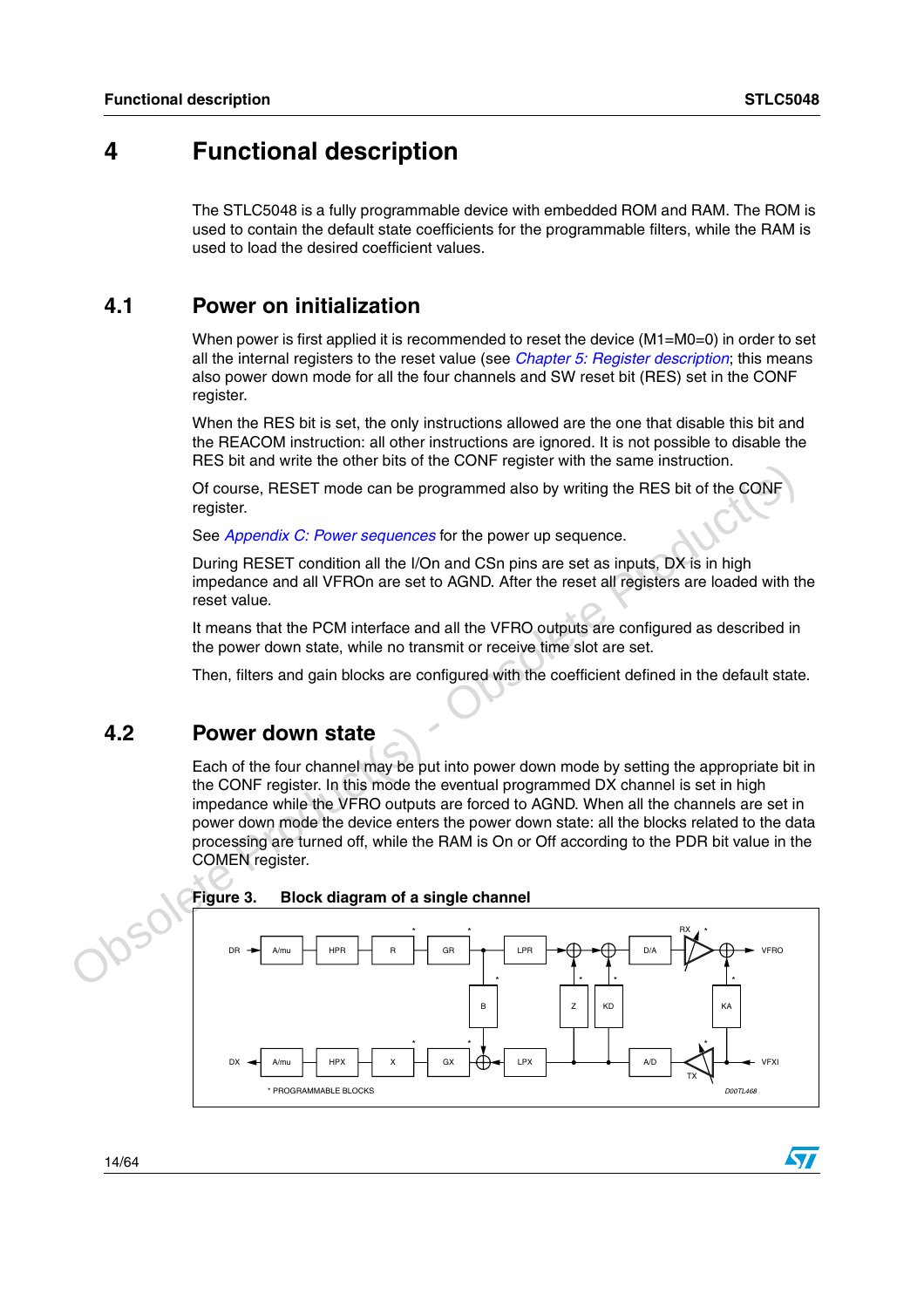# 4 Functional description

The STLC5048 is a fully programmable device with embedded ROM and RAM. The ROM is used to contain the default state coefficients for the programmable filters, while the RAM is used to load the desired coefficient values.

## 4.1 Power on initialization

When power is first applied it is recommended to reset the device (M1=M0=0) in order to set all the internal registers to the reset value (see *Chapter 5: Register description*; this means also power down mode for all the four channels and SW reset bit (RES) set in the CONF register.

When the RES bit is set, the only instructions allowed are the one that disable this bit and the REACOM instruction: all other instructions are ignored. It is not possible to disable the RES bit and write the other bits of the CONF register with the same instruction.

Of course, RESET mode can be programmed also by writing the RES bit of the CONF register.

See *Appendix C: Power sequences* for the power up sequence.

During RESET condition all the I/On and CSn pins are set as inputs, DX is in high impedance and all VFROn are set to AGND. After the reset all registers are loaded with the reset value.

It means that the PCM interface and all the VFRO outputs are configured as described in the power down state, while no transmit or receive time slot are set.

Then, filters and gain blocks are configured with the coefficient defined in the default state.

## 4.2 Power down state

Each of the four channel may be put into power down mode by setting the appropriate bit in the CONF register. In this mode the eventual programmed DX channel is set in high impedance while the VFRO outputs are forced to AGND. When all the channels are set in power down mode the device enters the power down state: all the blocks related to the data processing are turned off, while the RAM is On or Off according to the PDR bit value in the COMEN register.

**Figure 3. Block diagram of a single channel**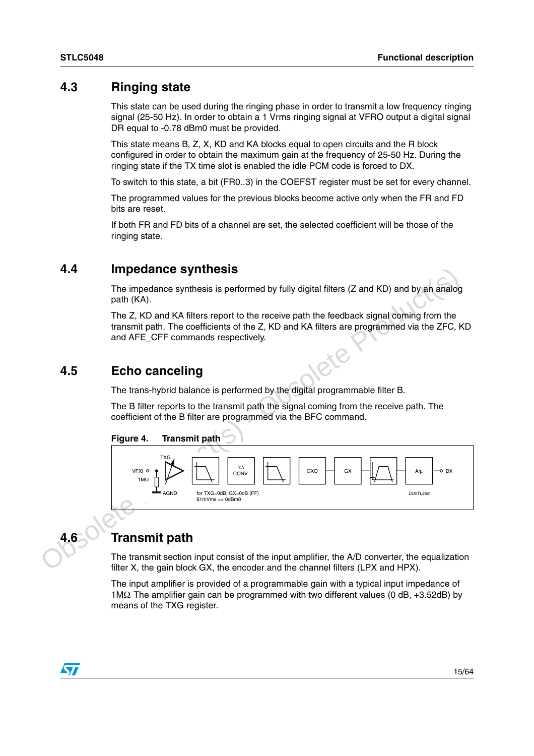## 4.3 Ringing state

This state can be used during the ringing phase in order to transmit a low frequency ringing signal (25-50 Hz). In order to obtain a 1 Vrms ringing signal at VFRO output a digital signal DR equal to -0.78 dBm0 must be provided.

This state means B, Z, X, KD and KA blocks equal to open circuits and the R block configured in order to obtain the maximum gain at the frequency of 25-50 Hz. During the ringing state if the TX time slot is enabled the idle PCM code is forced to DX.

To switch to this state, a bit (FR0..3) in the COEFST register must be set for every channel.

The programmed values for the previous blocks become active only when the FR and FD bits are reset.

If both FR and FD bits of a channel are set, the selected coefficient will be those of the ringing state.

## 4.4 Impedance synthesis

The impedance synthesis is performed by fully digital filters (Z and KD) and by an analog path (KA).

The Z, KD and KA filters report to the receive path the feedback signal coming from the transmit path. The coefficients of the Z, KD and KA filters are programmed via the ZFC, KD and AFE_CFF commands respectively.

## 4.5 Echo canceling

The trans-hybrid balance is performed by the digital programmable filter B.

The B filter reports to the transmit path the signal coming from the receive path. The coefficient of the B filter are programmed via the BFC command.

**Figure 4. Transmit path**

VFXI, 1MΩ, TXG, AGND, ΣΔ CONV., GXO, GX, A/μ, DX

for TXG=0dB; GX=0dB (FF)
61mVms => 0dBm0

D00TL469

## 4.6 Transmit path

The transmit section input consist of the input amplifier, the A/D converter, the equalization filter X, the gain block GX, the encoder and the channel filters (LPX and HPX).

The input amplifier is provided of a programmable gain with a typical input impedance of 1MΩ The amplifier gain can be programmed with two different values (0 dB, +3.52dB) by means of the TXG register.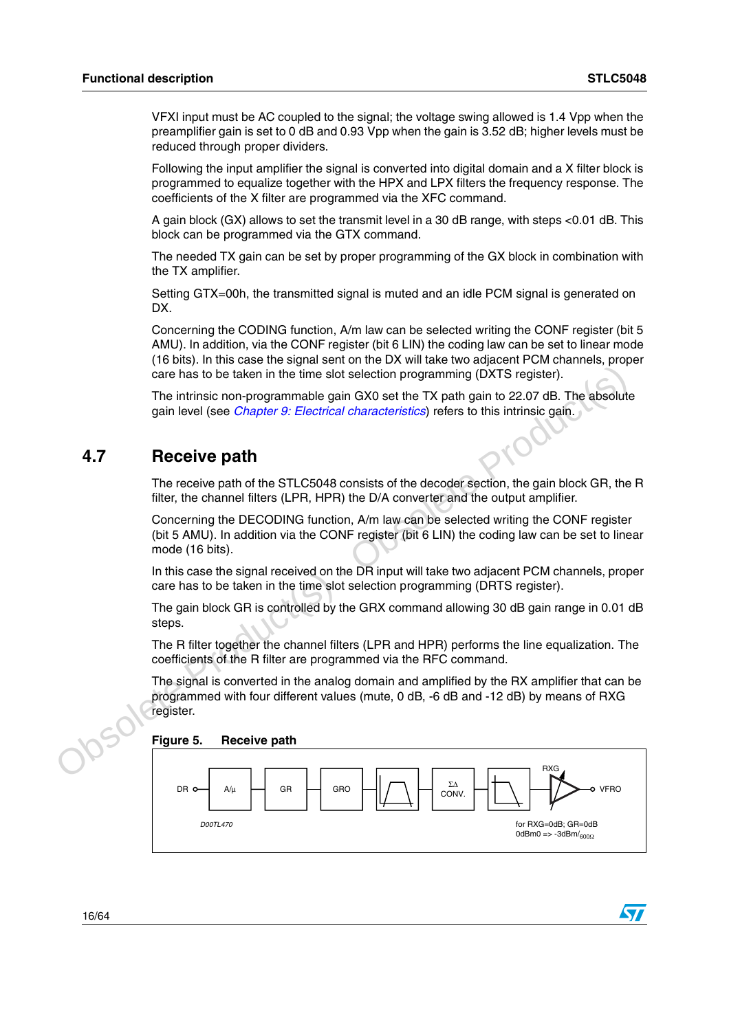VFXI input must be AC coupled to the signal; the voltage swing allowed is 1.4 Vpp when the preamplifier gain is set to 0 dB and 0.93 Vpp when the gain is 3.52 dB; higher levels must be reduced through proper dividers.

Following the input amplifier the signal is converted into digital domain and a X filter block is programmed to equalize together with the HPX and LPX filters the frequency response. The coefficients of the X filter are programmed via the XFC command.

A gain block (GX) allows to set the transmit level in a 30 dB range, with steps <0.01 dB. This block can be programmed via the GTX command.

The needed TX gain can be set by proper programming of the GX block in combination with the TX amplifier.

Setting GTX=00h, the transmitted signal is muted and an idle PCM signal is generated on DX.

Concerning the CODING function, A/m law can be selected writing the CONF register (bit 5 AMU). In addition, via the CONF register (bit 6 LIN) the coding law can be set to linear mode (16 bits). In this case the signal sent on the DX will take two adjacent PCM channels, proper care has to be taken in the time slot selection programming (DXTS register).

The intrinsic non-programmable gain GX0 set the TX path gain to 22.07 dB. The absolute gain level (see *Chapter 9: Electrical characteristics*) refers to this intrinsic gain.

## 4.7 Receive path

The receive path of the STLC5048 consists of the decoder section, the gain block GR, the R filter, the channel filters (LPR, HPR) the D/A converter and the output amplifier.

Concerning the DECODING function, A/m law can be selected writing the CONF register (bit 5 AMU). In addition via the CONF register (bit 6 LIN) the coding law can be set to linear mode (16 bits).

In this case the signal received on the DR input will take two adjacent PCM channels, proper care has to be taken in the time slot selection programming (DRTS register).

The gain block GR is controlled by the GRX command allowing 30 dB gain range in 0.01 dB steps.

The R filter together the channel filters (LPR and HPR) performs the line equalization. The coefficients of the R filter are programmed via the RFC command.

The signal is converted in the analog domain and amplified by the RX amplifier that can be programmed with four different values (mute, 0 dB, -6 dB and -12 dB) by means of RXG register.

**Figure 5. Receive path**

DR → A/μ → GR → GRO → [filter] → ΣΔ CONV. → [filter] → RXG → VFRO

D00TL470

for RXG=0dB; GR=0dB
0dBm0 => -3dBm/$_{600\Omega}$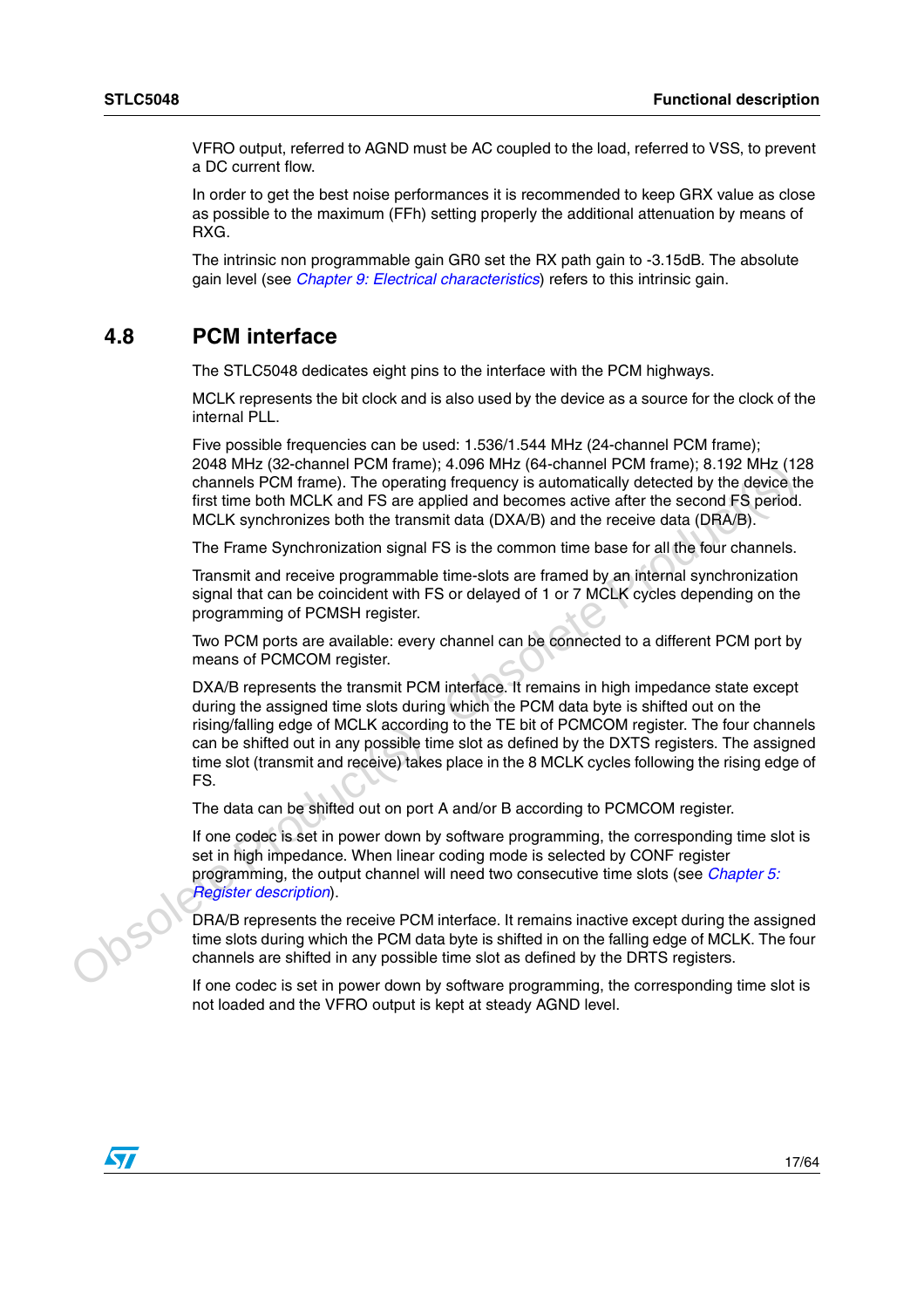VFRO output, referred to AGND must be AC coupled to the load, referred to VSS, to prevent a DC current flow.

In order to get the best noise performances it is recommended to keep GRX value as close as possible to the maximum (FFh) setting properly the additional attenuation by means of RXG.

The intrinsic non programmable gain GR0 set the RX path gain to -3.15dB. The absolute gain level (see *Chapter 9: Electrical characteristics*) refers to this intrinsic gain.

## 4.8 PCM interface

The STLC5048 dedicates eight pins to the interface with the PCM highways.

MCLK represents the bit clock and is also used by the device as a source for the clock of the internal PLL.

Five possible frequencies can be used: 1.536/1.544 MHz (24-channel PCM frame); 2048 MHz (32-channel PCM frame); 4.096 MHz (64-channel PCM frame); 8.192 MHz (128 channels PCM frame). The operating frequency is automatically detected by the device the first time both MCLK and FS are applied and becomes active after the second FS period. MCLK synchronizes both the transmit data (DXA/B) and the receive data (DRA/B).

The Frame Synchronization signal FS is the common time base for all the four channels.

Transmit and receive programmable time-slots are framed by an internal synchronization signal that can be coincident with FS or delayed of 1 or 7 MCLK cycles depending on the programming of PCMSH register.

Two PCM ports are available: every channel can be connected to a different PCM port by means of PCMCOM register.

DXA/B represents the transmit PCM interface. It remains in high impedance state except during the assigned time slots during which the PCM data byte is shifted out on the rising/falling edge of MCLK according to the TE bit of PCMCOM register. The four channels can be shifted out in any possible time slot as defined by the DXTS registers. The assigned time slot (transmit and receive) takes place in the 8 MCLK cycles following the rising edge of FS.

The data can be shifted out on port A and/or B according to PCMCOM register.

If one codec is set in power down by software programming, the corresponding time slot is set in high impedance. When linear coding mode is selected by CONF register programming, the output channel will need two consecutive time slots (see *Chapter 5: Register description*).

DRA/B represents the receive PCM interface. It remains inactive except during the assigned time slots during which the PCM data byte is shifted in on the falling edge of MCLK. The four channels are shifted in any possible time slot as defined by the DRTS registers.

If one codec is set in power down by software programming, the corresponding time slot is not loaded and the VFRO output is kept at steady AGND level.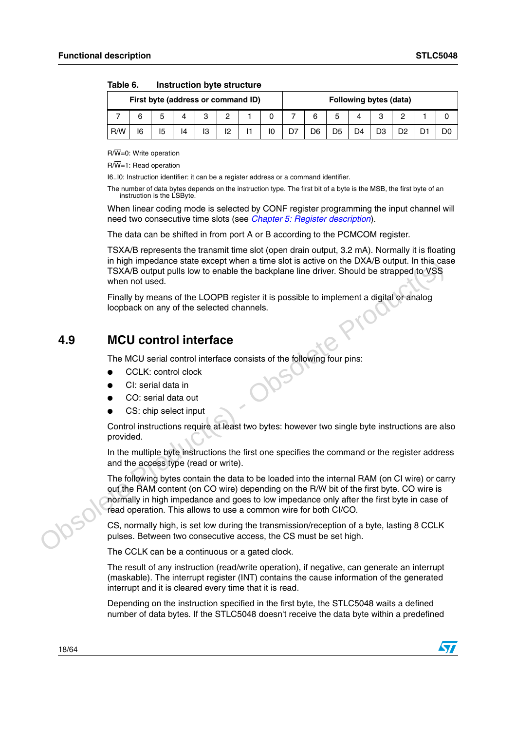Table 6. Instruction byte structure

| First byte (address or command ID) | | | | | | | | Following bytes (data) | | | | | | | |
|---|---|---|---|---|---|---|---|---|---|---|---|---|---|---|---|
| 7 | 6 | 5 | 4 | 3 | 2 | 1 | 0 | 7 | 6 | 5 | 4 | 3 | 2 | 1 | 0 |
| R/W | I6 | I5 | I4 | I3 | I2 | I1 | I0 | D7 | D6 | D5 | D4 | D3 | D2 | D1 | D0 |

R/$\overline{W}$=0: Write operation

R/$\overline{W}$=1: Read operation

I6..I0: Instruction identifier: it can be a register address or a command identifier.

The number of data bytes depends on the instruction type. The first bit of a byte is the MSB, the first byte of an instruction is the LSByte.

When linear coding mode is selected by CONF register programming the input channel will need two consecutive time slots (see *Chapter 5: Register description*).

The data can be shifted in from port A or B according to the PCMCOM register.

TSXA/B represents the transmit time slot (open drain output, 3.2 mA). Normally it is floating in high impedance state except when a time slot is active on the DXA/B output. In this case TSXA/B output pulls low to enable the backplane line driver. Should be strapped to VSS when not used.

Finally by means of the LOOPB register it is possible to implement a digital or analog loopback on any of the selected channels.

## 4.9 MCU control interface

The MCU serial control interface consists of the following four pins:

- CCLK: control clock
- CI: serial data in
- CO: serial data out
- CS: chip select input

Control instructions require at least two bytes: however two single byte instructions are also provided.

In the multiple byte instructions the first one specifies the command or the register address and the access type (read or write).

The following bytes contain the data to be loaded into the internal RAM (on CI wire) or carry out the RAM content (on CO wire) depending on the R/W bit of the first byte. CO wire is normally in high impedance and goes to low impedance only after the first byte in case of read operation. This allows to use a common wire for both CI/CO.

CS, normally high, is set low during the transmission/reception of a byte, lasting 8 CCLK pulses. Between two consecutive access, the CS must be set high.

The CCLK can be a continuous or a gated clock.

The result of any instruction (read/write operation), if negative, can generate an interrupt (maskable). The interrupt register (INT) contains the cause information of the generated interrupt and it is cleared every time that it is read.

Depending on the instruction specified in the first byte, the STLC5048 waits a defined number of data bytes. If the STLC5048 doesn't receive the data byte within a predefined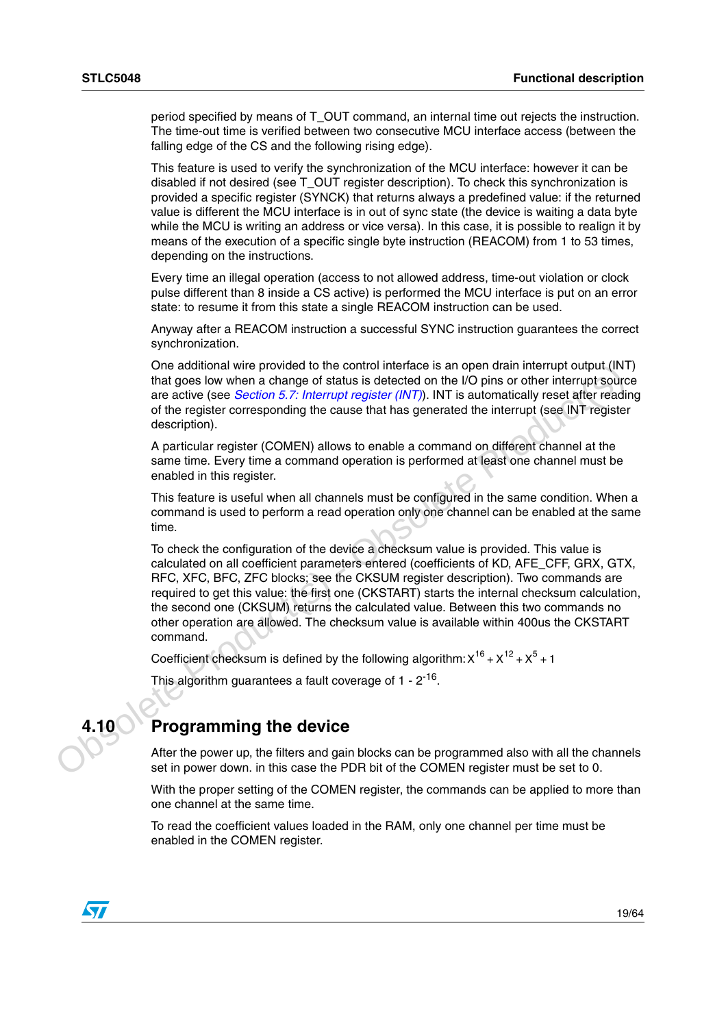period specified by means of T_OUT command, an internal time out rejects the instruction. The time-out time is verified between two consecutive MCU interface access (between the falling edge of the CS and the following rising edge).

This feature is used to verify the synchronization of the MCU interface: however it can be disabled if not desired (see T_OUT register description). To check this synchronization is provided a specific register (SYNCK) that returns always a predefined value: if the returned value is different the MCU interface is in out of sync state (the device is waiting a data byte while the MCU is writing an address or vice versa). In this case, it is possible to realign it by means of the execution of a specific single byte instruction (REACOM) from 1 to 53 times, depending on the instructions.

Every time an illegal operation (access to not allowed address, time-out violation or clock pulse different than 8 inside a CS active) is performed the MCU interface is put on an error state: to resume it from this state a single REACOM instruction can be used.

Anyway after a REACOM instruction a successful SYNC instruction guarantees the correct synchronization.

One additional wire provided to the control interface is an open drain interrupt output (INT) that goes low when a change of status is detected on the I/O pins or other interrupt source are active (see *Section 5.7: Interrupt register (INT)*). INT is automatically reset after reading of the register corresponding the cause that has generated the interrupt (see INT register description).

A particular register (COMEN) allows to enable a command on different channel at the same time. Every time a command operation is performed at least one channel must be enabled in this register.

This feature is useful when all channels must be configured in the same condition. When a command is used to perform a read operation only one channel can be enabled at the same time.

To check the configuration of the device a checksum value is provided. This value is calculated on all coefficient parameters entered (coefficients of KD, AFE_CFF, GRX, GTX, RFC, XFC, BFC, ZFC blocks; see the CKSUM register description). Two commands are required to get this value: the first one (CKSTART) starts the internal checksum calculation, the second one (CKSUM) returns the calculated value. Between this two commands no other operation are allowed. The checksum value is available within 400us the CKSTART command.

Coefficient checksum is defined by the following algorithm: $x^{16} + x^{12} + x^{5} + 1$

This algorithm guarantees a fault coverage of $1 - 2^{-16}$.

## 4.10 Programming the device

After the power up, the filters and gain blocks can be programmed also with all the channels set in power down. in this case the PDR bit of the COMEN register must be set to 0.

With the proper setting of the COMEN register, the commands can be applied to more than one channel at the same time.

To read the coefficient values loaded in the RAM, only one channel per time must be enabled in the COMEN register.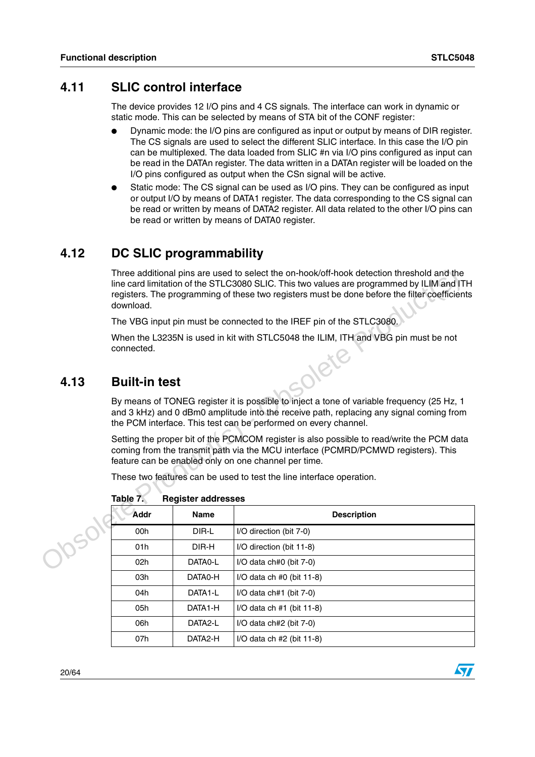## 4.11 SLIC control interface

The device provides 12 I/O pins and 4 CS signals. The interface can work in dynamic or static mode. This can be selected by means of STA bit of the CONF register:

- Dynamic mode: the I/O pins are configured as input or output by means of DIR register. The CS signals are used to select the different SLIC interface. In this case the I/O pin can be multiplexed. The data loaded from SLIC #n via I/O pins configured as input can be read in the DATAn register. The data written in a DATAn register will be loaded on the I/O pins configured as output when the CSn signal will be active.
- Static mode: The CS signal can be used as I/O pins. They can be configured as input or output I/O by means of DATA1 register. The data corresponding to the CS signal can be read or written by means of DATA2 register. All data related to the other I/O pins can be read or written by means of DATA0 register.

## 4.12 DC SLIC programmability

Three additional pins are used to select the on-hook/off-hook detection threshold and the line card limitation of the STLC3080 SLIC. This two values are programmed by ILIM and ITH registers. The programming of these two registers must be done before the filter coefficients download.

The VBG input pin must be connected to the IREF pin of the STLC3080.

When the L3235N is used in kit with STLC5048 the ILIM, ITH and VBG pin must be not connected.

## 4.13 Built-in test

By means of TONEG register it is possible to inject a tone of variable frequency (25 Hz, 1 and 3 kHz) and 0 dBm0 amplitude into the receive path, replacing any signal coming from the PCM interface. This test can be performed on every channel.

Setting the proper bit of the PCMCOM register is also possible to read/write the PCM data coming from the transmit path via the MCU interface (PCMRD/PCMWD registers). This feature can be enabled only on one channel per time.

These two features can be used to test the line interface operation.

**Table 7. Register addresses**

| Addr | Name | Description |
|---|---|---|
| 00h | DIR-L | I/O direction (bit 7-0) |
| 01h | DIR-H | I/O direction (bit 11-8) |
| 02h | DATA0-L | I/O data ch#0 (bit 7-0) |
| 03h | DATA0-H | I/O data ch #0 (bit 11-8) |
| 04h | DATA1-L | I/O data ch#1 (bit 7-0) |
| 05h | DATA1-H | I/O data ch #1 (bit 11-8) |
| 06h | DATA2-L | I/O data ch#2 (bit 7-0) |
| 07h | DATA2-H | I/O data ch #2 (bit 11-8) |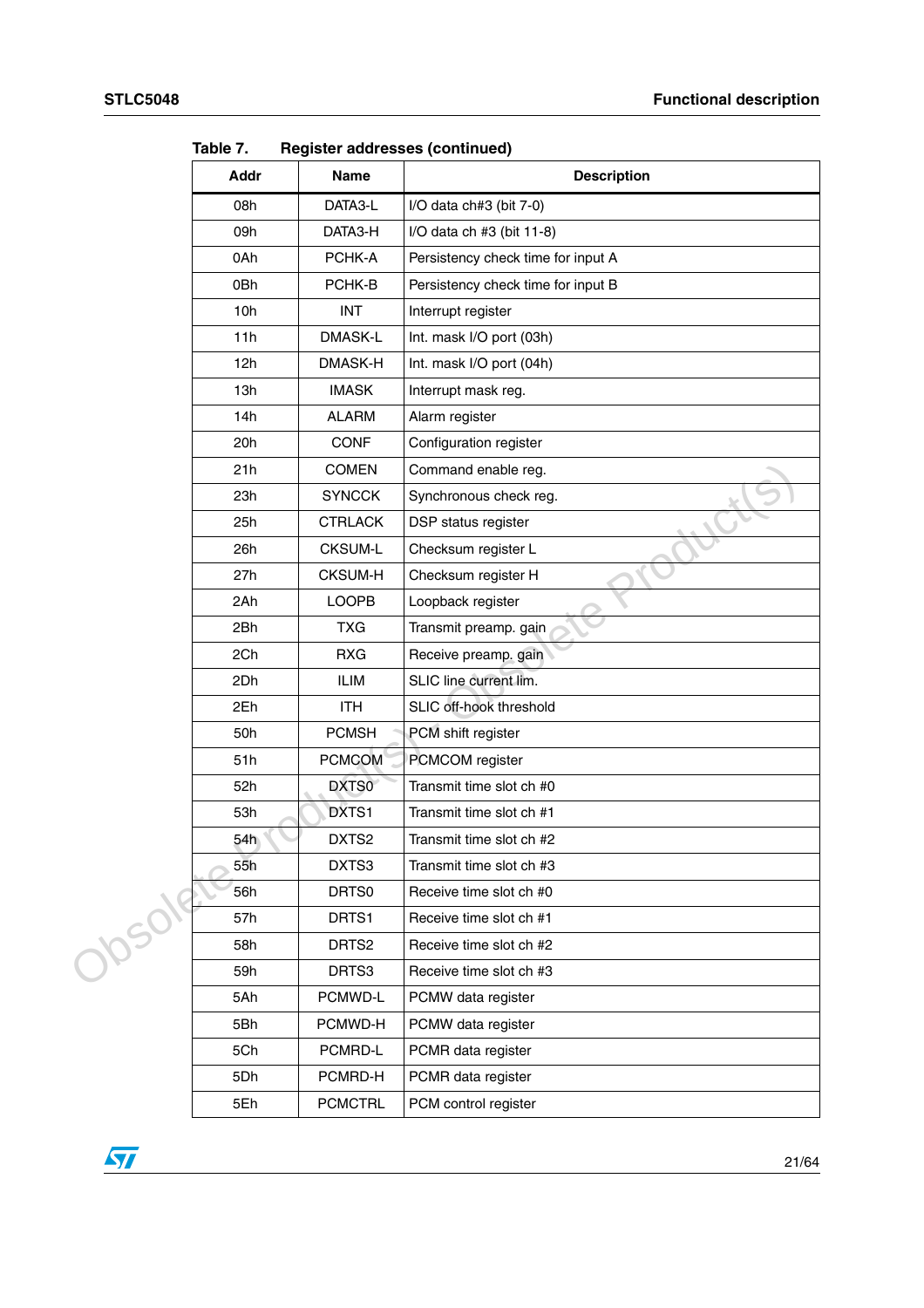Table 7. Register addresses (continued)

| Addr | Name | Description |
|---|---|---|
| 08h | DATA3-L | I/O data ch#3 (bit 7-0) |
| 09h | DATA3-H | I/O data ch #3 (bit 11-8) |
| 0Ah | PCHK-A | Persistency check time for input A |
| 0Bh | PCHK-B | Persistency check time for input B |
| 10h | INT | Interrupt register |
| 11h | DMASK-L | Int. mask I/O port (03h) |
| 12h | DMASK-H | Int. mask I/O port (04h) |
| 13h | IMASK | Interrupt mask reg. |
| 14h | ALARM | Alarm register |
| 20h | CONF | Configuration register |
| 21h | COMEN | Command enable reg. |
| 23h | SYNCCK | Synchronous check reg. |
| 25h | CTRLACK | DSP status register |
| 26h | CKSUM-L | Checksum register L |
| 27h | CKSUM-H | Checksum register H |
| 2Ah | LOOPB | Loopback register |
| 2Bh | TXG | Transmit preamp. gain |
| 2Ch | RXG | Receive preamp. gain |
| 2Dh | ILIM | SLIC line current lim. |
| 2Eh | ITH | SLIC off-hook threshold |
| 50h | PCMSH | PCM shift register |
| 51h | PCMCOM | PCMCOM register |
| 52h | DXTS0 | Transmit time slot ch #0 |
| 53h | DXTS1 | Transmit time slot ch #1 |
| 54h | DXTS2 | Transmit time slot ch #2 |
| 55h | DXTS3 | Transmit time slot ch #3 |
| 56h | DRTS0 | Receive time slot ch #0 |
| 57h | DRTS1 | Receive time slot ch #1 |
| 58h | DRTS2 | Receive time slot ch #2 |
| 59h | DRTS3 | Receive time slot ch #3 |
| 5Ah | PCMWD-L | PCMW data register |
| 5Bh | PCMWD-H | PCMW data register |
| 5Ch | PCMRD-L | PCMR data register |
| 5Dh | PCMRD-H | PCMR data register |
| 5Eh | PCMCTRL | PCM control register |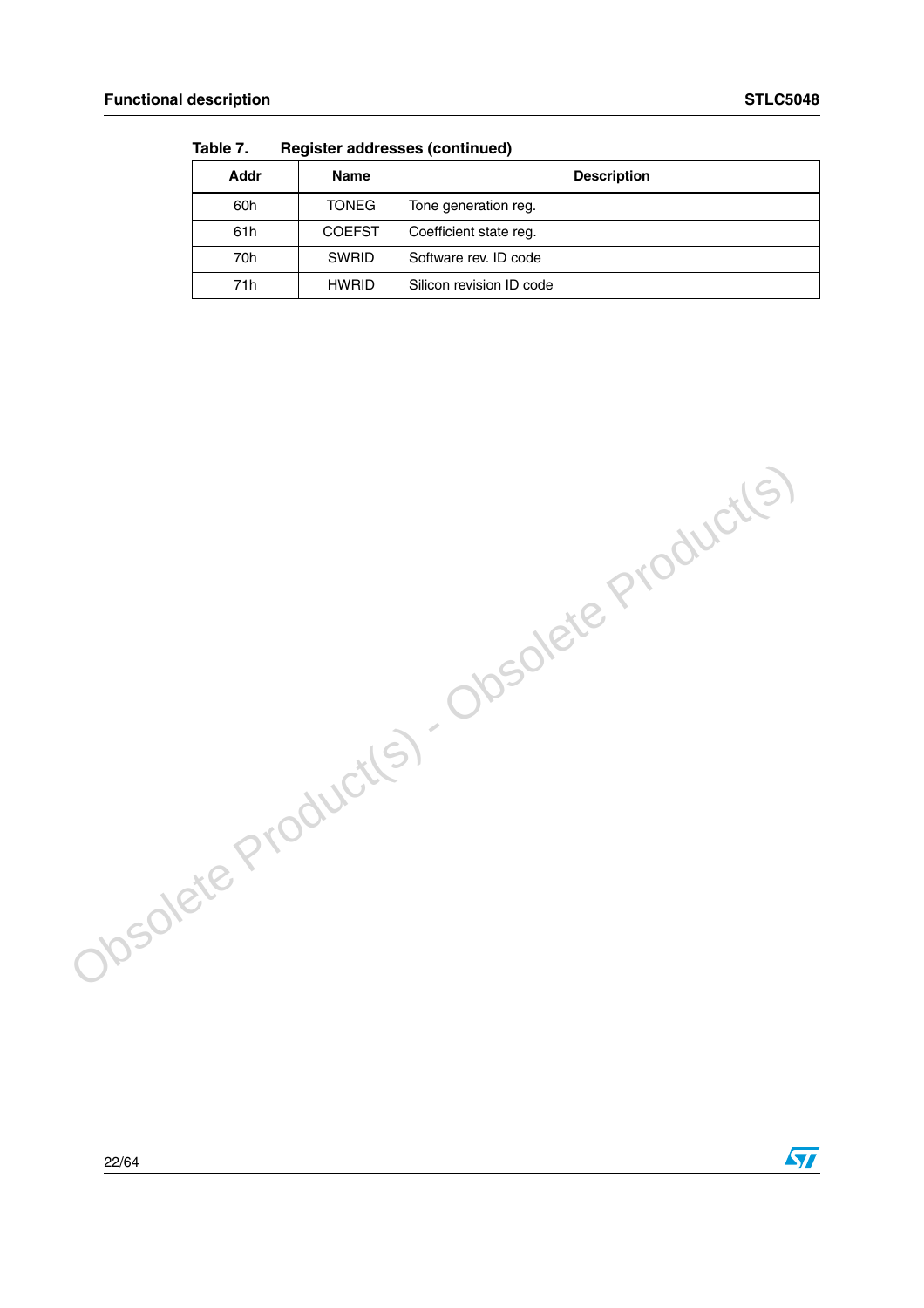Table 7. Register addresses (continued)

| Addr | Name | Description |
|---|---|---|
| 60h | TONEG | Tone generation reg. |
| 61h | COEFST | Coefficient state reg. |
| 70h | SWRID | Software rev. ID code |
| 71h | HWRID | Silicon revision ID code |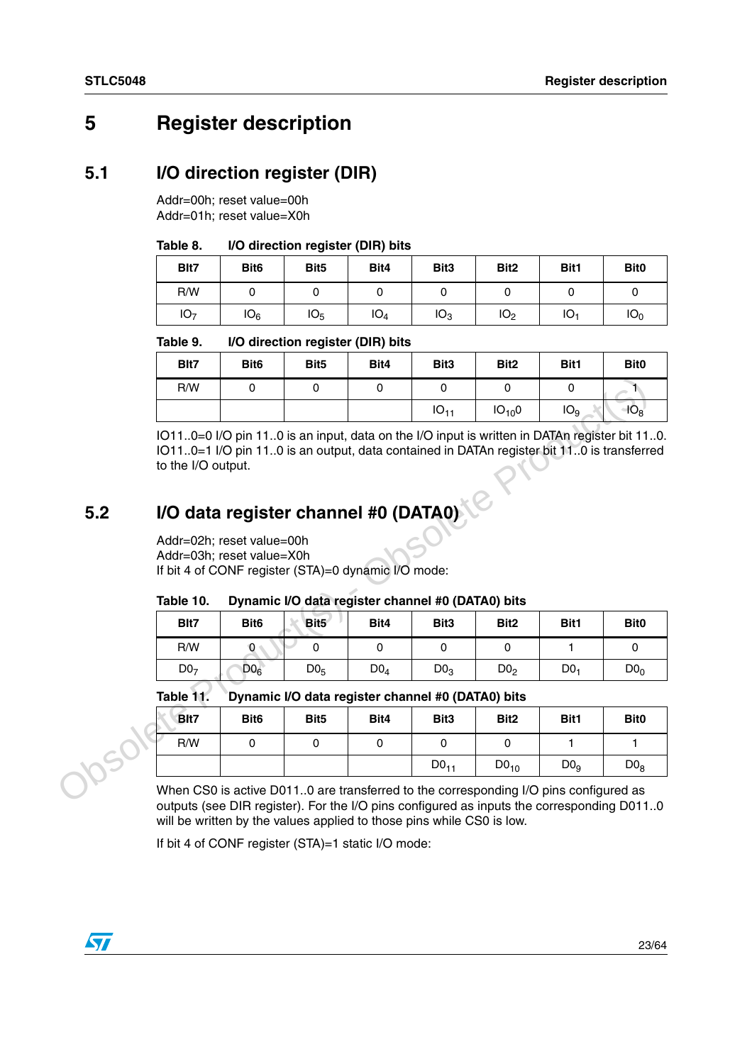# 5 Register description

## 5.1 I/O direction register (DIR)

Addr=00h; reset value=00h
Addr=01h; reset value=X0h

Table 8. I/O direction register (DIR) bits

| BIt7 | Bit6 | Bit5 | Bit4 | Bit3 | Bit2 | Bit1 | Bit0 |
|---|---|---|---|---|---|---|---|
| R/W | 0 | 0 | 0 | 0 | 0 | 0 | 0 |
| $IO_7$ | $IO_6$ | $IO_5$ | $IO_4$ | $IO_3$ | $IO_2$ | $IO_1$ | $IO_0$ |

Table 9. I/O direction register (DIR) bits

| BIt7 | Bit6 | Bit5 | Bit4 | Bit3 | Bit2 | Bit1 | Bit0 |
|---|---|---|---|---|---|---|---|
| R/W | 0 | 0 | 0 | 0 | 0 | 0 | 1 |
| | | | | $IO_{11}$ | $IO_{10}0$ | $IO_9$ | $IO_8$ |

IO11..0=0 I/O pin 11..0 is an input, data on the I/O input is written in DATAn register bit 11..0.
IO11..0=1 I/O pin 11..0 is an output, data contained in DATAn register bit 11..0 is transferred to the I/O output.

## 5.2 I/O data register channel #0 (DATA0)

Addr=02h; reset value=00h
Addr=03h; reset value=X0h
If bit 4 of CONF register (STA)=0 dynamic I/O mode:

Table 10. Dynamic I/O data register channel #0 (DATA0) bits

| BIt7 | Bit6 | Bit5 | Bit4 | Bit3 | Bit2 | Bit1 | Bit0 |
|---|---|---|---|---|---|---|---|
| R/W | 0 | 0 | 0 | 0 | 0 | 1 | 0 |
| $D0_7$ | $D0_6$ | $D0_5$ | $D0_4$ | $D0_3$ | $D0_2$ | $D0_1$ | $D0_0$ |

Table 11. Dynamic I/O data register channel #0 (DATA0) bits

| BIt7 | Bit6 | Bit5 | Bit4 | Bit3 | Bit2 | Bit1 | Bit0 |
|---|---|---|---|---|---|---|---|
| R/W | 0 | 0 | 0 | 0 | 0 | 1 | 1 |
| | | | | $D0_{11}$ | $D0_{10}$ | $D0_9$ | $D0_8$ |

When CS0 is active D011..0 are transferred to the corresponding I/O pins configured as outputs (see DIR register). For the I/O pins configured as inputs the corresponding D011..0 will be written by the values applied to those pins while CS0 is low.

If bit 4 of CONF register (STA)=1 static I/O mode: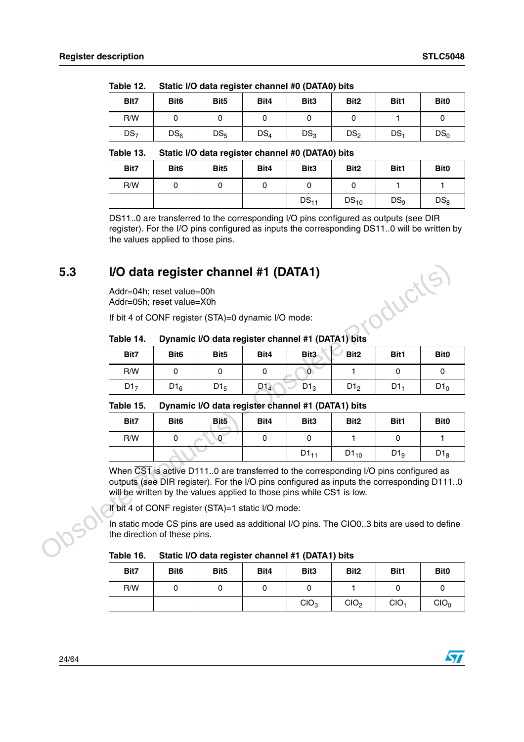Table 12. Static I/O data register channel #0 (DATA0) bits

| BIt7 | Bit6 | Bit5 | Bit4 | Bit3 | Bit2 | Bit1 | Bit0 |
|---|---|---|---|---|---|---|---|
| R/W | 0 | 0 | 0 | 0 | 0 | 1 | 0 |
| $DS_7$ | $DS_6$ | $DS_5$ | $DS_4$ | $DS_3$ | $DS_2$ | $DS_1$ | $DS_0$ |

Table 13. Static I/O data register channel #0 (DATA0) bits

| BIt7 | Bit6 | Bit5 | Bit4 | Bit3 | Bit2 | Bit1 | Bit0 |
|---|---|---|---|---|---|---|---|
| R/W | 0 | 0 | 0 | 0 | 0 | 1 | 1 |
| | | | | $DS_{11}$ | $DS_{10}$ | $DS_9$ | $DS_8$ |

DS11..0 are transferred to the corresponding I/O pins configured as outputs (see DIR register). For the I/O pins configured as inputs the corresponding DS11..0 will be written by the values applied to those pins.

## 5.3 I/O data register channel #1 (DATA1)

Addr=04h; reset value=00h
Addr=05h; reset value=X0h

If bit 4 of CONF register (STA)=0 dynamic I/O mode:

Table 14. Dynamic I/O data register channel #1 (DATA1) bits

| BIt7 | Bit6 | Bit5 | Bit4 | Bit3 | Bit2 | Bit1 | Bit0 |
|---|---|---|---|---|---|---|---|
| R/W | 0 | 0 | 0 | 0 | 1 | 0 | 0 |
| $D1_7$ | $D1_6$ | $D1_5$ | $D1_4$ | $D1_3$ | $D1_2$ | $D1_1$ | $D1_0$ |

Table 15. Dynamic I/O data register channel #1 (DATA1) bits

| BIt7 | Bit6 | Bit5 | Bit4 | Bit3 | Bit2 | Bit1 | Bit0 |
|---|---|---|---|---|---|---|---|
| R/W | 0 | 0 | 0 | 0 | 1 | 0 | 1 |
| | | | | $D1_{11}$ | $D1_{10}$ | $D1_9$ | $D1_8$ |

When $\overline{CS1}$ is active D111..0 are transferred to the corresponding I/O pins configured as outputs (see DIR register). For the I/O pins configured as inputs the corresponding D111..0 will be written by the values applied to those pins while $\overline{CS1}$ is low.

If bit 4 of CONF register (STA)=1 static I/O mode:

In static mode CS pins are used as additional I/O pins. The CIO0..3 bits are used to define the direction of these pins.

Table 16. Static I/O data register channel #1 (DATA1) bits

| BIt7 | Bit6 | Bit5 | Bit4 | Bit3 | Bit2 | Bit1 | Bit0 |
|---|---|---|---|---|---|---|---|
| R/W | 0 | 0 | 0 | 0 | 1 | 0 | 0 |
| | | | | $CIO_3$ | $CIO_2$ | $CIO_1$ | $CIO_0$ |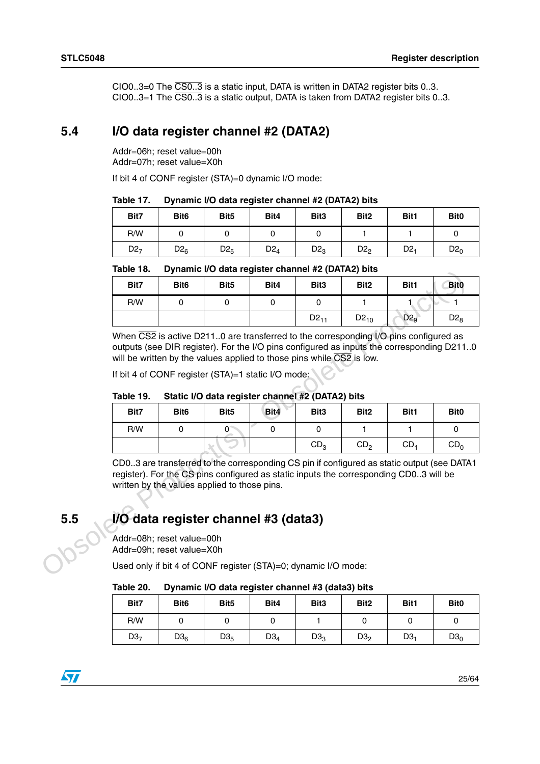CIO0..3=0 The $\overline{CS0..3}$ is a static input, DATA is written in DATA2 register bits 0..3.
CIO0..3=1 The $\overline{CS0..3}$ is a static output, DATA is taken from DATA2 register bits 0..3.

## 5.4 I/O data register channel #2 (DATA2)

Addr=06h; reset value=00h
Addr=07h; reset value=X0h

If bit 4 of CONF register (STA)=0 dynamic I/O mode:

**Table 17. Dynamic I/O data register channel #2 (DATA2) bits**

| Bit7 | Bit6 | Bit5 | Bit4 | Bit3 | Bit2 | Bit1 | Bit0 |
|---|---|---|---|---|---|---|---|
| R/W | 0 | 0 | 0 | 0 | 1 | 1 | 0 |
| $D2_7$ | $D2_6$ | $D2_5$ | $D2_4$ | $D2_3$ | $D2_2$ | $D2_1$ | $D2_0$ |

**Table 18. Dynamic I/O data register channel #2 (DATA2) bits**

| Bit7 | Bit6 | Bit5 | Bit4 | Bit3 | Bit2 | Bit1 | Bit0 |
|---|---|---|---|---|---|---|---|
| R/W | 0 | 0 | 0 | 0 | 1 | 1 | 1 |
| | | | | $D2_{11}$ | $D2_{10}$ | $D2_9$ | $D2_8$ |

When $\overline{CS2}$ is active D211..0 are transferred to the corresponding I/O pins configured as outputs (see DIR register). For the I/O pins configured as inputs the corresponding D211..0 will be written by the values applied to those pins while $\overline{CS2}$ is low.

If bit 4 of CONF register (STA)=1 static I/O mode:

**Table 19. Static I/O data register channel #2 (DATA2) bits**

| Bit7 | Bit6 | Bit5 | Bit4 | Bit3 | Bit2 | Bit1 | Bit0 |
|---|---|---|---|---|---|---|---|
| R/W | 0 | 0 | 0 | 0 | 1 | 1 | 0 |
| | | | | $CD_3$ | $CD_2$ | $CD_1$ | $CD_0$ |

CD0..3 are transferred to the corresponding CS pin if configured as static output (see DATA1 register). For the CS pins configured as static inputs the corresponding CD0..3 will be written by the values applied to those pins.

## 5.5 I/O data register channel #3 (data3)

Addr=08h; reset value=00h
Addr=09h; reset value=X0h

Used only if bit 4 of CONF register (STA)=0; dynamic I/O mode:

**Table 20. Dynamic I/O data register channel #3 (data3) bits**

| Bit7 | Bit6 | Bit5 | Bit4 | Bit3 | Bit2 | Bit1 | Bit0 |
|---|---|---|---|---|---|---|---|
| R/W | 0 | 0 | 0 | 1 | 0 | 0 | 0 |
| $D3_7$ | $D3_6$ | $D3_5$ | $D3_4$ | $D3_3$ | $D3_2$ | $D3_1$ | $D3_0$ |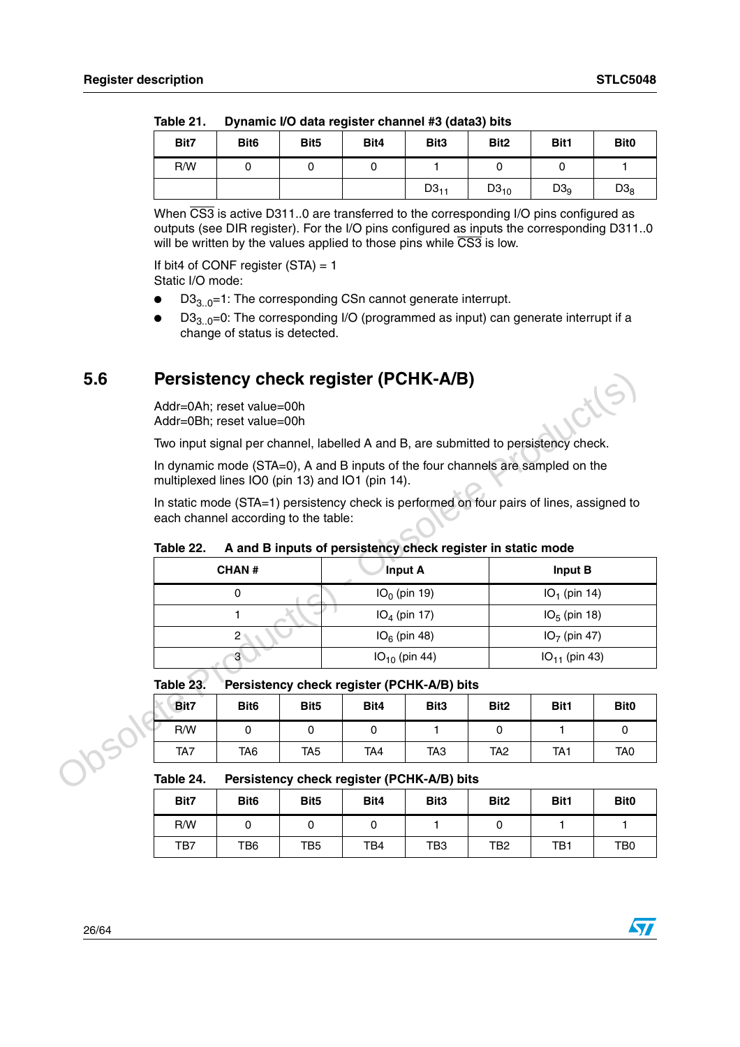**Table 21. Dynamic I/O data register channel #3 (data3) bits**

| Bit7 | Bit6 | Bit5 | Bit4 | Bit3 | Bit2 | Bit1 | Bit0 |
|---|---|---|---|---|---|---|---|
| R/W | 0 | 0 | 0 | 1 | 0 | 0 | 1 |
| | | | | $D3_{11}$ | $D3_{10}$ | $D3_9$ | $D3_8$ |

When $\overline{CS3}$ is active D311..0 are transferred to the corresponding I/O pins configured as outputs (see DIR register). For the I/O pins configured as inputs the corresponding D311..0 will be written by the values applied to those pins while $\overline{CS3}$ is low.

If bit4 of CONF register (STA) = 1
Static I/O mode:

- $D3_{3..0}$=1: The corresponding CSn cannot generate interrupt.
- $D3_{3..0}$=0: The corresponding I/O (programmed as input) can generate interrupt if a change of status is detected.

## 5.6 Persistency check register (PCHK-A/B)

Addr=0Ah; reset value=00h
Addr=0Bh; reset value=00h

Two input signal per channel, labelled A and B, are submitted to persistency check.

In dynamic mode (STA=0), A and B inputs of the four channels are sampled on the multiplexed lines IO0 (pin 13) and IO1 (pin 14).

In static mode (STA=1) persistency check is performed on four pairs of lines, assigned to each channel according to the table:

**Table 22. A and B inputs of persistency check register in static mode**

| CHAN # | Input A | Input B |
|---|---|---|
| 0 | $IO_0$ (pin 19) | $IO_1$ (pin 14) |
| 1 | $IO_4$ (pin 17) | $IO_5$ (pin 18) |
| 2 | $IO_6$ (pin 48) | $IO_7$ (pin 47) |
| 3 | $IO_{10}$ (pin 44) | $IO_{11}$ (pin 43) |

**Table 23. Persistency check register (PCHK-A/B) bits**

| Bit7 | Bit6 | Bit5 | Bit4 | Bit3 | Bit2 | Bit1 | Bit0 |
|---|---|---|---|---|---|---|---|
| R/W | 0 | 0 | 0 | 1 | 0 | 1 | 0 |
| TA7 | TA6 | TA5 | TA4 | TA3 | TA2 | TA1 | TA0 |

**Table 24. Persistency check register (PCHK-A/B) bits**

| Bit7 | Bit6 | Bit5 | Bit4 | Bit3 | Bit2 | Bit1 | Bit0 |
|---|---|---|---|---|---|---|---|
| R/W | 0 | 0 | 0 | 1 | 0 | 1 | 1 |
| TB7 | TB6 | TB5 | TB4 | TB3 | TB2 | TB1 | TB0 |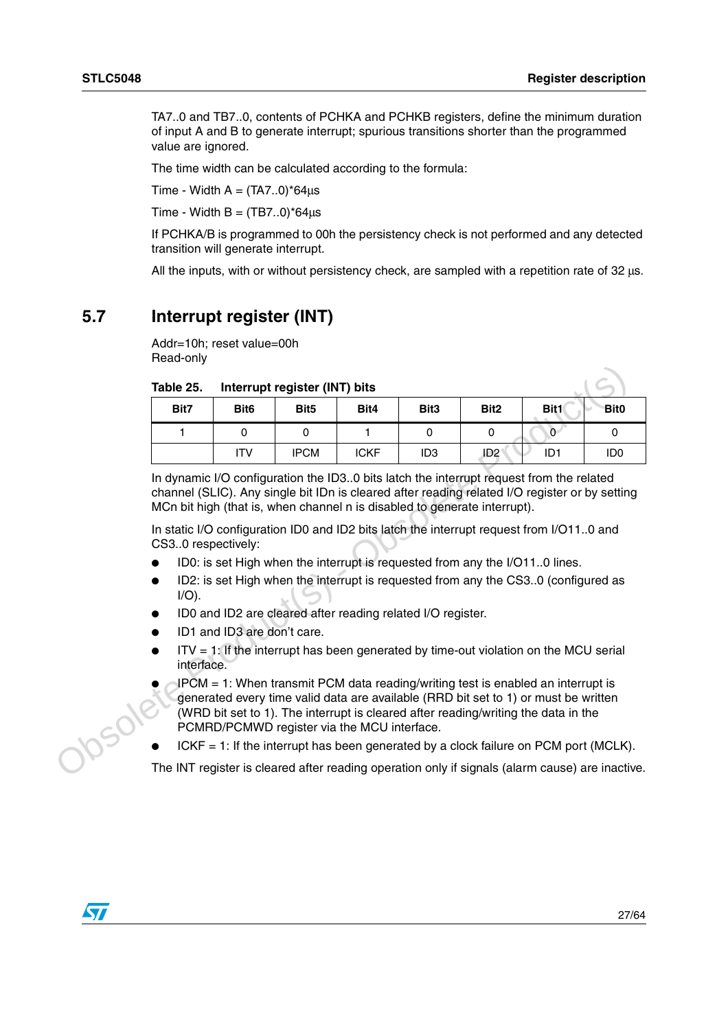TA7..0 and TB7..0, contents of PCHKA and PCHKB registers, define the minimum duration of input A and B to generate interrupt; spurious transitions shorter than the programmed value are ignored.

The time width can be calculated according to the formula:

Time - Width A = (TA7..0)*64µs

Time - Width B = (TB7..0)*64µs

If PCHKA/B is programmed to 00h the persistency check is not performed and any detected transition will generate interrupt.

All the inputs, with or without persistency check, are sampled with a repetition rate of 32 µs.

## 5.7 Interrupt register (INT)

Addr=10h; reset value=00h
Read-only

**Table 25. Interrupt register (INT) bits**

| Bit7 | Bit6 | Bit5 | Bit4 | Bit3 | Bit2 | Bit1 | Bit0 |
|---|---|---|---|---|---|---|---|
| 1 | 0 | 0 | 1 | 0 | 0 | 0 | 0 |
| | ITV | IPCM | ICKF | ID3 | ID2 | ID1 | ID0 |

In dynamic I/O configuration the ID3..0 bits latch the interrupt request from the related channel (SLIC). Any single bit IDn is cleared after reading related I/O register or by setting MCn bit high (that is, when channel n is disabled to generate interrupt).

In static I/O configuration ID0 and ID2 bits latch the interrupt request from I/O11..0 and CS3..0 respectively:

- ID0: is set High when the interrupt is requested from any the I/O11..0 lines.
- ID2: is set High when the interrupt is requested from any the CS3..0 (configured as I/O).
- ID0 and ID2 are cleared after reading related I/O register.
- ID1 and ID3 are don't care.
- ITV = 1: If the interrupt has been generated by time-out violation on the MCU serial interface.
- IPCM = 1: When transmit PCM data reading/writing test is enabled an interrupt is generated every time valid data are available (RRD bit set to 1) or must be written (WRD bit set to 1). The interrupt is cleared after reading/writing the data in the PCMRD/PCMWD register via the MCU interface.
- ICKF = 1: If the interrupt has been generated by a clock failure on PCM port (MCLK).

The INT register is cleared after reading operation only if signals (alarm cause) are inactive.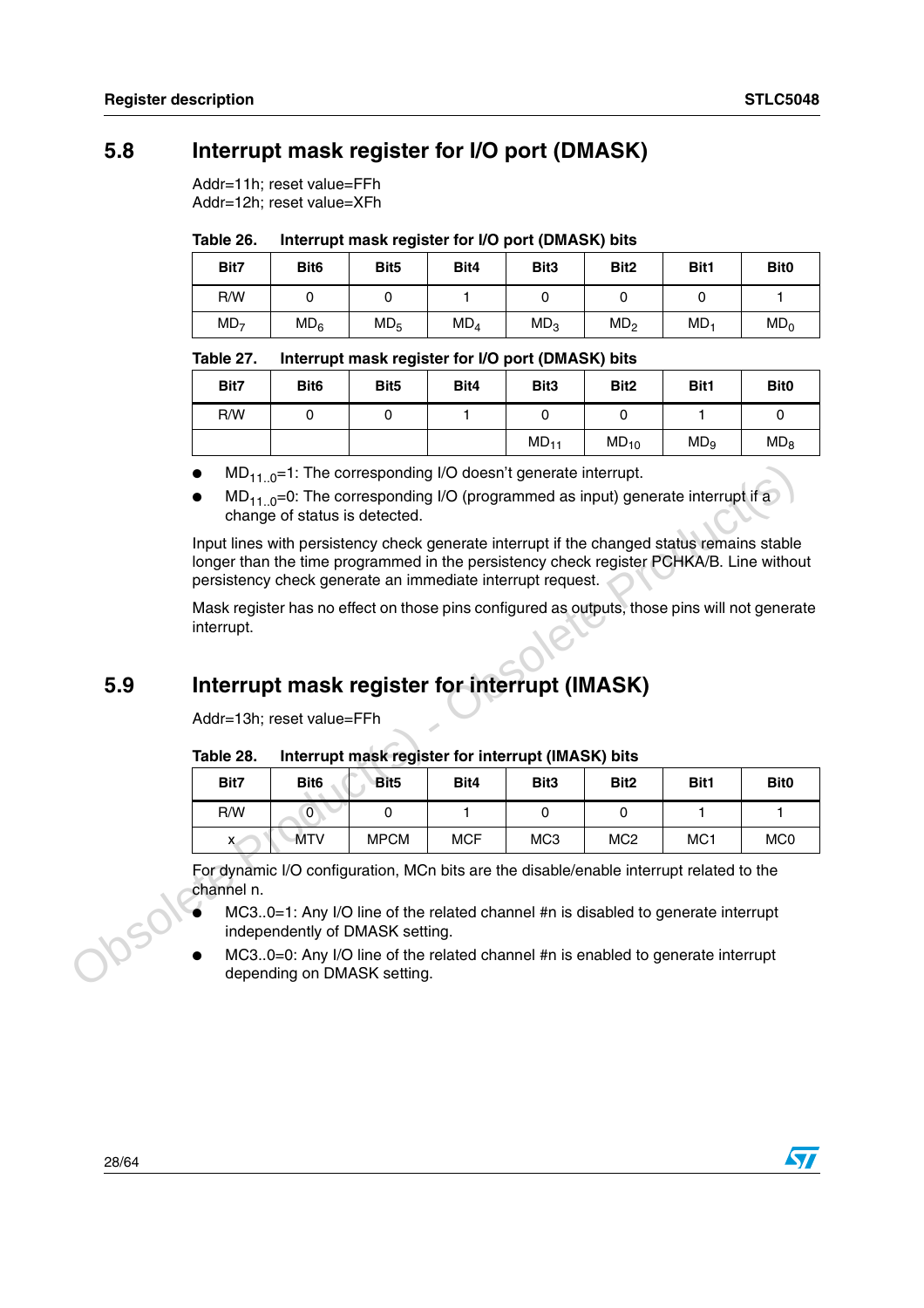## 5.8 Interrupt mask register for I/O port (DMASK)

Addr=11h; reset value=FFh
Addr=12h; reset value=XFh

**Table 26. Interrupt mask register for I/O port (DMASK) bits**

| Bit7 | Bit6 | Bit5 | Bit4 | Bit3 | Bit2 | Bit1 | Bit0 |
|---|---|---|---|---|---|---|---|
| R/W | 0 | 0 | 1 | 0 | 0 | 0 | 1 |
| $MD_7$ | $MD_6$ | $MD_5$ | $MD_4$ | $MD_3$ | $MD_2$ | $MD_1$ | $MD_0$ |

**Table 27. Interrupt mask register for I/O port (DMASK) bits**

| Bit7 | Bit6 | Bit5 | Bit4 | Bit3 | Bit2 | Bit1 | Bit0 |
|---|---|---|---|---|---|---|---|
| R/W | 0 | 0 | 1 | 0 | 0 | 1 | 0 |
| | | | | $MD_{11}$ | $MD_{10}$ | $MD_9$ | $MD_8$ |

- $MD_{11..0}$=1: The corresponding I/O doesn't generate interrupt.
- $MD_{11..0}$=0: The corresponding I/O (programmed as input) generate interrupt if a change of status is detected.

Input lines with persistency check generate interrupt if the changed status remains stable longer than the time programmed in the persistency check register PCHKA/B. Line without persistency check generate an immediate interrupt request.

Mask register has no effect on those pins configured as outputs, those pins will not generate interrupt.

## 5.9 Interrupt mask register for interrupt (IMASK)

Addr=13h; reset value=FFh

**Table 28. Interrupt mask register for interrupt (IMASK) bits**

| Bit7 | Bit6 | Bit5 | Bit4 | Bit3 | Bit2 | Bit1 | Bit0 |
|---|---|---|---|---|---|---|---|
| R/W | 0 | 0 | 1 | 0 | 0 | 1 | 1 |
| x | MTV | MPCM | MCF | MC3 | MC2 | MC1 | MC0 |

For dynamic I/O configuration, MCn bits are the disable/enable interrupt related to the channel n.

- MC3..0=1: Any I/O line of the related channel #n is disabled to generate interrupt independently of DMASK setting.
- MC3..0=0: Any I/O line of the related channel #n is enabled to generate interrupt depending on DMASK setting.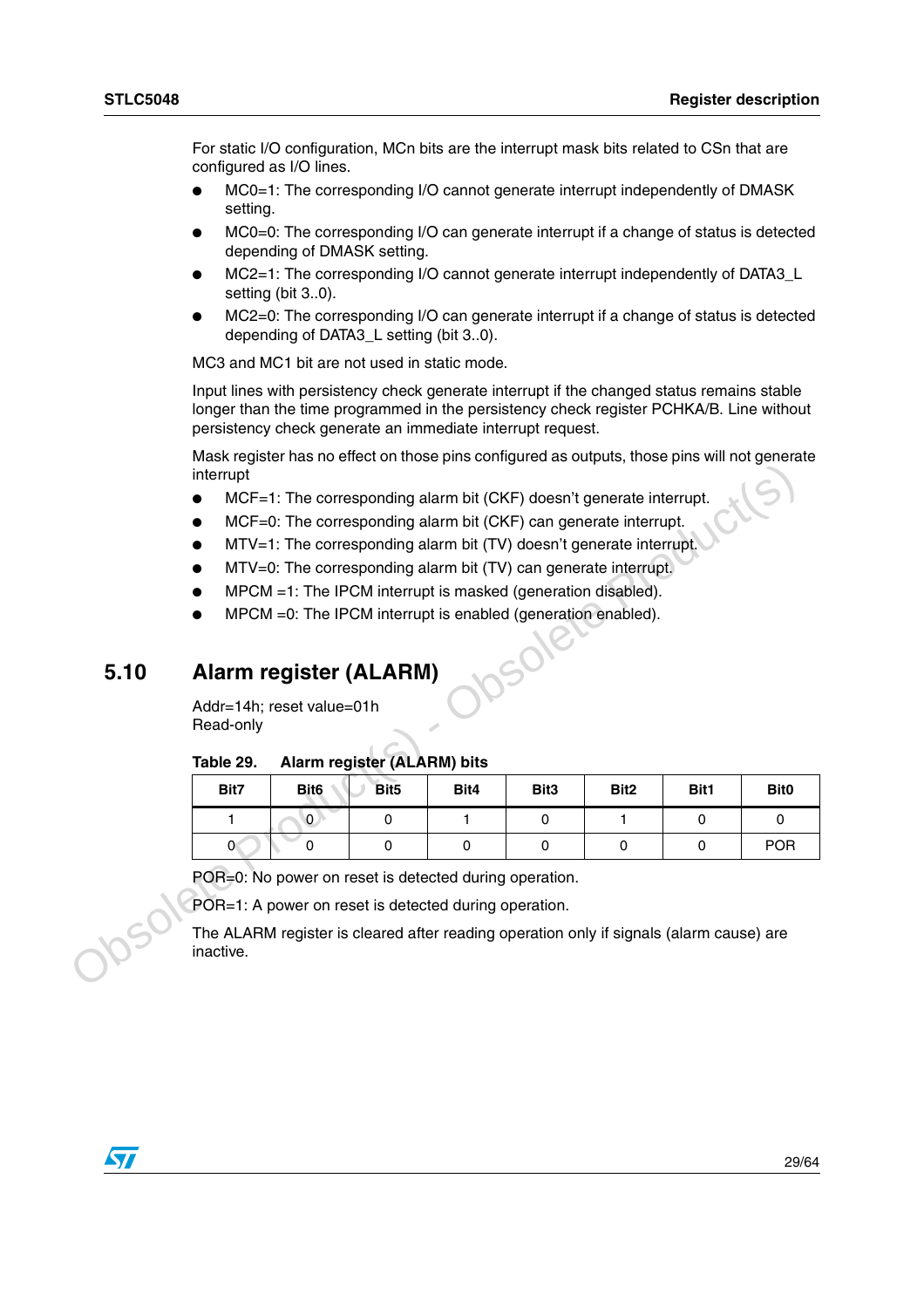For static I/O configuration, MCn bits are the interrupt mask bits related to CSn that are configured as I/O lines.

- MC0=1: The corresponding I/O cannot generate interrupt independently of DMASK setting.
- MC0=0: The corresponding I/O can generate interrupt if a change of status is detected depending of DMASK setting.
- MC2=1: The corresponding I/O cannot generate interrupt independently of DATA3_L setting (bit 3..0).
- MC2=0: The corresponding I/O can generate interrupt if a change of status is detected depending of DATA3_L setting (bit 3..0).

MC3 and MC1 bit are not used in static mode.

Input lines with persistency check generate interrupt if the changed status remains stable longer than the time programmed in the persistency check register PCHKA/B. Line without persistency check generate an immediate interrupt request.

Mask register has no effect on those pins configured as outputs, those pins will not generate interrupt

- MCF=1: The corresponding alarm bit (CKF) doesn't generate interrupt.
- MCF=0: The corresponding alarm bit (CKF) can generate interrupt.
- MTV=1: The corresponding alarm bit (TV) doesn't generate interrupt.
- MTV=0: The corresponding alarm bit (TV) can generate interrupt.
- MPCM =1: The IPCM interrupt is masked (generation disabled).
- MPCM =0: The IPCM interrupt is enabled (generation enabled).

## 5.10 Alarm register (ALARM)

Addr=14h; reset value=01h
Read-only

**Table 29. Alarm register (ALARM) bits**

| Bit7 | Bit6 | Bit5 | Bit4 | Bit3 | Bit2 | Bit1 | Bit0 |
|---|---|---|---|---|---|---|---|
| 1 | 0 | 0 | 1 | 0 | 1 | 0 | 0 |
| 0 | 0 | 0 | 0 | 0 | 0 | 0 | POR |

POR=0: No power on reset is detected during operation.

POR=1: A power on reset is detected during operation.

The ALARM register is cleared after reading operation only if signals (alarm cause) are inactive.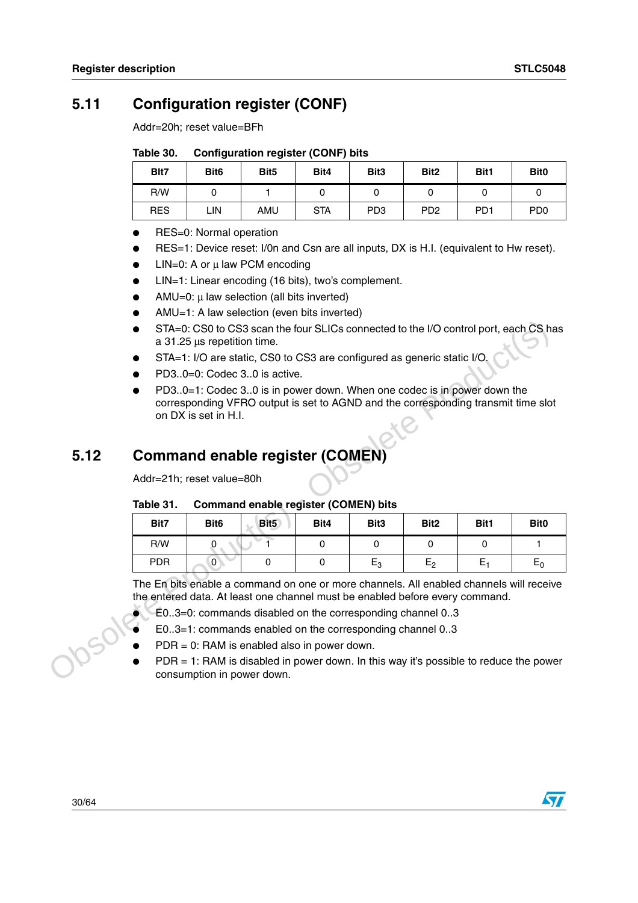## 5.11 Configuration register (CONF)

Addr=20h; reset value=BFh

Table 30. Configuration register (CONF) bits

| BIt7 | Bit6 | Bit5 | Bit4 | Bit3 | Bit2 | Bit1 | Bit0 |
|---|---|---|---|---|---|---|---|
| R/W | 0 | 1 | 0 | 0 | 0 | 0 | 0 |
| RES | LIN | AMU | STA | PD3 | PD2 | PD1 | PD0 |

- RES=0: Normal operation
- RES=1: Device reset: I/0n and Csn are all inputs, DX is H.I. (equivalent to Hw reset).
- LIN=0: A or µ law PCM encoding
- LIN=1: Linear encoding (16 bits), two's complement.
- AMU=0: µ law selection (all bits inverted)
- AMU=1: A law selection (even bits inverted)
- STA=0: CS0 to CS3 scan the four SLICs connected to the I/O control port, each CS has a 31.25 µs repetition time.
- STA=1: I/O are static, CS0 to CS3 are configured as generic static I/O.
- PD3..0=0: Codec 3..0 is active.
- PD3..0=1: Codec 3..0 is in power down. When one codec is in power down the corresponding VFRO output is set to AGND and the corresponding transmit time slot on DX is set in H.I.

## 5.12 Command enable register (COMEN)

Addr=21h; reset value=80h

Table 31. Command enable register (COMEN) bits

| Bit7 | Bit6 | Bit5 | Bit4 | Bit3 | Bit2 | Bit1 | Bit0 |
|---|---|---|---|---|---|---|---|
| R/W | 0 | 1 | 0 | 0 | 0 | 0 | 1 |
| PDR | 0 | 0 | 0 | $E_3$ | $E_2$ | $E_1$ | $E_0$ |

The En bits enable a command on one or more channels. All enabled channels will receive the entered data. At least one channel must be enabled before every command.

- E0..3=0: commands disabled on the corresponding channel 0..3
- E0..3=1: commands enabled on the corresponding channel 0..3
- PDR = 0: RAM is enabled also in power down.
- PDR = 1: RAM is disabled in power down. In this way it's possible to reduce the power consumption in power down.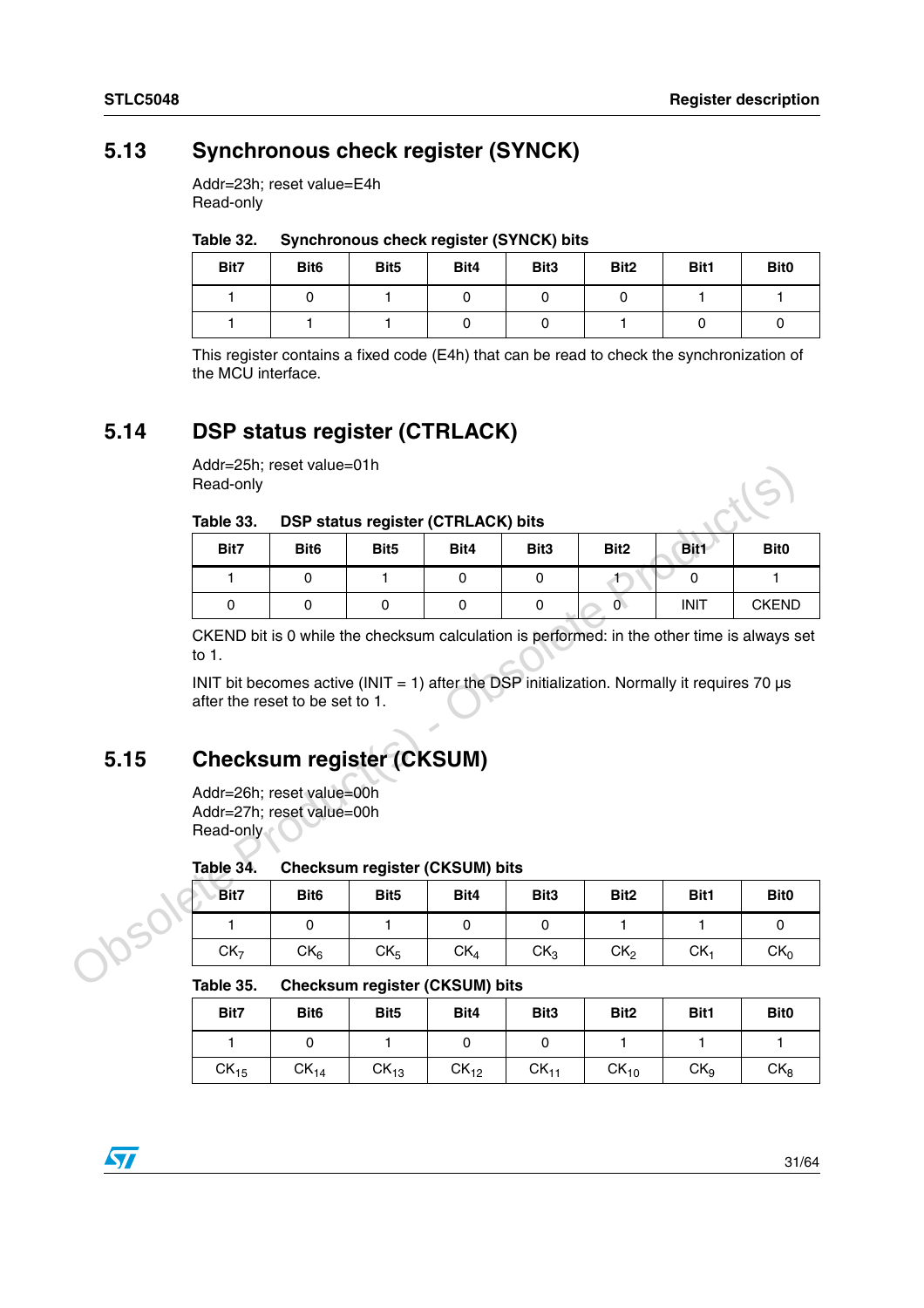## 5.13 Synchronous check register (SYNCK)

Addr=23h; reset value=E4h
Read-only

Table 32. Synchronous check register (SYNCK) bits

| Bit7 | Bit6 | Bit5 | Bit4 | Bit3 | Bit2 | Bit1 | Bit0 |
|---|---|---|---|---|---|---|---|
| 1 | 0 | 1 | 0 | 0 | 0 | 1 | 1 |
| 1 | 1 | 1 | 0 | 0 | 1 | 0 | 0 |

This register contains a fixed code (E4h) that can be read to check the synchronization of the MCU interface.

## 5.14 DSP status register (CTRLACK)

Addr=25h; reset value=01h
Read-only

Table 33. DSP status register (CTRLACK) bits

| Bit7 | Bit6 | Bit5 | Bit4 | Bit3 | Bit2 | Bit1 | Bit0 |
|---|---|---|---|---|---|---|---|
| 1 | 0 | 1 | 0 | 0 | 1 | 0 | 1 |
| 0 | 0 | 0 | 0 | 0 | 0 | INIT | CKEND |

CKEND bit is 0 while the checksum calculation is performed: in the other time is always set to 1.

INIT bit becomes active (INIT = 1) after the DSP initialization. Normally it requires 70 µs after the reset to be set to 1.

## 5.15 Checksum register (CKSUM)

Addr=26h; reset value=00h
Addr=27h; reset value=00h
Read-only

Table 34. Checksum register (CKSUM) bits

| Bit7 | Bit6 | Bit5 | Bit4 | Bit3 | Bit2 | Bit1 | Bit0 |
|---|---|---|---|---|---|---|---|
| 1 | 0 | 1 | 0 | 0 | 1 | 1 | 0 |
| $CK_7$ | $CK_6$ | $CK_5$ | $CK_4$ | $CK_3$ | $CK_2$ | $CK_1$ | $CK_0$ |

Table 35. Checksum register (CKSUM) bits

| Bit7 | Bit6 | Bit5 | Bit4 | Bit3 | Bit2 | Bit1 | Bit0 |
|---|---|---|---|---|---|---|---|
| 1 | 0 | 1 | 0 | 0 | 1 | 1 | 1 |
| $CK_{15}$ | $CK_{14}$ | $CK_{13}$ | $CK_{12}$ | $CK_{11}$ | $CK_{10}$ | $CK_9$ | $CK_8$ |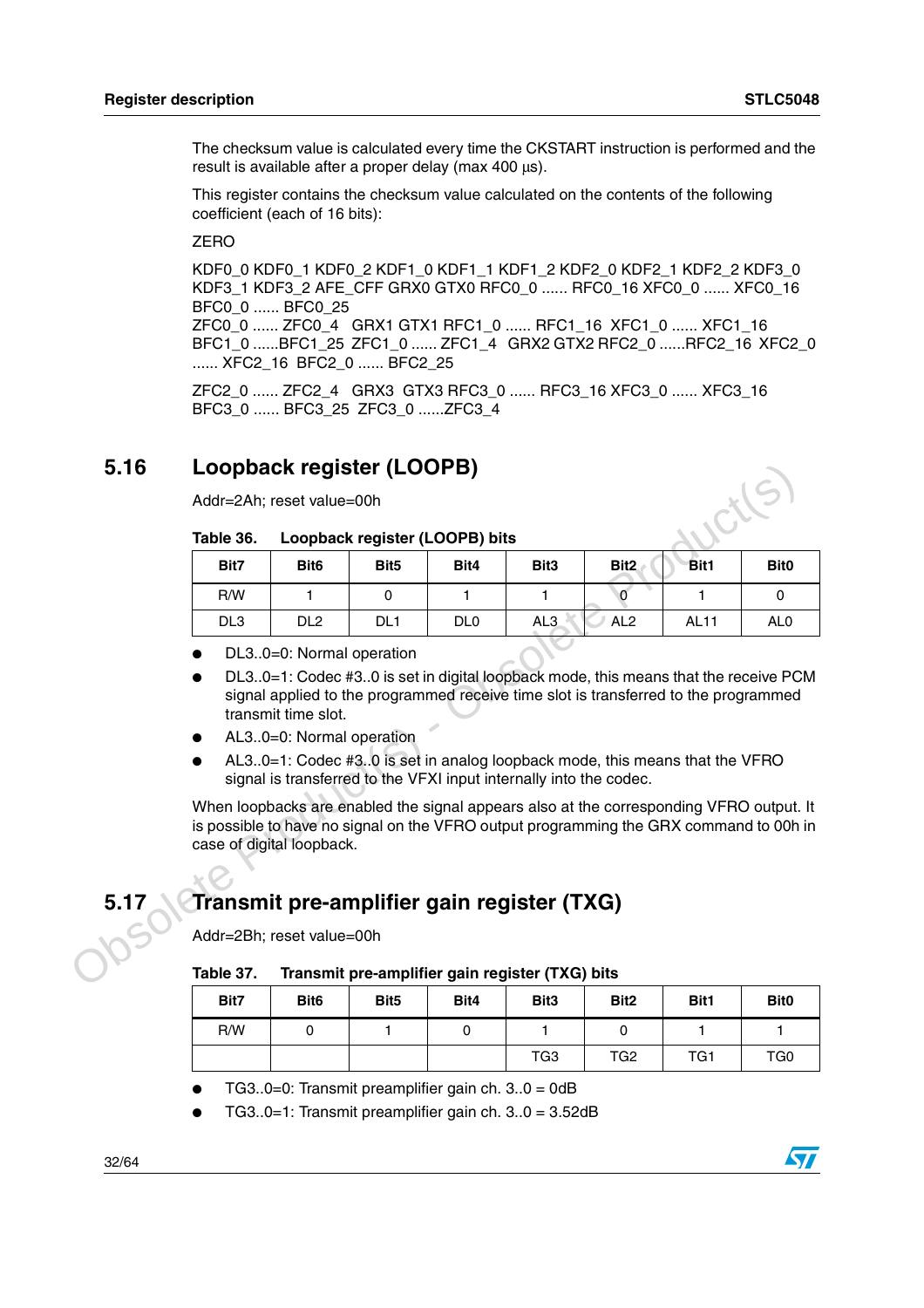The checksum value is calculated every time the CKSTART instruction is performed and the result is available after a proper delay (max 400 µs).

This register contains the checksum value calculated on the contents of the following coefficient (each of 16 bits):

ZERO

KDF0_0 KDF0_1 KDF0_2 KDF1_0 KDF1_1 KDF1_2 KDF2_0 KDF2_1 KDF2_2 KDF3_0 KDF3_1 KDF3_2 AFE_CFF GRX0 GTX0 RFC0_0 ...... RFC0_16 XFC0_0 ...... XFC0_16 BFC0_0 ...... BFC0_25
ZFC0_0 ...... ZFC0_4 GRX1 GTX1 RFC1_0 ...... RFC1_16 XFC1_0 ...... XFC1_16 BFC1_0 ......BFC1_25 ZFC1_0 ...... ZFC1_4 GRX2 GTX2 RFC2_0 ......RFC2_16 XFC2_0 ...... XFC2_16 BFC2_0 ...... BFC2_25

ZFC2_0 ...... ZFC2_4 GRX3 GTX3 RFC3_0 ...... RFC3_16 XFC3_0 ...... XFC3_16 BFC3_0 ...... BFC3_25 ZFC3_0 ......ZFC3_4

## 5.16 Loopback register (LOOPB)

Addr=2Ah; reset value=00h

**Table 36. Loopback register (LOOPB) bits**

| Bit7 | Bit6 | Bit5 | Bit4 | Bit3 | Bit2 | Bit1 | Bit0 |
|---|---|---|---|---|---|---|---|
| R/W | 1 | 0 | 1 | 1 | 0 | 1 | 0 |
| DL3 | DL2 | DL1 | DL0 | AL3 | AL2 | AL11 | AL0 |

- DL3..0=0: Normal operation
- DL3..0=1: Codec #3..0 is set in digital loopback mode, this means that the receive PCM signal applied to the programmed receive time slot is transferred to the programmed transmit time slot.
- AL3..0=0: Normal operation
- AL3..0=1: Codec #3..0 is set in analog loopback mode, this means that the VFRO signal is transferred to the VFXI input internally into the codec.

When loopbacks are enabled the signal appears also at the corresponding VFRO output. It is possible to have no signal on the VFRO output programming the GRX command to 00h in case of digital loopback.

## 5.17 Transmit pre-amplifier gain register (TXG)

Addr=2Bh; reset value=00h

**Table 37. Transmit pre-amplifier gain register (TXG) bits**

| Bit7 | Bit6 | Bit5 | Bit4 | Bit3 | Bit2 | Bit1 | Bit0 |
|---|---|---|---|---|---|---|---|
| R/W | 0 | 1 | 0 | 1 | 0 | 1 | 1 |
| | | | | TG3 | TG2 | TG1 | TG0 |

- TG3..0=0: Transmit preamplifier gain ch. 3..0 = 0dB
- TG3..0=1: Transmit preamplifier gain ch. 3..0 = 3.52dB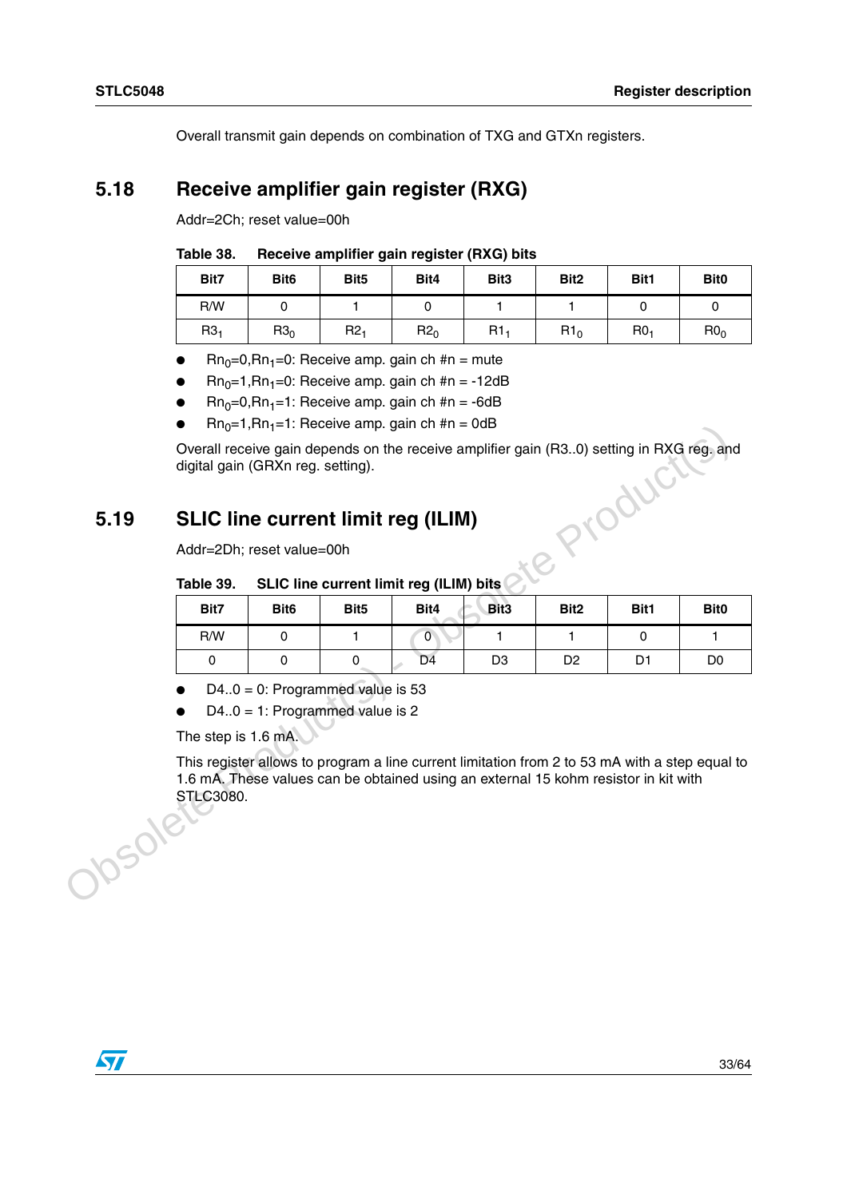Overall transmit gain depends on combination of TXG and GTXn registers.

## 5.18 Receive amplifier gain register (RXG)

Addr=2Ch; reset value=00h

**Table 38. Receive amplifier gain register (RXG) bits**

| Bit7 | Bit6 | Bit5 | Bit4 | Bit3 | Bit2 | Bit1 | Bit0 |
|---|---|---|---|---|---|---|---|
| R/W | 0 | 1 | 0 | 1 | 1 | 0 | 0 |
| $R3_1$ | $R3_0$ | $R2_1$ | $R2_0$ | $R1_1$ | $R1_0$ | $R0_1$ | $R0_0$ |

- $Rn_0$=0,$Rn_1$=0: Receive amp. gain ch #n = mute
- $Rn_0$=1,$Rn_1$=0: Receive amp. gain ch #n = -12dB
- $Rn_0$=0,$Rn_1$=1: Receive amp. gain ch #n = -6dB
- $Rn_0$=1,$Rn_1$=1: Receive amp. gain ch #n = 0dB

Overall receive gain depends on the receive amplifier gain (R3..0) setting in RXG reg. and digital gain (GRXn reg. setting).

## 5.19 SLIC line current limit reg (ILIM)

Addr=2Dh; reset value=00h

**Table 39. SLIC line current limit reg (ILIM) bits**

| Bit7 | Bit6 | Bit5 | Bit4 | Bit3 | Bit2 | Bit1 | Bit0 |
|---|---|---|---|---|---|---|---|
| R/W | 0 | 1 | 0 | 1 | 1 | 0 | 1 |
| 0 | 0 | 0 | D4 | D3 | D2 | D1 | D0 |

- D4..0 = 0: Programmed value is 53
- D4..0 = 1: Programmed value is 2

The step is 1.6 mA.

This register allows to program a line current limitation from 2 to 53 mA with a step equal to 1.6 mA. These values can be obtained using an external 15 kohm resistor in kit with STLC3080.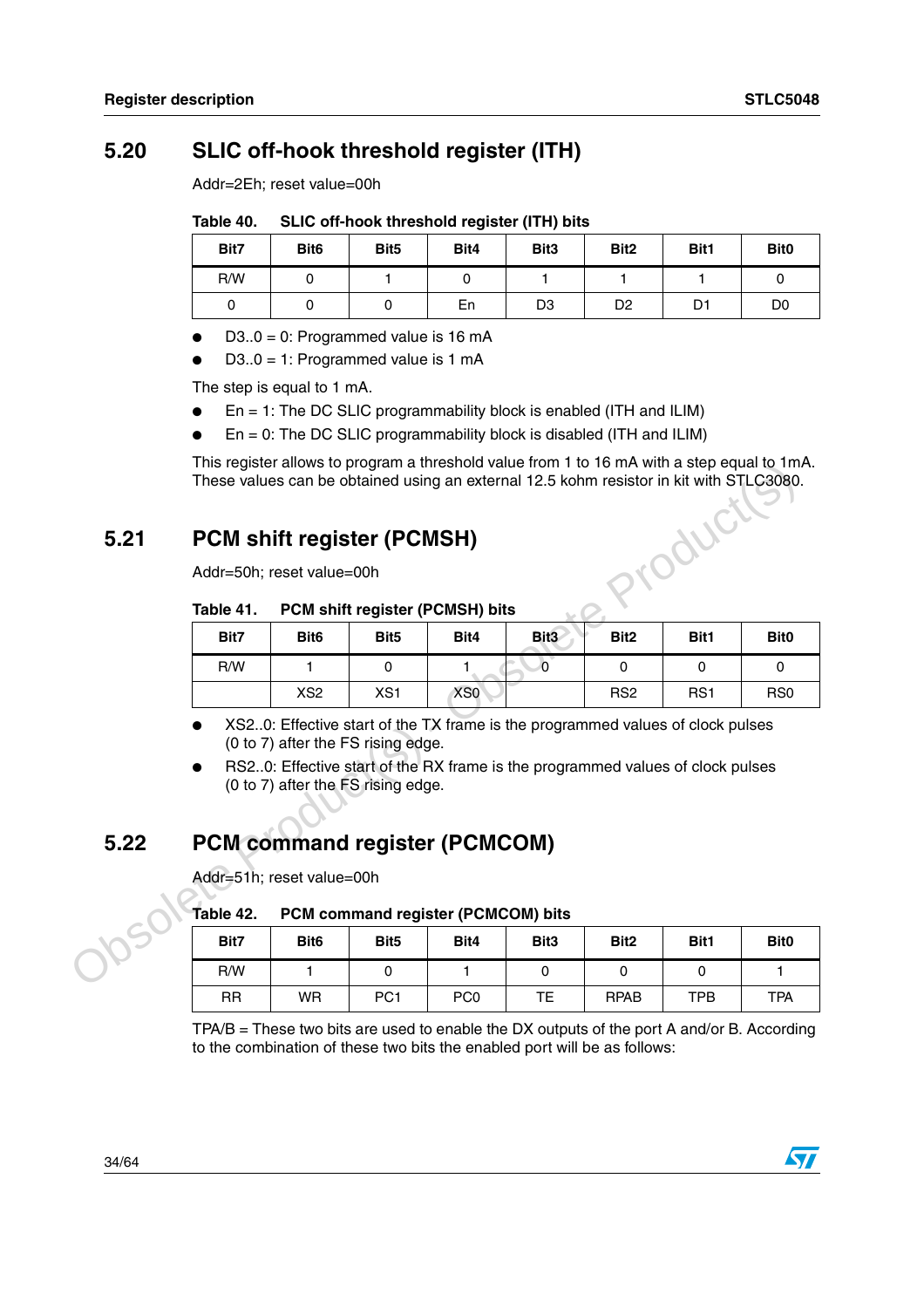## 5.20 SLIC off-hook threshold register (ITH)

Addr=2Eh; reset value=00h

**Table 40. SLIC off-hook threshold register (ITH) bits**

| Bit7 | Bit6 | Bit5 | Bit4 | Bit3 | Bit2 | Bit1 | Bit0 |
|---|---|---|---|---|---|---|---|
| R/W | 0 | 1 | 0 | 1 | 1 | 1 | 0 |
| 0 | 0 | 0 | En | D3 | D2 | D1 | D0 |

- D3..0 = 0: Programmed value is 16 mA
- D3..0 = 1: Programmed value is 1 mA

The step is equal to 1 mA.

- En = 1: The DC SLIC programmability block is enabled (ITH and ILIM)
- En = 0: The DC SLIC programmability block is disabled (ITH and ILIM)

This register allows to program a threshold value from 1 to 16 mA with a step equal to 1mA. These values can be obtained using an external 12.5 kohm resistor in kit with STLC3080.

## 5.21 PCM shift register (PCMSH)

Addr=50h; reset value=00h

**Table 41. PCM shift register (PCMSH) bits**

| Bit7 | Bit6 | Bit5 | Bit4 | Bit3 | Bit2 | Bit1 | Bit0 |
|---|---|---|---|---|---|---|---|
| R/W | 1 | 0 | 1 | 0 | 0 | 0 | 0 |
| | XS2 | XS1 | XS0 | | RS2 | RS1 | RS0 |

- XS2..0: Effective start of the TX frame is the programmed values of clock pulses (0 to 7) after the FS rising edge.
- RS2..0: Effective start of the RX frame is the programmed values of clock pulses (0 to 7) after the FS rising edge.

## 5.22 PCM command register (PCMCOM)

Addr=51h; reset value=00h

**Table 42. PCM command register (PCMCOM) bits**

| Bit7 | Bit6 | Bit5 | Bit4 | Bit3 | Bit2 | Bit1 | Bit0 |
|---|---|---|---|---|---|---|---|
| R/W | 1 | 0 | 1 | 0 | 0 | 0 | 1 |
| RR | WR | PC1 | PC0 | TE | RPAB | TPB | TPA |

TPA/B = These two bits are used to enable the DX outputs of the port A and/or B. According to the combination of these two bits the enabled port will be as follows: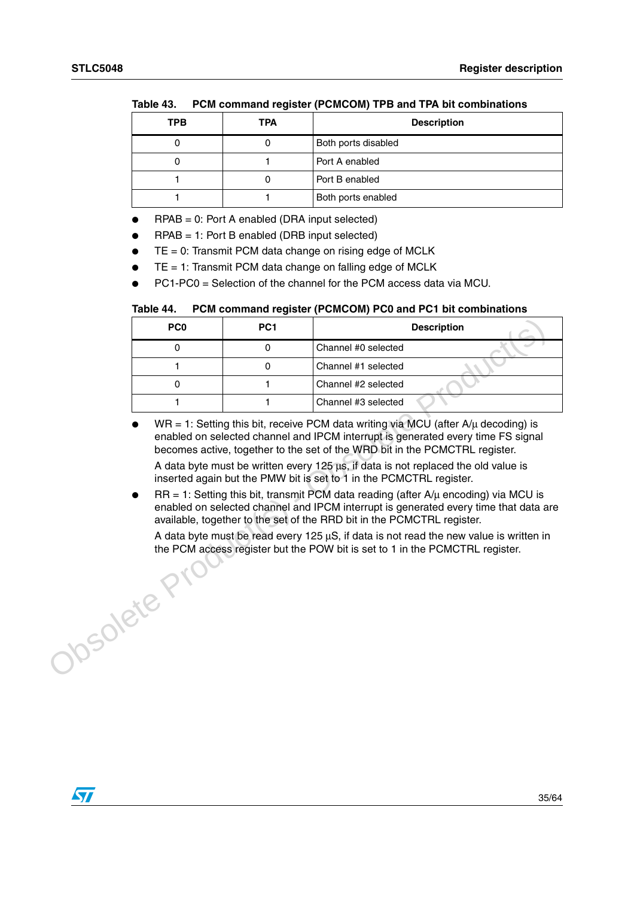Table 43. PCM command register (PCMCOM) TPB and TPA bit combinations

| TPB | TPA | Description |
|---|---|---|
| 0 | 0 | Both ports disabled |
| 0 | 1 | Port A enabled |
| 1 | 0 | Port B enabled |
| 1 | 1 | Both ports enabled |

- RPAB = 0: Port A enabled (DRA input selected)
- RPAB = 1: Port B enabled (DRB input selected)
- TE = 0: Transmit PCM data change on rising edge of MCLK
- TE = 1: Transmit PCM data change on falling edge of MCLK
- PC1-PC0 = Selection of the channel for the PCM access data via MCU.

Table 44. PCM command register (PCMCOM) PC0 and PC1 bit combinations

| PC0 | PC1 | Description |
|---|---|---|
| 0 | 0 | Channel #0 selected |
| 1 | 0 | Channel #1 selected |
| 0 | 1 | Channel #2 selected |
| 1 | 1 | Channel #3 selected |

- WR = 1: Setting this bit, receive PCM data writing via MCU (after A/µ decoding) is enabled on selected channel and IPCM interrupt is generated every time FS signal becomes active, together to the set of the WRD bit in the PCMCTRL register.

  A data byte must be written every 125 µs, if data is not replaced the old value is inserted again but the PMW bit is set to 1 in the PCMCTRL register.

- RR = 1: Setting this bit, transmit PCM data reading (after A/µ encoding) via MCU is enabled on selected channel and IPCM interrupt is generated every time that data are available, together to the set of the RRD bit in the PCMCTRL register.

  A data byte must be read every 125 µS, if data is not read the new value is written in the PCM access register but the POW bit is set to 1 in the PCMCTRL register.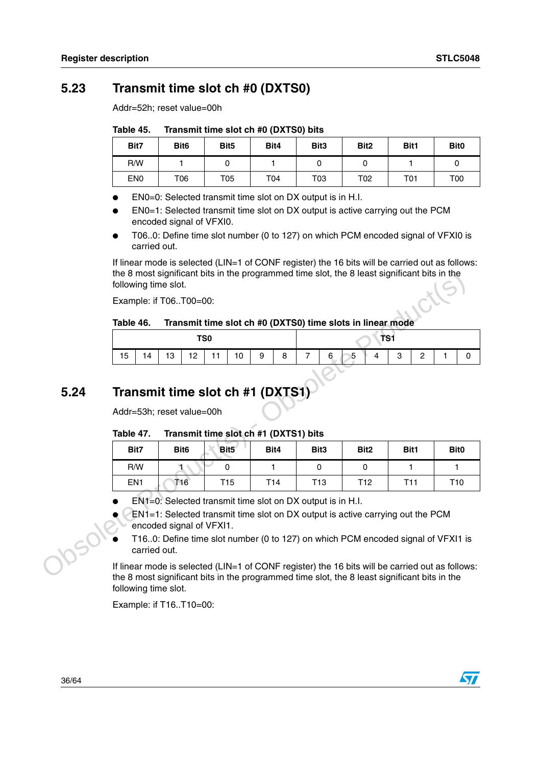## 5.23 Transmit time slot ch #0 (DXTS0)

Addr=52h; reset value=00h

**Table 45. Transmit time slot ch #0 (DXTS0) bits**

| Bit7 | Bit6 | Bit5 | Bit4 | Bit3 | Bit2 | Bit1 | Bit0 |
|---|---|---|---|---|---|---|---|
| R/W | 1 | 0 | 1 | 0 | 0 | 1 | 0 |
| EN0 | T06 | T05 | T04 | T03 | T02 | T01 | T00 |

- EN0=0: Selected transmit time slot on DX output is in H.I.
- EN0=1: Selected transmit time slot on DX output is active carrying out the PCM encoded signal of VFXI0.
- T06..0: Define time slot number (0 to 127) on which PCM encoded signal of VFXI0 is carried out.

If linear mode is selected (LIN=1 of CONF register) the 16 bits will be carried out as follows: the 8 most significant bits in the programmed time slot, the 8 least significant bits in the following time slot.

Example: if T06..T00=00:

**Table 46. Transmit time slot ch #0 (DXTS0) time slots in linear mode**

| TS0 | | | | | | | | TS1 | | | | | | | |
|---|---|---|---|---|---|---|---|---|---|---|---|---|---|---|---|
| 15 | 14 | 13 | 12 | 11 | 10 | 9 | 8 | 7 | 6 | 5 | 4 | 3 | 2 | 1 | 0 |

## 5.24 Transmit time slot ch #1 (DXTS1)

Addr=53h; reset value=00h

**Table 47. Transmit time slot ch #1 (DXTS1) bits**

| Bit7 | Bit6 | Bit5 | Bit4 | Bit3 | Bit2 | Bit1 | Bit0 |
|---|---|---|---|---|---|---|---|
| R/W | 1 | 0 | 1 | 0 | 0 | 1 | 1 |
| EN1 | T16 | T15 | T14 | T13 | T12 | T11 | T10 |

- EN1=0: Selected transmit time slot on DX output is in H.I.
- EN1=1: Selected transmit time slot on DX output is active carrying out the PCM encoded signal of VFXI1.
- T16..0: Define time slot number (0 to 127) on which PCM encoded signal of VFXI1 is carried out.

If linear mode is selected (LIN=1 of CONF register) the 16 bits will be carried out as follows: the 8 most significant bits in the programmed time slot, the 8 least significant bits in the following time slot.

Example: if T16..T10=00: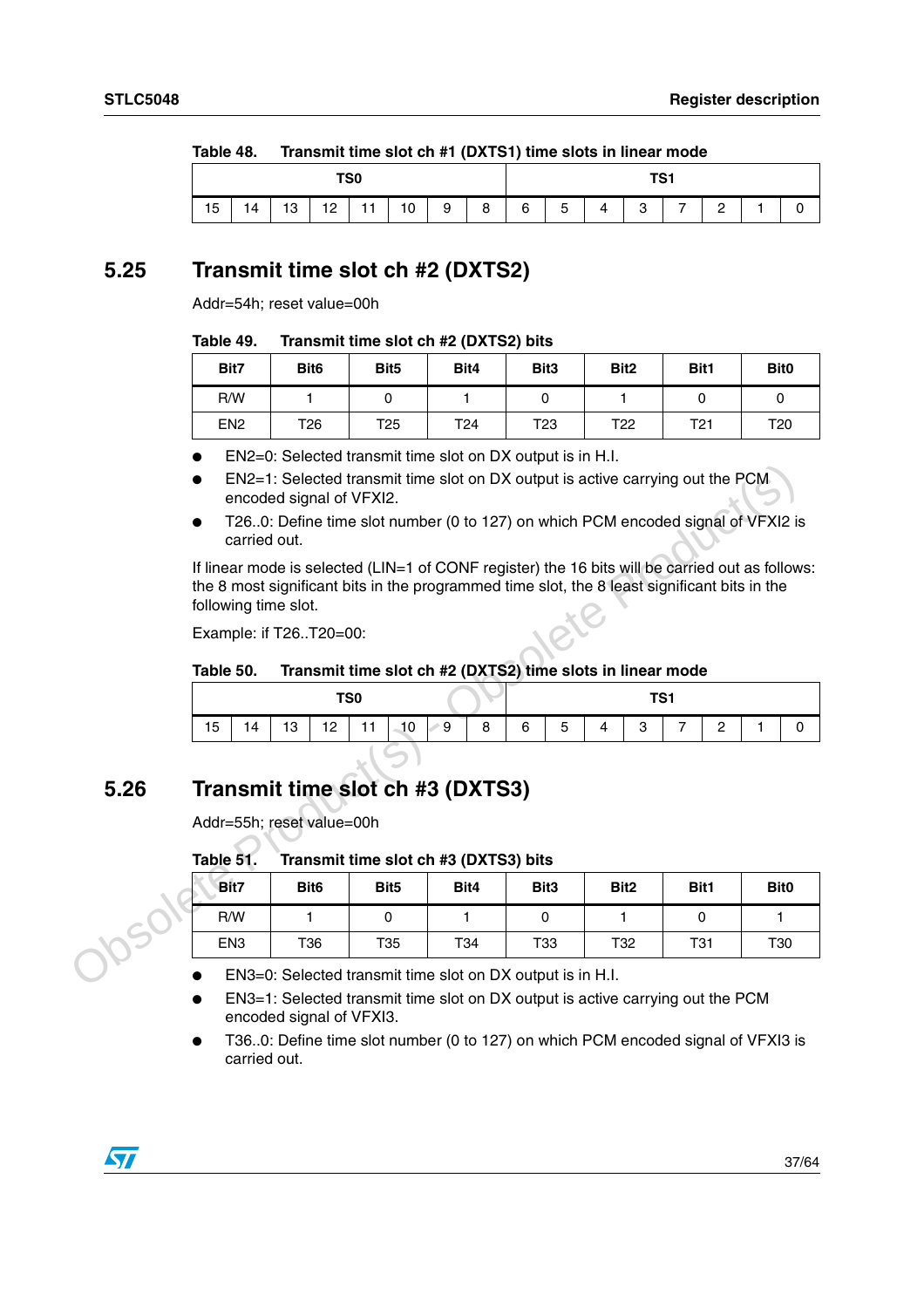Table 48. Transmit time slot ch #1 (DXTS1) time slots in linear mode

| TS0 | | | | | | | | TS1 | | | | | | | |
|---|---|---|---|---|---|---|---|---|---|---|---|---|---|---|---|
| 15 | 14 | 13 | 12 | 11 | 10 | 9 | 8 | 6 | 5 | 4 | 3 | 7 | 2 | 1 | 0 |

## 5.25 Transmit time slot ch #2 (DXTS2)

Addr=54h; reset value=00h

Table 49. Transmit time slot ch #2 (DXTS2) bits

| Bit7 | Bit6 | Bit5 | Bit4 | Bit3 | Bit2 | Bit1 | Bit0 |
|---|---|---|---|---|---|---|---|
| R/W | 1 | 0 | 1 | 0 | 1 | 0 | 0 |
| EN2 | T26 | T25 | T24 | T23 | T22 | T21 | T20 |

- EN2=0: Selected transmit time slot on DX output is in H.I.
- EN2=1: Selected transmit time slot on DX output is active carrying out the PCM encoded signal of VFXI2.
- T26..0: Define time slot number (0 to 127) on which PCM encoded signal of VFXI2 is carried out.

If linear mode is selected (LIN=1 of CONF register) the 16 bits will be carried out as follows: the 8 most significant bits in the programmed time slot, the 8 least significant bits in the following time slot.

Example: if T26..T20=00:

Table 50. Transmit time slot ch #2 (DXTS2) time slots in linear mode

| TS0 | | | | | | | | TS1 | | | | | | | |
|---|---|---|---|---|---|---|---|---|---|---|---|---|---|---|---|
| 15 | 14 | 13 | 12 | 11 | 10 | 9 | 8 | 6 | 5 | 4 | 3 | 7 | 2 | 1 | 0 |

## 5.26 Transmit time slot ch #3 (DXTS3)

Addr=55h; reset value=00h

Table 51. Transmit time slot ch #3 (DXTS3) bits

| Bit7 | Bit6 | Bit5 | Bit4 | Bit3 | Bit2 | Bit1 | Bit0 |
|---|---|---|---|---|---|---|---|
| R/W | 1 | 0 | 1 | 0 | 1 | 0 | 1 |
| EN3 | T36 | T35 | T34 | T33 | T32 | T31 | T30 |

- EN3=0: Selected transmit time slot on DX output is in H.I.
- EN3=1: Selected transmit time slot on DX output is active carrying out the PCM encoded signal of VFXI3.
- T36..0: Define time slot number (0 to 127) on which PCM encoded signal of VFXI3 is carried out.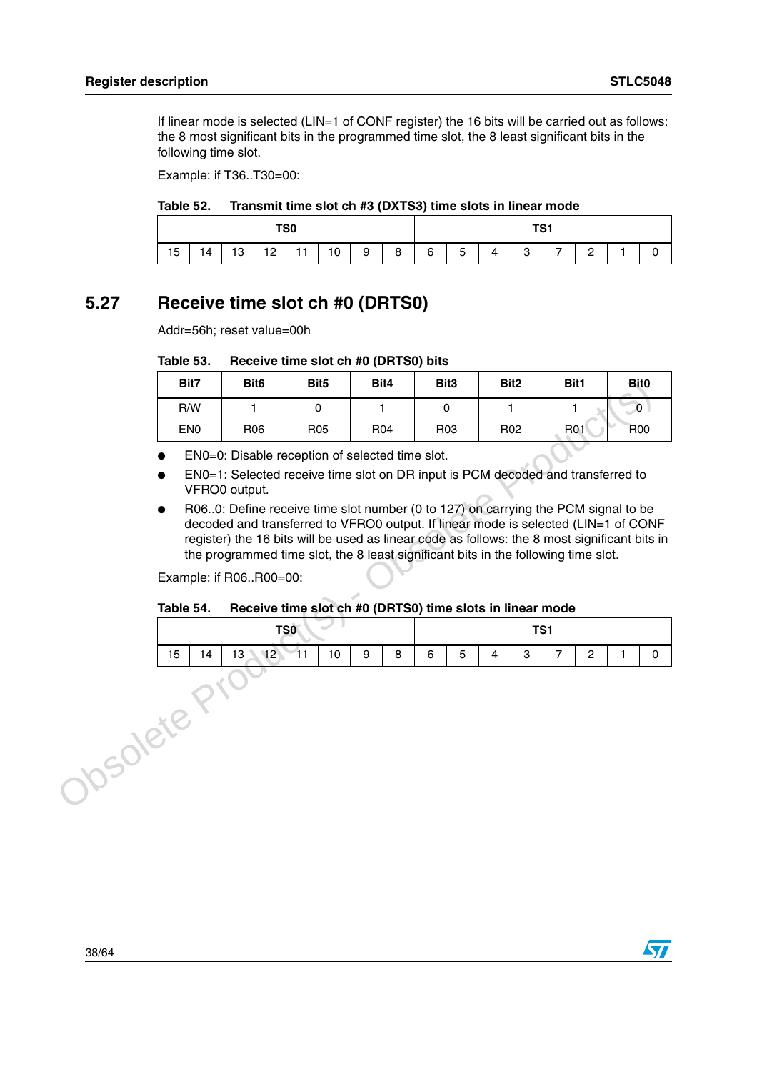If linear mode is selected (LIN=1 of CONF register) the 16 bits will be carried out as follows: the 8 most significant bits in the programmed time slot, the 8 least significant bits in the following time slot.

Example: if T36..T30=00:

**Table 52. Transmit time slot ch #3 (DXTS3) time slots in linear mode**

| TS0 | | | | | | | | TS1 | | | | | | | |
|---|---|---|---|---|---|---|---|---|---|---|---|---|---|---|---|
| 15 | 14 | 13 | 12 | 11 | 10 | 9 | 8 | 6 | 5 | 4 | 3 | 7 | 2 | 1 | 0 |

## 5.27 Receive time slot ch #0 (DRTS0)

Addr=56h; reset value=00h

**Table 53. Receive time slot ch #0 (DRTS0) bits**

| Bit7 | Bit6 | Bit5 | Bit4 | Bit3 | Bit2 | Bit1 | Bit0 |
|---|---|---|---|---|---|---|---|
| R/W | 1 | 0 | 1 | 0 | 1 | 1 | 0 |
| EN0 | R06 | R05 | R04 | R03 | R02 | R01 | R00 |

- EN0=0: Disable reception of selected time slot.
- EN0=1: Selected receive time slot on DR input is PCM decoded and transferred to VFRO0 output.
- R06..0: Define receive time slot number (0 to 127) on carrying the PCM signal to be decoded and transferred to VFRO0 output. If linear mode is selected (LIN=1 of CONF register) the 16 bits will be used as linear code as follows: the 8 most significant bits in the programmed time slot, the 8 least significant bits in the following time slot.

Example: if R06..R00=00:

**Table 54. Receive time slot ch #0 (DRTS0) time slots in linear mode**

| TS0 | | | | | | | | TS1 | | | | | | | |
|---|---|---|---|---|---|---|---|---|---|---|---|---|---|---|---|
| 15 | 14 | 13 | 12 | 11 | 10 | 9 | 8 | 6 | 5 | 4 | 3 | 7 | 2 | 1 | 0 |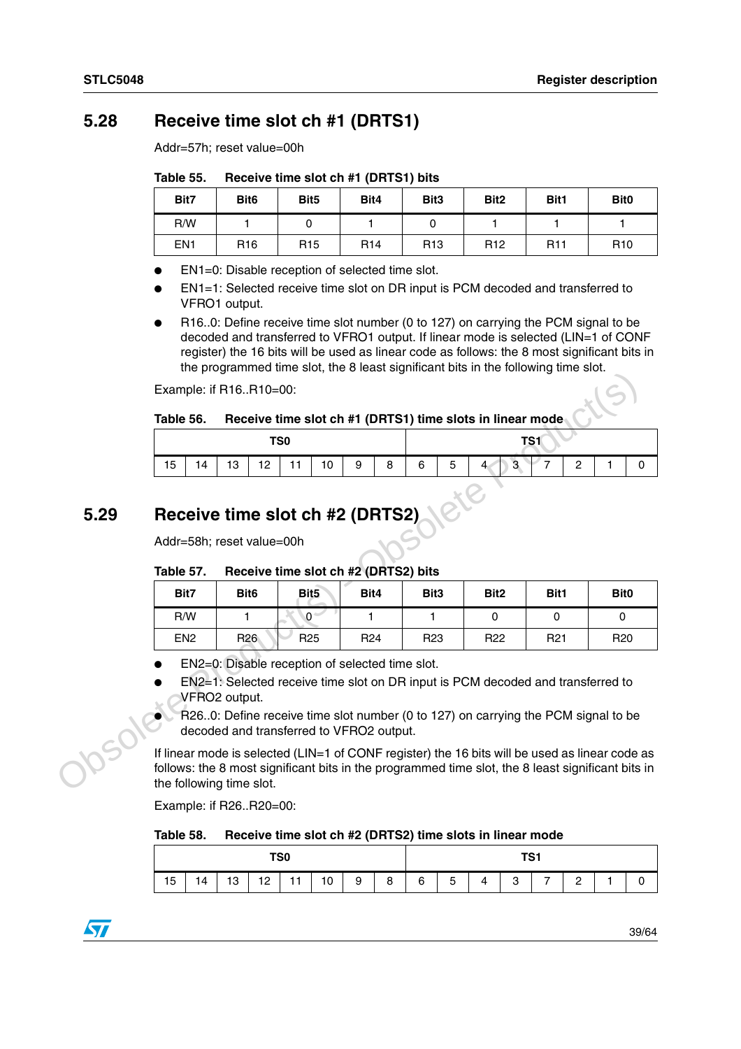## 5.28 Receive time slot ch #1 (DRTS1)

Addr=57h; reset value=00h

**Table 55. Receive time slot ch #1 (DRTS1) bits**

| Bit7 | Bit6 | Bit5 | Bit4 | Bit3 | Bit2 | Bit1 | Bit0 |
|---|---|---|---|---|---|---|---|
| R/W | 1 | 0 | 1 | 0 | 1 | 1 | 1 |
| EN1 | R16 | R15 | R14 | R13 | R12 | R11 | R10 |

- EN1=0: Disable reception of selected time slot.
- EN1=1: Selected receive time slot on DR input is PCM decoded and transferred to VFRO1 output.
- R16..0: Define receive time slot number (0 to 127) on carrying the PCM signal to be decoded and transferred to VFRO1 output. If linear mode is selected (LIN=1 of CONF register) the 16 bits will be used as linear code as follows: the 8 most significant bits in the programmed time slot, the 8 least significant bits in the following time slot.

Example: if R16..R10=00:

**Table 56. Receive time slot ch #1 (DRTS1) time slots in linear mode**

| TS0 | | | | | | | | TS1 | | | | | | | |
|---|---|---|---|---|---|---|---|---|---|---|---|---|---|---|---|
| 15 | 14 | 13 | 12 | 11 | 10 | 9 | 8 | 6 | 5 | 4 | 3 | 7 | 2 | 1 | 0 |

## 5.29 Receive time slot ch #2 (DRTS2)

Addr=58h; reset value=00h

**Table 57. Receive time slot ch #2 (DRTS2) bits**

| Bit7 | Bit6 | Bit5 | Bit4 | Bit3 | Bit2 | Bit1 | Bit0 |
|---|---|---|---|---|---|---|---|
| R/W | 1 | 0 | 1 | 1 | 0 | 0 | 0 |
| EN2 | R26 | R25 | R24 | R23 | R22 | R21 | R20 |

- EN2=0: Disable reception of selected time slot.
- EN2=1: Selected receive time slot on DR input is PCM decoded and transferred to VFRO2 output.
- R26..0: Define receive time slot number (0 to 127) on carrying the PCM signal to be decoded and transferred to VFRO2 output.

If linear mode is selected (LIN=1 of CONF register) the 16 bits will be used as linear code as follows: the 8 most significant bits in the programmed time slot, the 8 least significant bits in the following time slot.

Example: if R26..R20=00:

**Table 58. Receive time slot ch #2 (DRTS2) time slots in linear mode**

| TS0 | | | | | | | | TS1 | | | | | | | |
|---|---|---|---|---|---|---|---|---|---|---|---|---|---|---|---|
| 15 | 14 | 13 | 12 | 11 | 10 | 9 | 8 | 6 | 5 | 4 | 3 | 7 | 2 | 1 | 0 |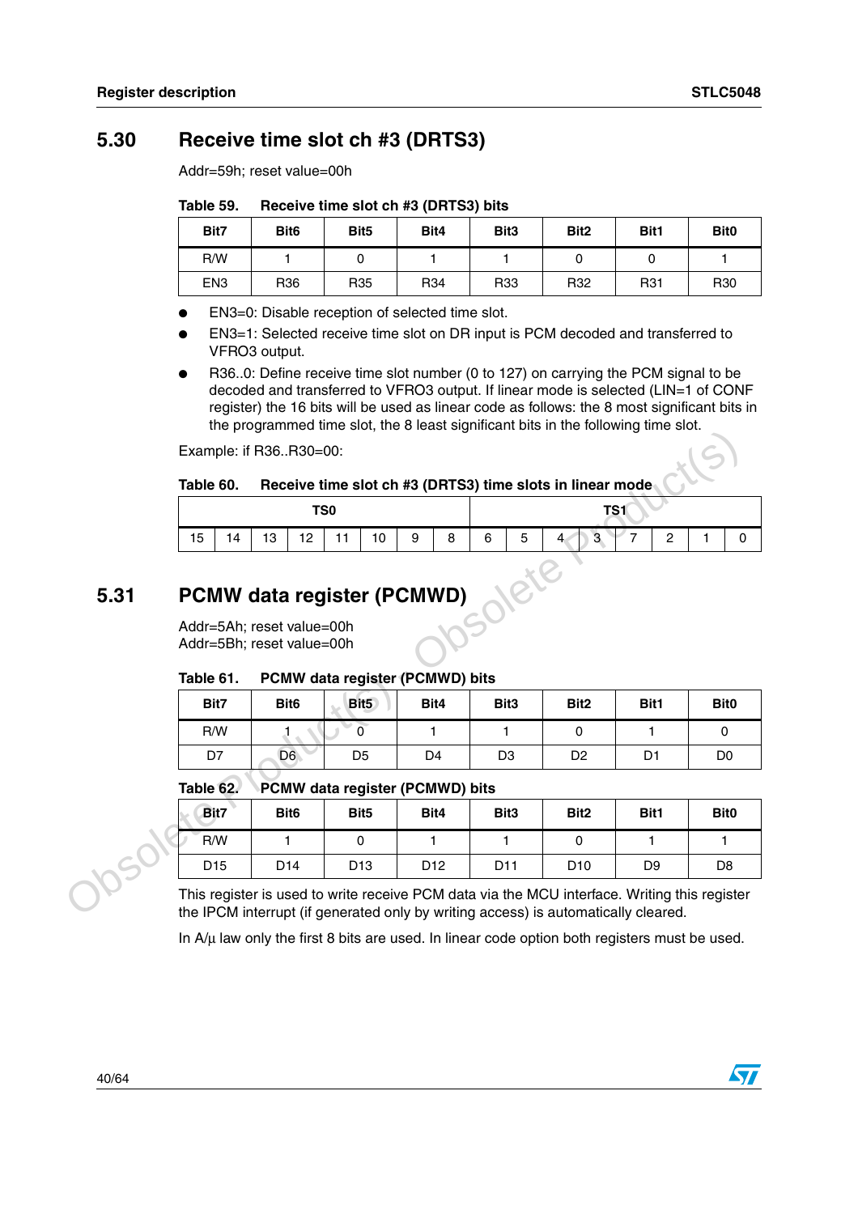## 5.30 Receive time slot ch #3 (DRTS3)

Addr=59h; reset value=00h

Table 59. Receive time slot ch #3 (DRTS3) bits

| Bit7 | Bit6 | Bit5 | Bit4 | Bit3 | Bit2 | Bit1 | Bit0 |
|---|---|---|---|---|---|---|---|
| R/W | 1 | 0 | 1 | 1 | 0 | 0 | 1 |
| EN3 | R36 | R35 | R34 | R33 | R32 | R31 | R30 |

- EN3=0: Disable reception of selected time slot.
- EN3=1: Selected receive time slot on DR input is PCM decoded and transferred to VFRO3 output.
- R36..0: Define receive time slot number (0 to 127) on carrying the PCM signal to be decoded and transferred to VFRO3 output. If linear mode is selected (LIN=1 of CONF register) the 16 bits will be used as linear code as follows: the 8 most significant bits in the programmed time slot, the 8 least significant bits in the following time slot.

Example: if R36..R30=00:

Table 60. Receive time slot ch #3 (DRTS3) time slots in linear mode

| TS0 | | | | | | | | TS1 | | | | | | | |
|---|---|---|---|---|---|---|---|---|---|---|---|---|---|---|---|
| 15 | 14 | 13 | 12 | 11 | 10 | 9 | 8 | 6 | 5 | 4 | 3 | 7 | 2 | 1 | 0 |

## 5.31 PCMW data register (PCMWD)

Addr=5Ah; reset value=00h
Addr=5Bh; reset value=00h

Table 61. PCMW data register (PCMWD) bits

| Bit7 | Bit6 | Bit5 | Bit4 | Bit3 | Bit2 | Bit1 | Bit0 |
|---|---|---|---|---|---|---|---|
| R/W | 1 | 0 | 1 | 1 | 0 | 1 | 0 |
| D7 | D6 | D5 | D4 | D3 | D2 | D1 | D0 |

Table 62. PCMW data register (PCMWD) bits

| Bit7 | Bit6 | Bit5 | Bit4 | Bit3 | Bit2 | Bit1 | Bit0 |
|---|---|---|---|---|---|---|---|
| R/W | 1 | 0 | 1 | 1 | 0 | 1 | 1 |
| D15 | D14 | D13 | D12 | D11 | D10 | D9 | D8 |

This register is used to write receive PCM data via the MCU interface. Writing this register the IPCM interrupt (if generated only by writing access) is automatically cleared.

In A/µ law only the first 8 bits are used. In linear code option both registers must be used.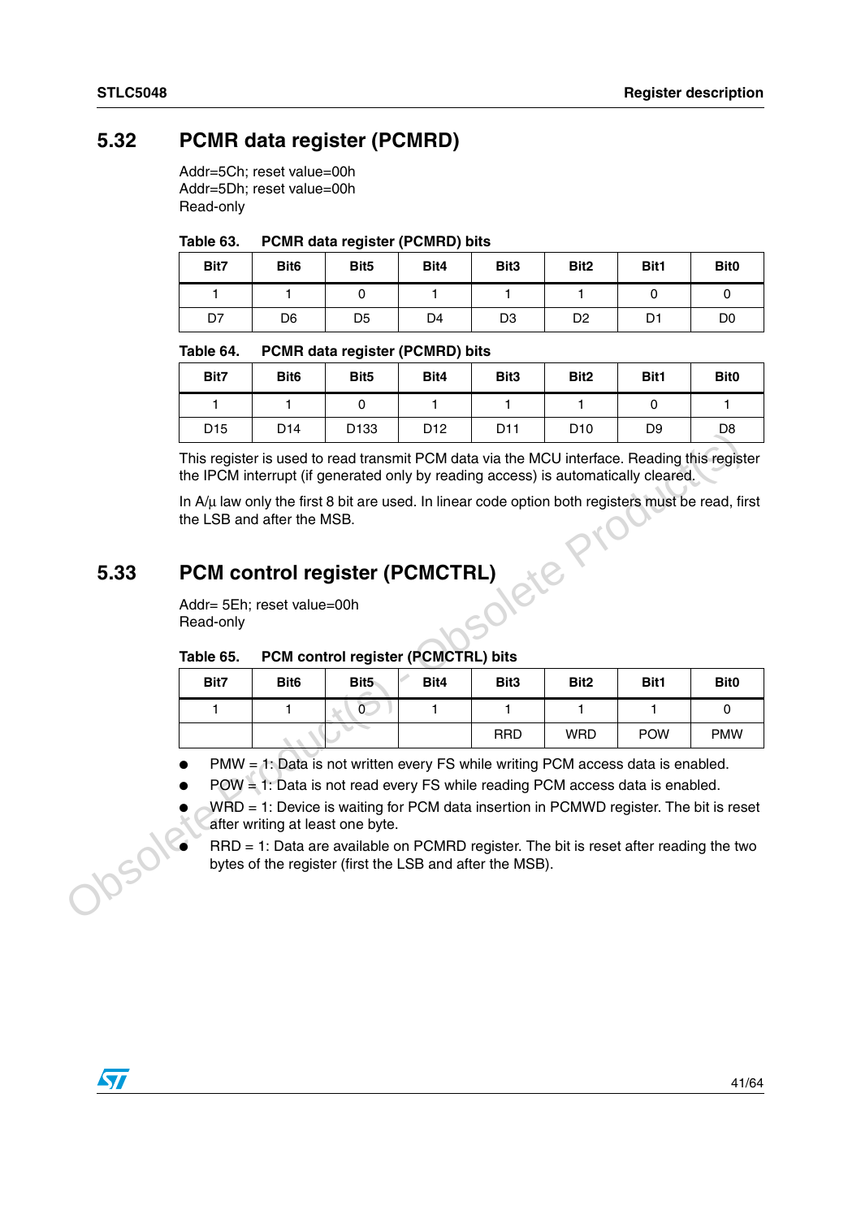## 5.32 PCMR data register (PCMRD)

Addr=5Ch; reset value=00h
Addr=5Dh; reset value=00h
Read-only

**Table 63. PCMR data register (PCMRD) bits**

| Bit7 | Bit6 | Bit5 | Bit4 | Bit3 | Bit2 | Bit1 | Bit0 |
|---|---|---|---|---|---|---|---|
| 1 | 1 | 0 | 1 | 1 | 1 | 0 | 0 |
| D7 | D6 | D5 | D4 | D3 | D2 | D1 | D0 |

**Table 64. PCMR data register (PCMRD) bits**

| Bit7 | Bit6 | Bit5 | Bit4 | Bit3 | Bit2 | Bit1 | Bit0 |
|---|---|---|---|---|---|---|---|
| 1 | 1 | 0 | 1 | 1 | 1 | 0 | 1 |
| D15 | D14 | D133 | D12 | D11 | D10 | D9 | D8 |

This register is used to read transmit PCM data via the MCU interface. Reading this register the IPCM interrupt (if generated only by reading access) is automatically cleared.

In A/µ law only the first 8 bit are used. In linear code option both registers must be read, first the LSB and after the MSB.

## 5.33 PCM control register (PCMCTRL)

Addr= 5Eh; reset value=00h
Read-only

**Table 65. PCM control register (PCMCTRL) bits**

| Bit7 | Bit6 | Bit5 | Bit4 | Bit3 | Bit2 | Bit1 | Bit0 |
|---|---|---|---|---|---|---|---|
| 1 | 1 | 0 | 1 | 1 | 1 | 1 | 0 |
| | | | | RRD | WRD | POW | PMW |

- PMW = 1: Data is not written every FS while writing PCM access data is enabled.
- POW = 1: Data is not read every FS while reading PCM access data is enabled.
- WRD = 1: Device is waiting for PCM data insertion in PCMWD register. The bit is reset after writing at least one byte.
- RRD = 1: Data are available on PCMRD register. The bit is reset after reading the two bytes of the register (first the LSB and after the MSB).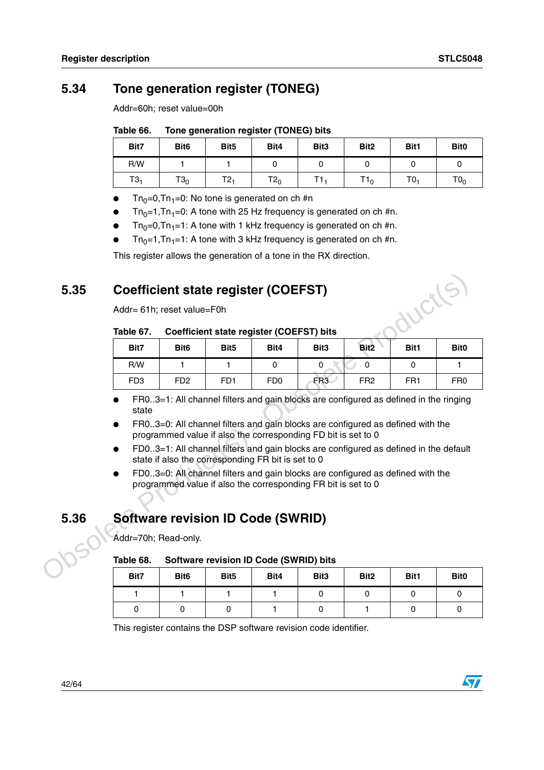## 5.34 Tone generation register (TONEG)

Addr=60h; reset value=00h

Table 66. Tone generation register (TONEG) bits

| Bit7 | Bit6 | Bit5 | Bit4 | Bit3 | Bit2 | Bit1 | Bit0 |
|---|---|---|---|---|---|---|---|
| R/W | 1 | 1 | 0 | 0 | 0 | 0 | 0 |
| $T3_1$ | $T3_0$ | $T2_1$ | $T2_0$ | $T1_1$ | $T1_0$ | $T0_1$ | $T0_0$ |

- $Tn_0$=0,$Tn_1$=0: No tone is generated on ch #n
- $Tn_0$=1,$Tn_1$=0: A tone with 25 Hz frequency is generated on ch #n.
- $Tn_0$=0,$Tn_1$=1: A tone with 1 kHz frequency is generated on ch #n.
- $Tn_0$=1,$Tn_1$=1: A tone with 3 kHz frequency is generated on ch #n.

This register allows the generation of a tone in the RX direction.

## 5.35 Coefficient state register (COEFST)

Addr= 61h; reset value=F0h

Table 67. Coefficient state register (COEFST) bits

| Bit7 | Bit6 | Bit5 | Bit4 | Bit3 | Bit2 | Bit1 | Bit0 |
|---|---|---|---|---|---|---|---|
| R/W | 1 | 1 | 0 | 0 | 0 | 0 | 1 |
| FD3 | FD2 | FD1 | FD0 | FR3 | FR2 | FR1 | FR0 |

- FR0..3=1: All channel filters and gain blocks are configured as defined in the ringing state
- FR0..3=0: All channel filters and gain blocks are configured as defined with the programmed value if also the corresponding FD bit is set to 0
- FD0..3=1: All channel filters and gain blocks are configured as defined in the default state if also the corresponding FR bit is set to 0
- FD0..3=0: All channel filters and gain blocks are configured as defined with the programmed value if also the corresponding FR bit is set to 0

## 5.36 Software revision ID Code (SWRID)

Addr=70h; Read-only.

Table 68. Software revision ID Code (SWRID) bits

| Bit7 | Bit6 | Bit5 | Bit4 | Bit3 | Bit2 | Bit1 | Bit0 |
|---|---|---|---|---|---|---|---|
| 1 | 1 | 1 | 1 | 0 | 0 | 0 | 0 |
| 0 | 0 | 0 | 1 | 0 | 1 | 0 | 0 |

This register contains the DSP software revision code identifier.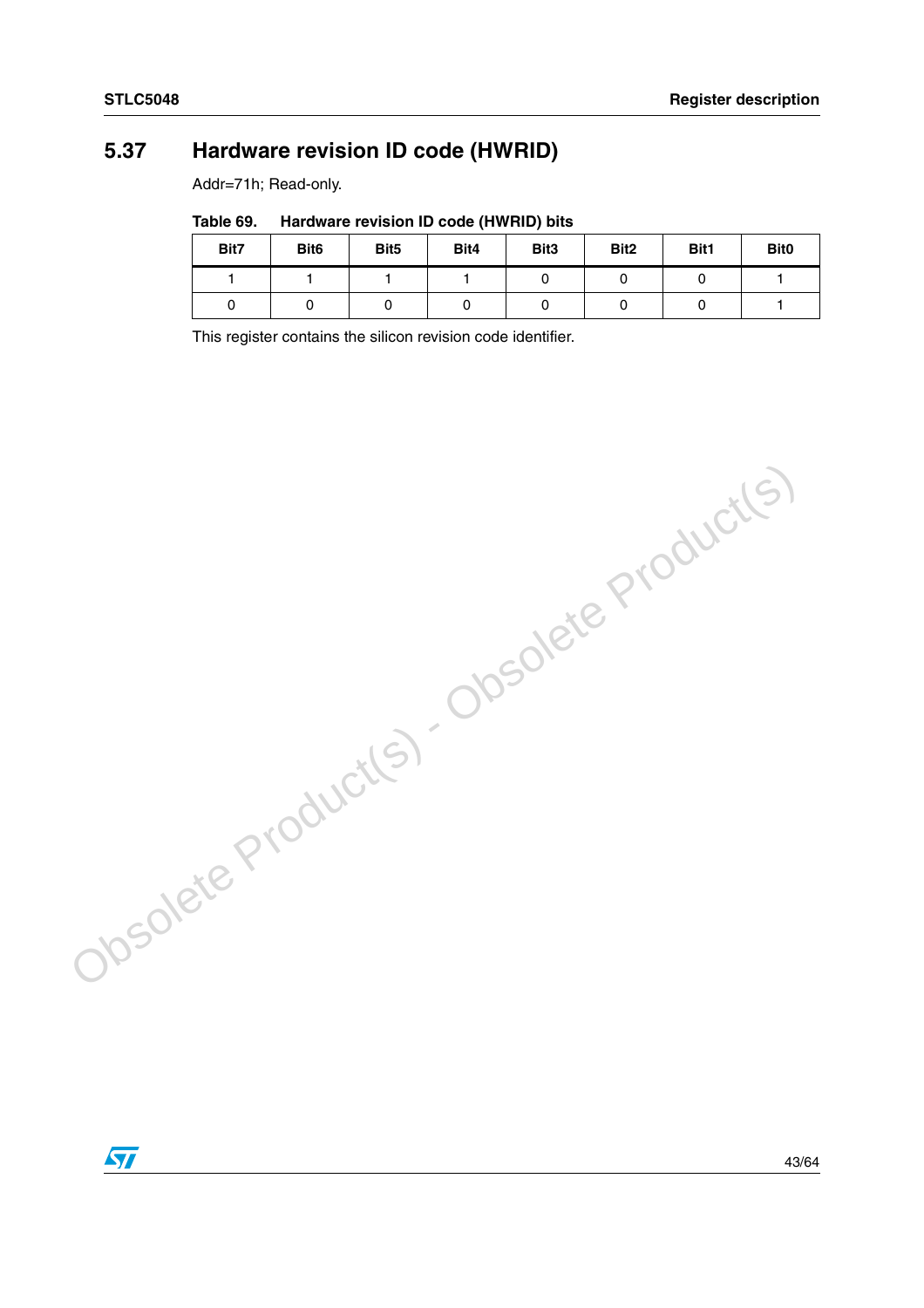## 5.37 Hardware revision ID code (HWRID)

Addr=71h; Read-only.

**Table 69. Hardware revision ID code (HWRID) bits**

| Bit7 | Bit6 | Bit5 | Bit4 | Bit3 | Bit2 | Bit1 | Bit0 |
|---|---|---|---|---|---|---|---|
| 1 | 1 | 1 | 1 | 0 | 0 | 0 | 1 |
| 0 | 0 | 0 | 0 | 0 | 0 | 0 | 1 |

This register contains the silicon revision code identifier.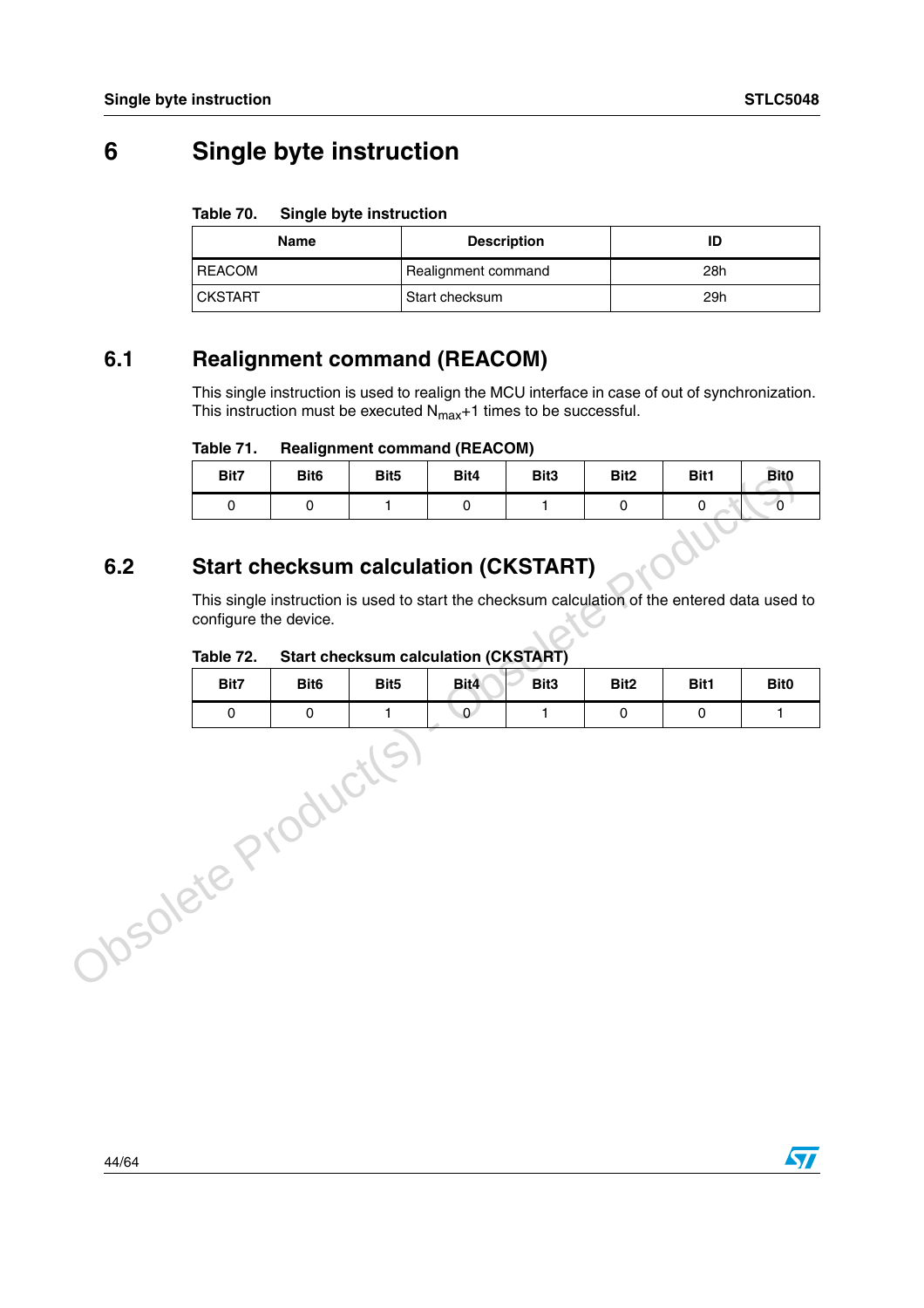# 6 Single byte instruction

**Table 70. Single byte instruction**

| Name | Description | ID |
|---|---|---|
| REACOM | Realignment command | 28h |
| CKSTART | Start checksum | 29h |

## 6.1 Realignment command (REACOM)

This single instruction is used to realign the MCU interface in case of out of synchronization. This instruction must be executed $N_{max}$+1 times to be successful.

**Table 71. Realignment command (REACOM)**

| Bit7 | Bit6 | Bit5 | Bit4 | Bit3 | Bit2 | Bit1 | Bit0 |
|---|---|---|---|---|---|---|---|
| 0 | 0 | 1 | 0 | 1 | 0 | 0 | 0 |

## 6.2 Start checksum calculation (CKSTART)

This single instruction is used to start the checksum calculation of the entered data used to configure the device.

**Table 72. Start checksum calculation (CKSTART)**

| Bit7 | Bit6 | Bit5 | Bit4 | Bit3 | Bit2 | Bit1 | Bit0 |
|---|---|---|---|---|---|---|---|
| 0 | 0 | 1 | 0 | 1 | 0 | 0 | 1 |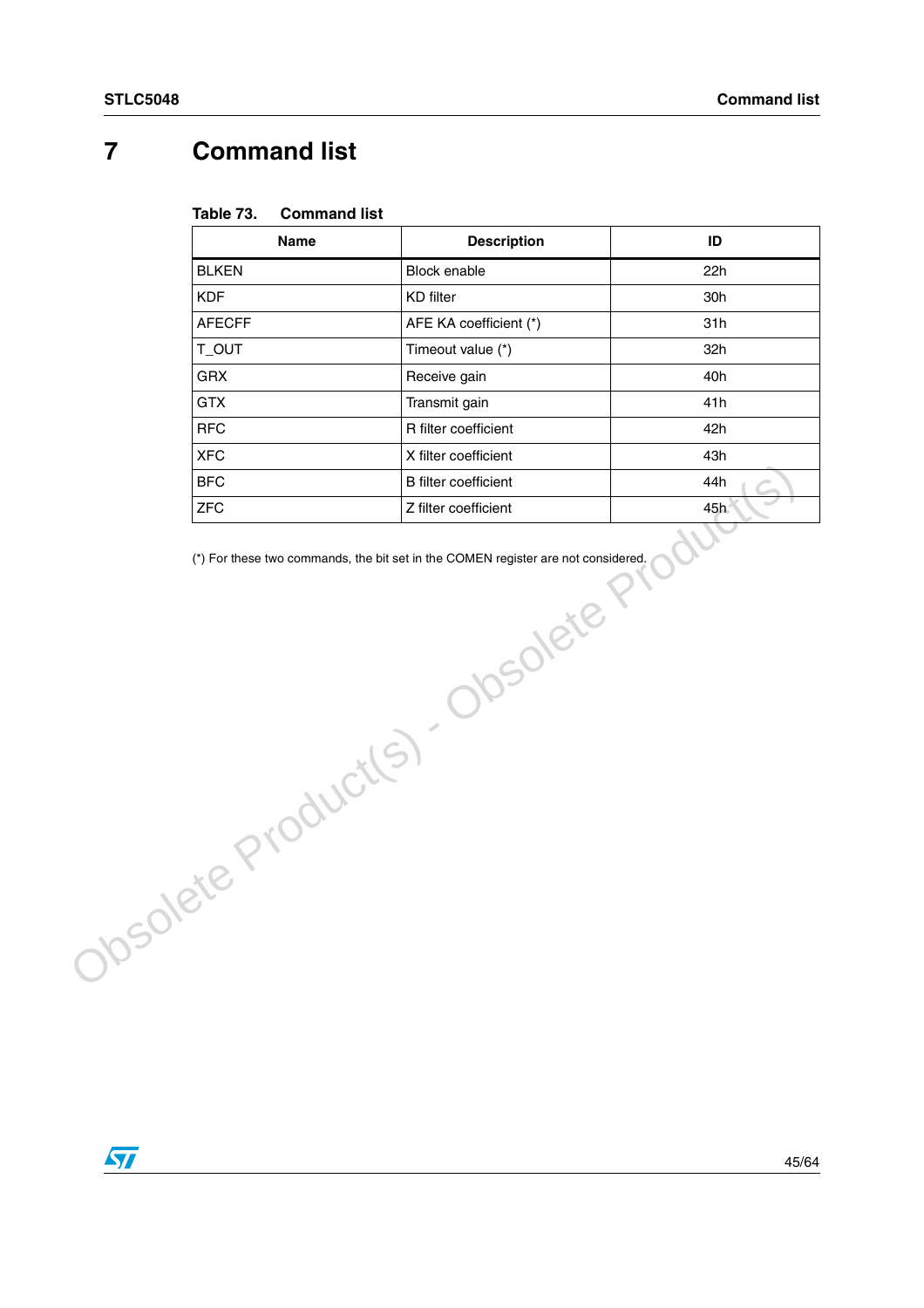# 7 Command list

**Table 73. Command list**

| Name | Description | ID |
|---|---|---|
| BLKEN | Block enable | 22h |
| KDF | KD filter | 30h |
| AFECFF | AFE KA coefficient (*) | 31h |
| T_OUT | Timeout value (*) | 32h |
| GRX | Receive gain | 40h |
| GTX | Transmit gain | 41h |
| RFC | R filter coefficient | 42h |
| XFC | X filter coefficient | 43h |
| BFC | B filter coefficient | 44h |
| ZFC | Z filter coefficient | 45h |

(*) For these two commands, the bit set in the COMEN register are not considered.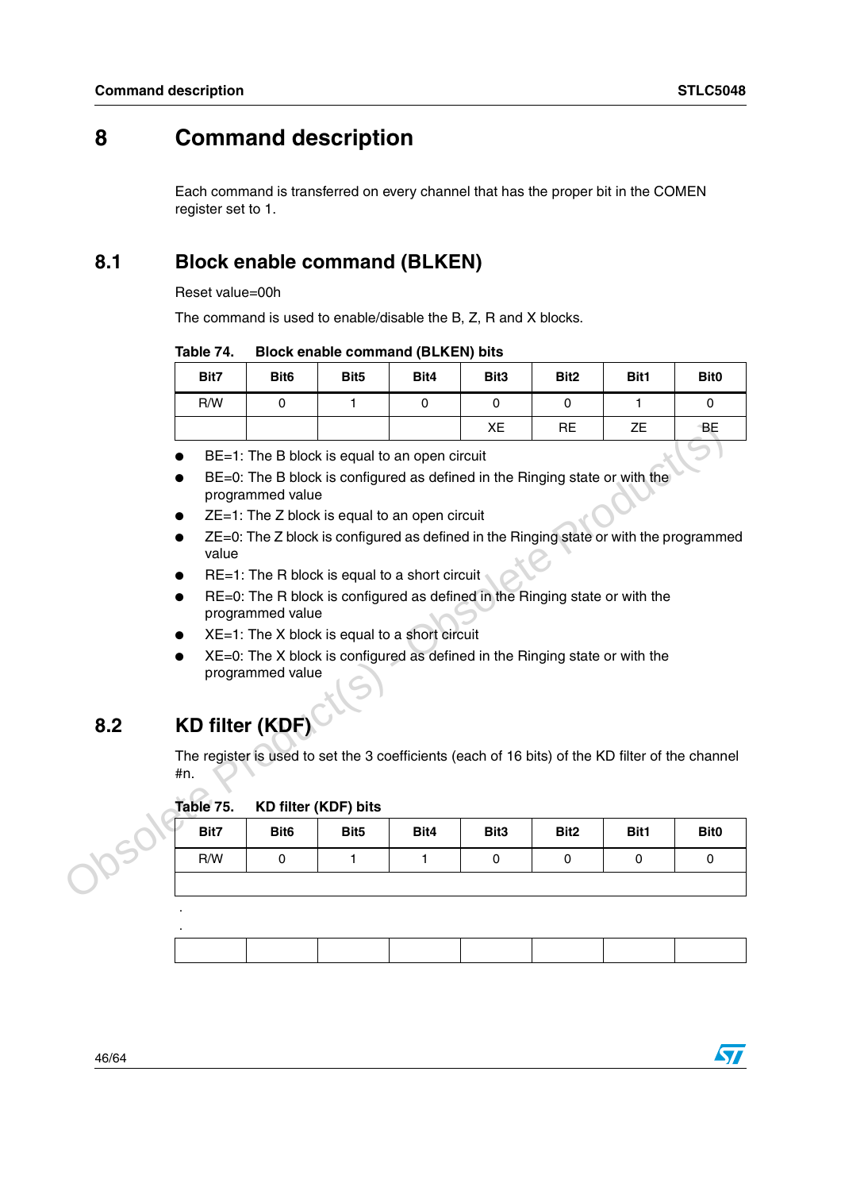# 8 Command description

Each command is transferred on every channel that has the proper bit in the COMEN register set to 1.

## 8.1 Block enable command (BLKEN)

Reset value=00h

The command is used to enable/disable the B, Z, R and X blocks.

**Table 74. Block enable command (BLKEN) bits**

| Bit7 | Bit6 | Bit5 | Bit4 | Bit3 | Bit2 | Bit1 | Bit0 |
|---|---|---|---|---|---|---|---|
| R/W | 0 | 1 | 0 | 0 | 0 | 1 | 0 |
| | | | | XE | RE | ZE | BE |

- BE=1: The B block is equal to an open circuit
- BE=0: The B block is configured as defined in the Ringing state or with the programmed value
- ZE=1: The Z block is equal to an open circuit
- ZE=0: The Z block is configured as defined in the Ringing state or with the programmed value
- RE=1: The R block is equal to a short circuit
- RE=0: The R block is configured as defined in the Ringing state or with the programmed value
- XE=1: The X block is equal to a short circuit
- XE=0: The X block is configured as defined in the Ringing state or with the programmed value

## 8.2 KD filter (KDF)

The register is used to set the 3 coefficients (each of 16 bits) of the KD filter of the channel #n.

**Table 75. KD filter (KDF) bits**

| Bit7 | Bit6 | Bit5 | Bit4 | Bit3 | Bit2 | Bit1 | Bit0 |
|---|---|---|---|---|---|---|---|
| R/W | 0 | 1 | 1 | 0 | 0 | 0 | 0 |
| | | | | | | | |
| . | | | | | | | |
| . | | | | | | | |
| | | | | | | | |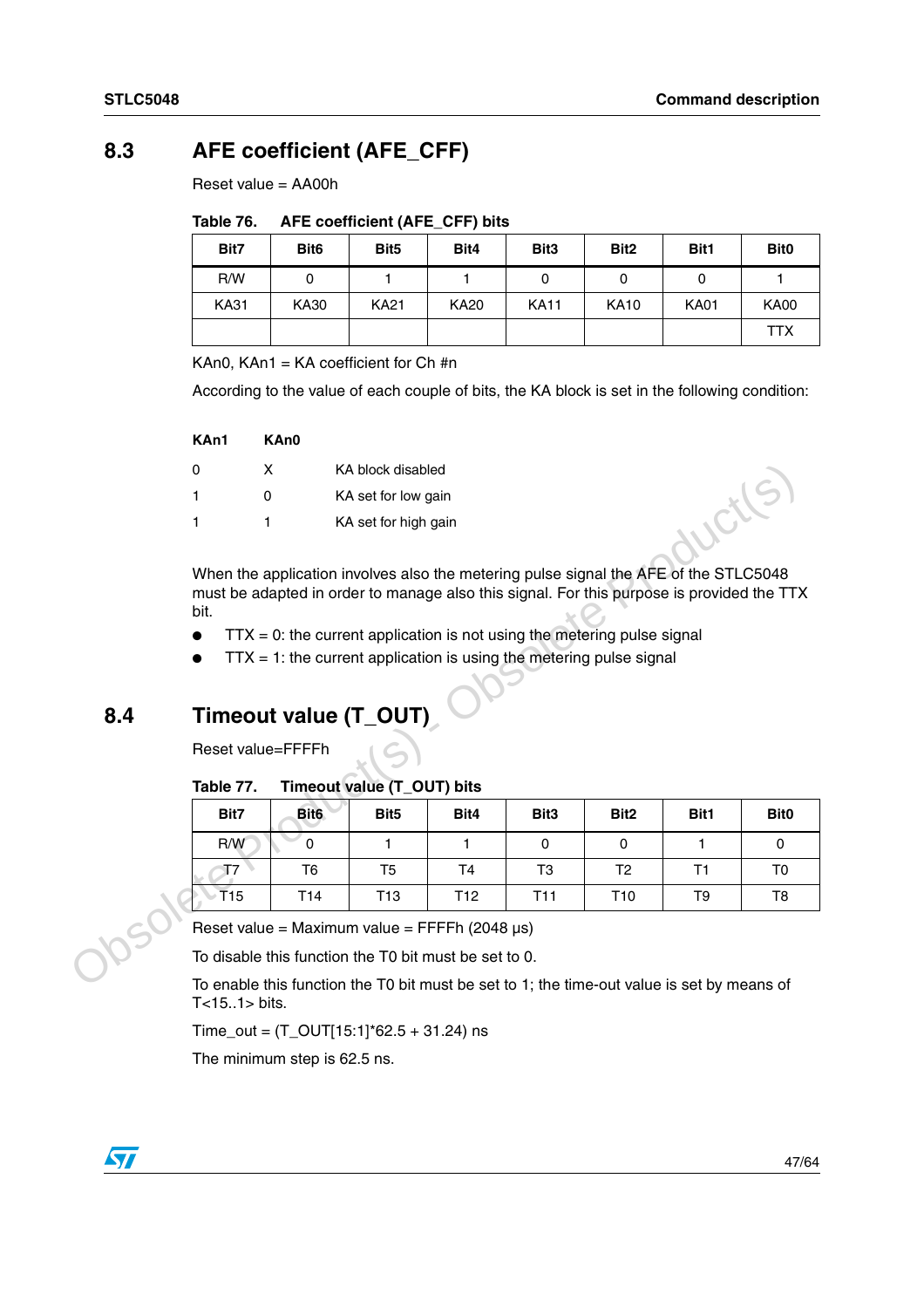## 8.3 AFE coefficient (AFE_CFF)

Reset value = AA00h

Table 76. AFE coefficient (AFE_CFF) bits

| Bit7 | Bit6 | Bit5 | Bit4 | Bit3 | Bit2 | Bit1 | Bit0 |
|---|---|---|---|---|---|---|---|
| R/W | 0 | 1 | 1 | 0 | 0 | 0 | 1 |
| KA31 | KA30 | KA21 | KA20 | KA11 | KA10 | KA01 | KA00 |
| | | | | | | | TTX |

KAn0, KAn1 = KA coefficient for Ch #n

According to the value of each couple of bits, the KA block is set in the following condition:

| KAn1 | KAn0 | |
|---|---|---|
| 0 | X | KA block disabled |
| 1 | 0 | KA set for low gain |
| 1 | 1 | KA set for high gain |

When the application involves also the metering pulse signal the AFE of the STLC5048 must be adapted in order to manage also this signal. For this purpose is provided the TTX bit.

- TTX = 0: the current application is not using the metering pulse signal
- TTX = 1: the current application is using the metering pulse signal

## 8.4 Timeout value (T_OUT)

Reset value=FFFFh

Table 77. Timeout value (T_OUT) bits

| Bit7 | Bit6 | Bit5 | Bit4 | Bit3 | Bit2 | Bit1 | Bit0 |
|---|---|---|---|---|---|---|---|
| R/W | 0 | 1 | 1 | 0 | 0 | 1 | 0 |
| T7 | T6 | T5 | T4 | T3 | T2 | T1 | T0 |
| T15 | T14 | T13 | T12 | T11 | T10 | T9 | T8 |

Reset value = Maximum value = FFFFh (2048 µs)

To disable this function the T0 bit must be set to 0.

To enable this function the T0 bit must be set to 1; the time-out value is set by means of T<15..1> bits.

Time_out = (T_OUT[15:1]*62.5 + 31.24) ns

The minimum step is 62.5 ns.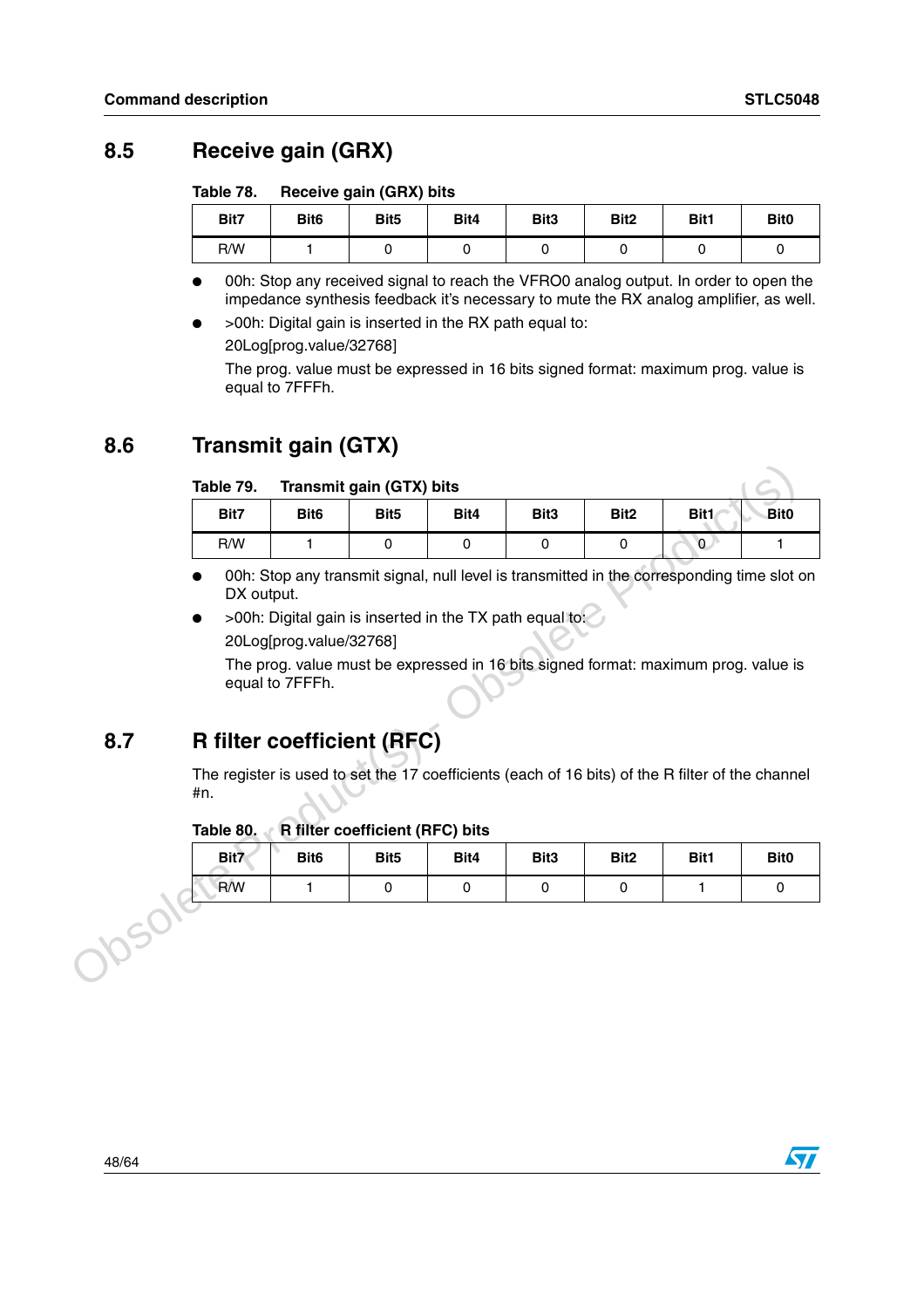## 8.5 Receive gain (GRX)

**Table 78. Receive gain (GRX) bits**

| Bit7 | Bit6 | Bit5 | Bit4 | Bit3 | Bit2 | Bit1 | Bit0 |
|---|---|---|---|---|---|---|---|
| R/W | 1 | 0 | 0 | 0 | 0 | 0 | 0 |

- 00h: Stop any received signal to reach the VFRO0 analog output. In order to open the impedance synthesis feedback it's necessary to mute the RX analog amplifier, as well.
- >00h: Digital gain is inserted in the RX path equal to:

  20Log[prog.value/32768]

  The prog. value must be expressed in 16 bits signed format: maximum prog. value is equal to 7FFFh.

## 8.6 Transmit gain (GTX)

**Table 79. Transmit gain (GTX) bits**

| Bit7 | Bit6 | Bit5 | Bit4 | Bit3 | Bit2 | Bit1 | Bit0 |
|---|---|---|---|---|---|---|---|
| R/W | 1 | 0 | 0 | 0 | 0 | 0 | 1 |

- 00h: Stop any transmit signal, null level is transmitted in the corresponding time slot on DX output.
- >00h: Digital gain is inserted in the TX path equal to:

  20Log[prog.value/32768]

  The prog. value must be expressed in 16 bits signed format: maximum prog. value is equal to 7FFFh.

## 8.7 R filter coefficient (RFC)

The register is used to set the 17 coefficients (each of 16 bits) of the R filter of the channel #n.

**Table 80. R filter coefficient (RFC) bits**

| Bit7 | Bit6 | Bit5 | Bit4 | Bit3 | Bit2 | Bit1 | Bit0 |
|---|---|---|---|---|---|---|---|
| R/W | 1 | 0 | 0 | 0 | 0 | 1 | 0 |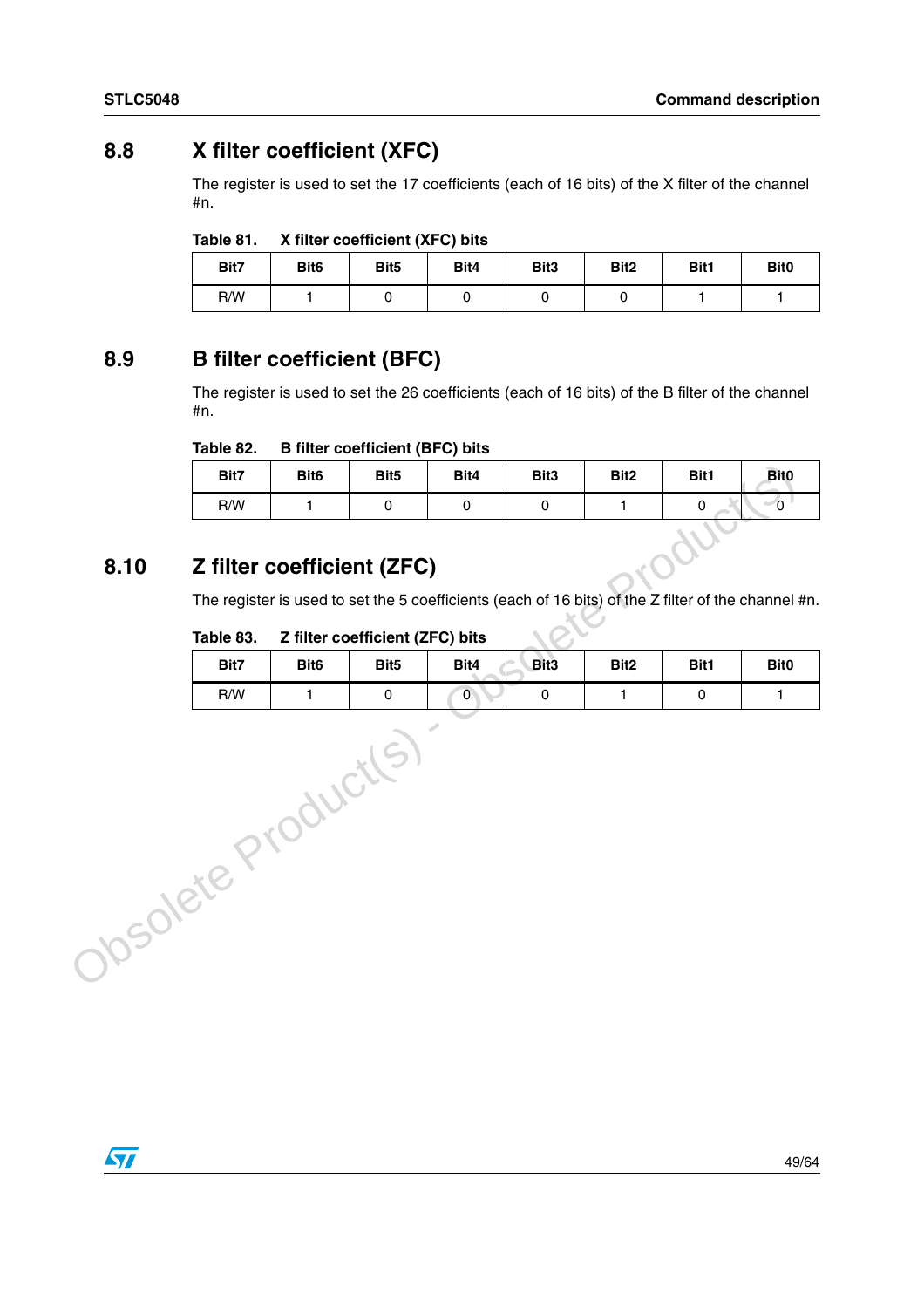## 8.8 X filter coefficient (XFC)

The register is used to set the 17 coefficients (each of 16 bits) of the X filter of the channel #n.

**Table 81. X filter coefficient (XFC) bits**

| Bit7 | Bit6 | Bit5 | Bit4 | Bit3 | Bit2 | Bit1 | Bit0 |
|---|---|---|---|---|---|---|---|
| R/W | 1 | 0 | 0 | 0 | 0 | 1 | 1 |

## 8.9 B filter coefficient (BFC)

The register is used to set the 26 coefficients (each of 16 bits) of the B filter of the channel #n.

**Table 82. B filter coefficient (BFC) bits**

| Bit7 | Bit6 | Bit5 | Bit4 | Bit3 | Bit2 | Bit1 | Bit0 |
|---|---|---|---|---|---|---|---|
| R/W | 1 | 0 | 0 | 0 | 1 | 0 | 0 |

## 8.10 Z filter coefficient (ZFC)

The register is used to set the 5 coefficients (each of 16 bits) of the Z filter of the channel #n.

**Table 83. Z filter coefficient (ZFC) bits**

| Bit7 | Bit6 | Bit5 | Bit4 | Bit3 | Bit2 | Bit1 | Bit0 |
|---|---|---|---|---|---|---|---|
| R/W | 1 | 0 | 0 | 0 | 1 | 0 | 1 |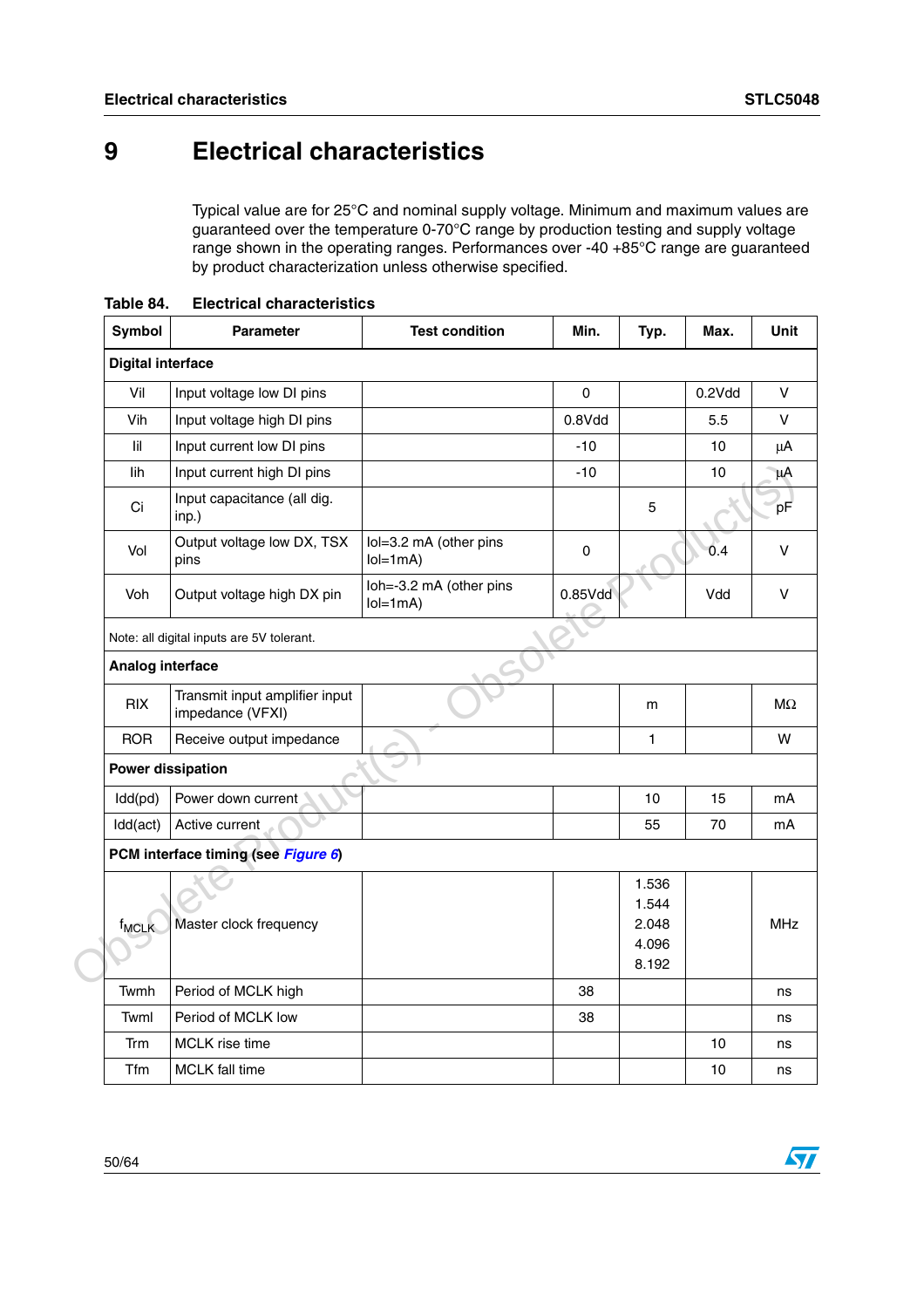# 9 Electrical characteristics

Typical value are for 25°C and nominal supply voltage. Minimum and maximum values are guaranteed over the temperature 0-70°C range by production testing and supply voltage range shown in the operating ranges. Performances over -40 +85°C range are guaranteed by product characterization unless otherwise specified.

**Table 84. Electrical characteristics**

| Symbol | Parameter | Test condition | Min. | Typ. | Max. | Unit |
|---|---|---|---|---|---|---|
| **Digital interface** | | | | | | |
| Vil | Input voltage low DI pins | | 0 | | 0.2Vdd | V |
| Vih | Input voltage high DI pins | | 0.8Vdd | | 5.5 | V |
| Iil | Input current low DI pins | | -10 | | 10 | µA |
| Iih | Input current high DI pins | | -10 | | 10 | µA |
| Ci | Input capacitance (all dig. inp.) | | | 5 | | pF |
| Vol | Output voltage low DX, TSX pins | Iol=3.2 mA (other pins Iol=1mA) | 0 | | 0.4 | V |
| Voh | Output voltage high DX pin | Ioh=-3.2 mA (other pins Iol=1mA) | 0.85Vdd | | Vdd | V |
| Note: all digital inputs are 5V tolerant. | | | | | | |
| **Analog interface** | | | | | | |
| RIX | Transmit input amplifier input impedance (VFXI) | | | m | | MΩ |
| ROR | Receive output impedance | | | 1 | | W |
| **Power dissipation** | | | | | | |
| Idd(pd) | Power down current | | | 10 | 15 | mA |
| Idd(act) | Active current | | | 55 | 70 | mA |
| **PCM interface timing (see *Figure 6*)** | | | | | | |
| $f_{MCLK}$ | Master clock frequency | | | 1.536<br>1.544<br>2.048<br>4.096<br>8.192 | | MHz |
| Twmh | Period of MCLK high | | 38 | | | ns |
| Twml | Period of MCLK low | | 38 | | | ns |
| Trm | MCLK rise time | | | | 10 | ns |
| Tfm | MCLK fall time | | | | 10 | ns |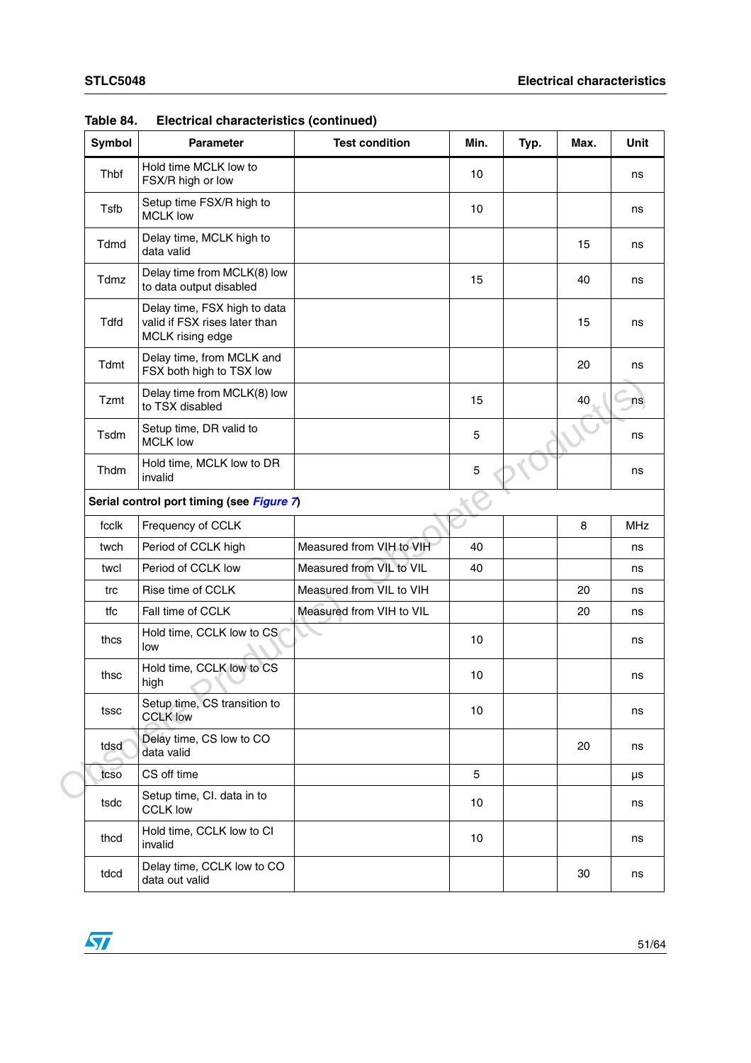**Table 84. Electrical characteristics (continued)**

| Symbol | Parameter | Test condition | Min. | Typ. | Max. | Unit |
|---|---|---|---|---|---|---|
| Thbf | Hold time MCLK low to FSX/R high or low | | 10 | | | ns |
| Tsfb | Setup time FSX/R high to MCLK low | | 10 | | | ns |
| Tdmd | Delay time, MCLK high to data valid | | | | 15 | ns |
| Tdmz | Delay time from MCLK(8) low to data output disabled | | 15 | | 40 | ns |
| Tdfd | Delay time, FSX high to data valid if FSX rises later than MCLK rising edge | | | | 15 | ns |
| Tdmt | Delay time, from MCLK and FSX both high to TSX low | | | | 20 | ns |
| Tzmt | Delay time from MCLK(8) low to TSX disabled | | 15 | | 40 | ns |
| Tsdm | Setup time, DR valid to MCLK low | | 5 | | | ns |
| Thdm | Hold time, MCLK low to DR invalid | | 5 | | | ns |
| **Serial control port timing (see *Figure 7*)** | | | | | | |
| fcclk | Frequency of CCLK | | | | 8 | MHz |
| twch | Period of CCLK high | Measured from VIH to VIH | 40 | | | ns |
| twcl | Period of CCLK low | Measured from VIL to VIL | 40 | | | ns |
| trc | Rise time of CCLK | Measured from VIL to VIH | | | 20 | ns |
| tfc | Fall time of CCLK | Measured from VIH to VIL | | | 20 | ns |
| thcs | Hold time, CCLK low to CS low | | 10 | | | ns |
| thsc | Hold time, CCLK low to CS high | | 10 | | | ns |
| tssc | Setup time, CS transition to CCLK low | | 10 | | | ns |
| tdsd | Delay time, CS low to CO data valid | | | | 20 | ns |
| tcso | CS off time | | 5 | | | µs |
| tsdc | Setup time, CI. data in to CCLK low | | 10 | | | ns |
| thcd | Hold time, CCLK low to CI invalid | | 10 | | | ns |
| tdcd | Delay time, CCLK low to CO data out valid | | | | 30 | ns |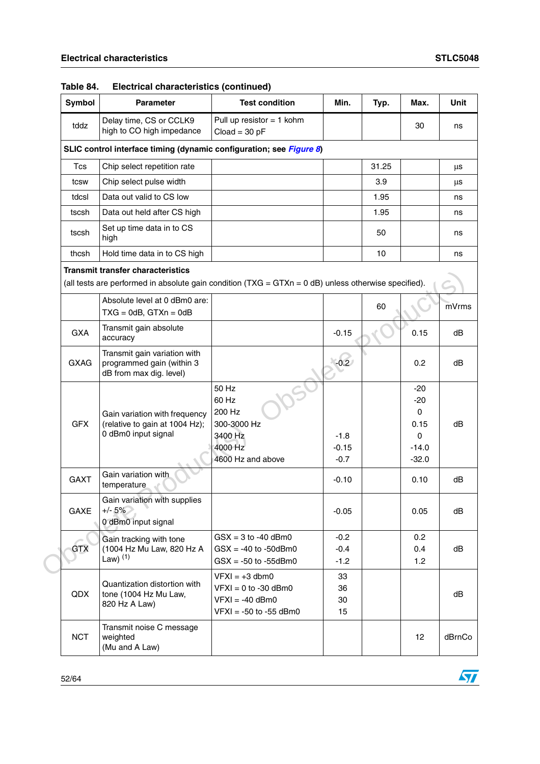Table 84. Electrical characteristics (continued)

| Symbol | Parameter | Test condition | Min. | Typ. | Max. | Unit |
|---|---|---|---|---|---|---|
| tddz | Delay time, CS or CCLK9 high to CO high impedance | Pull up resistor = 1 kohm<br>Cload = 30 pF | | | 30 | ns |
| **SLIC control interface timing (dynamic configuration; see *Figure 8*)** | | | | | | |
| Tcs | Chip select repetition rate | | | 31.25 | | µs |
| tcsw | Chip select pulse width | | | 3.9 | | µs |
| tdcsl | Data out valid to CS low | | | 1.95 | | ns |
| tscsh | Data out held after CS high | | | 1.95 | | ns |
| tscsh | Set up time data in to CS high | | | 50 | | ns |
| thcsh | Hold time data in to CS high | | | 10 | | ns |
| **Transmit transfer characteristics**<br>(all tests are performed in absolute gain condition (TXG = GTXn = 0 dB) unless otherwise specified). | | | | | | |
| | Absolute level at 0 dBm0 are:<br>TXG = 0dB, GTXn = 0dB | | | 60 | | mVrms |
| GXA | Transmit gain absolute accuracy | | -0.15 | | 0.15 | dB |
| GXAG | Transmit gain variation with programmed gain (within 3 dB from max dig. level) | | -0.2 | | 0.2 | dB |
| GFX | Gain variation with frequency (relative to gain at 1004 Hz); 0 dBm0 input signal | 50 Hz<br>60 Hz<br>200 Hz<br>300-3000 Hz<br>3400 Hz<br>4000 Hz<br>4600 Hz and above | <br><br><br><br>-1.8<br>-0.15<br>-0.7 | | -20<br>-20<br>0<br>0.15<br>0<br>-14.0<br>-32.0 | dB |
| GAXT | Gain variation with temperature | | -0.10 | | 0.10 | dB |
| GAXE | Gain variation with supplies +/- 5%<br>0 dBm0 input signal | | -0.05 | | 0.05 | dB |
| GTX | Gain tracking with tone (1004 Hz Mu Law, 820 Hz A Law) (1) | GSX = 3 to -40 dBm0<br>GSX = -40 to -50dBm0<br>GSX = -50 to -55dBm0 | -0.2<br>-0.4<br>-1.2 | | 0.2<br>0.4<br>1.2 | dB |
| QDX | Quantization distortion with tone (1004 Hz Mu Law, 820 Hz A Law) | VFXI = +3 dbm0<br>VFXI = 0 to -30 dBm0<br>VFXI = -40 dBm0<br>VFXI = -50 to -55 dBm0 | 33<br>36<br>30<br>15 | | | dB |
| NCT | Transmit noise C message weighted<br>(Mu and A Law) | | | | 12 | dBrnCo |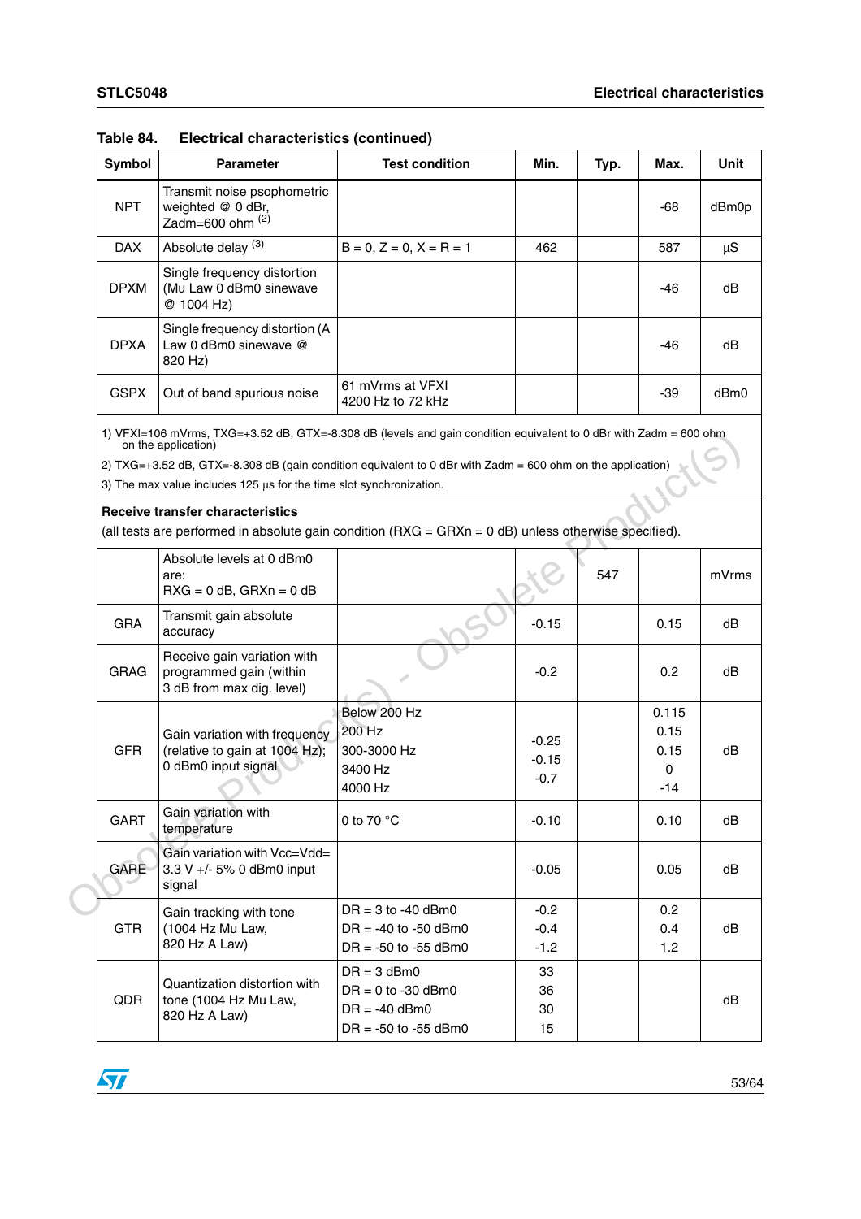Table 84. Electrical characteristics (continued)

| Symbol | Parameter | Test condition | Min. | Typ. | Max. | Unit |
|---|---|---|---|---|---|---|
| NPT | Transmit noise psophometric weighted @ 0 dBr, Zadm=600 ohm [(2)] | | | | -68 | dBm0p |
| DAX | Absolute delay [(3)] | B = 0, Z = 0, X = R = 1 | 462 | | 587 | µS |
| DPXM | Single frequency distortion (Mu Law 0 dBm0 sinewave @ 1004 Hz) | | | | -46 | dB |
| DPXA | Single frequency distortion (A Law 0 dBm0 sinewave @ 820 Hz) | | | | -46 | dB |
| GSPX | Out of band spurious noise | 61 mVrms at VFXI 4200 Hz to 72 kHz | | | -39 | dBm0 |
| 1) VFXI=106 mVrms, TXG=+3.52 dB, GTX=-8.308 dB (levels and gain condition equivalent to 0 dBr with Zadm = 600 ohm on the application)<br>2) TXG=+3.52 dB, GTX=-8.308 dB (gain condition equivalent to 0 dBr with Zadm = 600 ohm on the application)<br>3) The max value includes 125 µs for the time slot synchronization. | | | | | | |
| **Receive transfer characteristics**<br>(all tests are performed in absolute gain condition (RXG = GRXn = 0 dB) unless otherwise specified). | | | | | | |
| | Absolute levels at 0 dBm0 are:<br>RXG = 0 dB, GRXn = 0 dB | | | 547 | | mVrms |
| GRA | Transmit gain absolute accuracy | | -0.15 | | 0.15 | dB |
| GRAG | Receive gain variation with programmed gain (within 3 dB from max dig. level) | | -0.2 | | 0.2 | dB |
| GFR | Gain variation with frequency (relative to gain at 1004 Hz); 0 dBm0 input signal | Below 200 Hz<br>200 Hz<br>300-3000 Hz<br>3400 Hz<br>4000 Hz | -0.25<br>-0.15<br>-0.7 | | 0.115<br>0.15<br>0.15<br>0<br>-14 | dB |
| GART | Gain variation with temperature | 0 to 70 °C | -0.10 | | 0.10 | dB |
| GARE | Gain variation with Vcc=Vdd= 3.3 V +/- 5% 0 dBm0 input signal | | -0.05 | | 0.05 | dB |
| GTR | Gain tracking with tone (1004 Hz Mu Law, 820 Hz A Law) | DR = 3 to -40 dBm0<br>DR = -40 to -50 dBm0<br>DR = -50 to -55 dBm0 | -0.2<br>-0.4<br>-1.2 | | 0.2<br>0.4<br>1.2 | dB |
| QDR | Quantization distortion with tone (1004 Hz Mu Law, 820 Hz A Law) | DR = 3 dBm0<br>DR = 0 to -30 dBm0<br>DR = -40 dBm0<br>DR = -50 to -55 dBm0 | 33<br>36<br>30<br>15 | | | dB |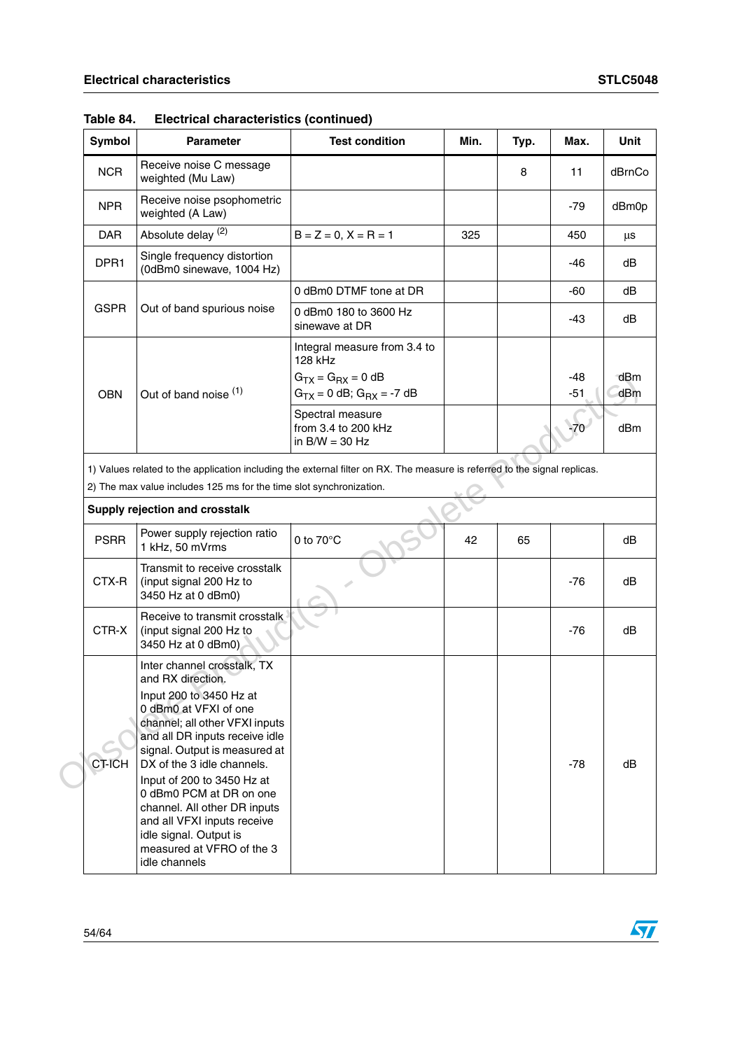Table 84. Electrical characteristics (continued)

| Symbol | Parameter | Test condition | Min. | Typ. | Max. | Unit |
|---|---|---|---|---|---|---|
| NCR | Receive noise C message weighted (Mu Law) | | | 8 | 11 | dBrnCo |
| NPR | Receive noise psophometric weighted (A Law) | | | | -79 | dBm0p |
| DAR | Absolute delay [(2)] | B = Z = 0, X = R = 1 | 325 | | 450 | µs |
| DPR1 | Single frequency distortion (0dBm0 sinewave, 1004 Hz) | | | | -46 | dB |
| GSPR | Out of band spurious noise | 0 dBm0 DTMF tone at DR | | | -60 | dB |
| | | 0 dBm0 180 to 3600 Hz sinewave at DR | | | -43 | dB |
| OBN | Out of band noise [(1)] | Integral measure from 3.4 to 128 kHz<br>$G_{TX} = G_{RX} = 0$ dB<br>$G_{TX} = 0$ dB; $G_{RX} = -7$ dB | | | -48<br>-51 | dBm<br>dBm |
| | | Spectral measure from 3.4 to 200 kHz in B/W = 30 Hz | | | -70 | dBm |
| 1) Values related to the application including the external filter on RX. The measure is referred to the signal replicas.<br>2) The max value includes 125 ms for the time slot synchronization. | | | | | | |
| **Supply rejection and crosstalk** | | | | | | |
| PSRR | Power supply rejection ratio 1 kHz, 50 mVrms | 0 to 70°C | 42 | 65 | | dB |
| CTX-R | Transmit to receive crosstalk (input signal 200 Hz to 3450 Hz at 0 dBm0) | | | | -76 | dB |
| CTR-X | Receive to transmit crosstalk (input signal 200 Hz to 3450 Hz at 0 dBm0) | | | | -76 | dB |
| CT-ICH | Inter channel crosstalk, TX and RX direction.<br>Input 200 to 3450 Hz at 0 dBm0 at VFXI of one channel; all other VFXI inputs and all DR inputs receive idle signal. Output is measured at DX of the 3 idle channels.<br>Input of 200 to 3450 Hz at 0 dBm0 PCM at DR on one channel. All other DR inputs and all VFXI inputs receive idle signal. Output is measured at VFRO of the 3 idle channels | | | | -78 | dB |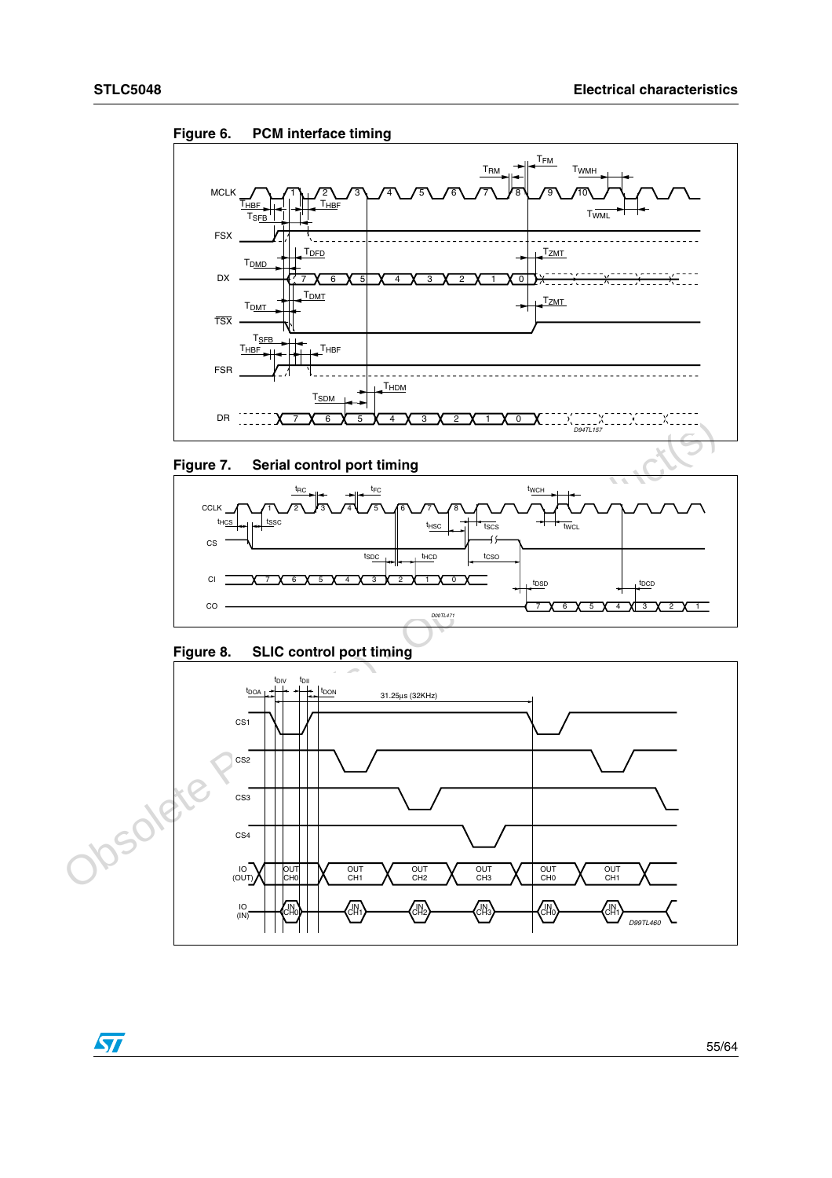Figure 6. PCM interface timing

Figure 7. Serial control port timing

Figure 8. SLIC control port timing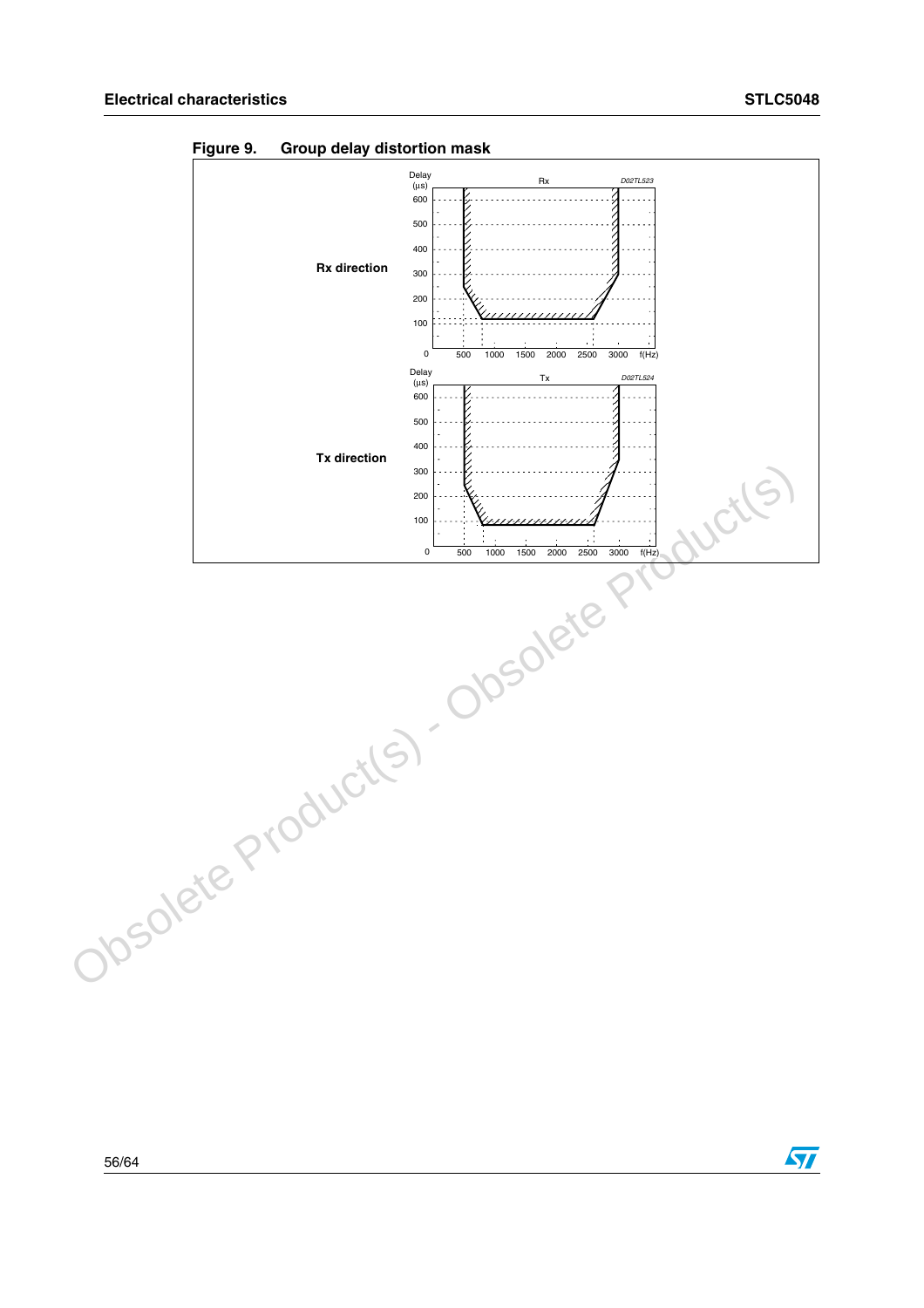**Figure 9. Group delay distortion mask**

**Rx direction**

Delay (µs) — Rx — D02TL523

600, 500, 400, 300, 200, 100, 0

500, 1000, 1500, 2000, 2500, 3000, f(Hz)

**Tx direction**

Delay (µs) — Tx — D02TL524

600, 500, 400, 300, 200, 100, 0

500, 1000, 1500, 2000, 2500, 3000, f(Hz)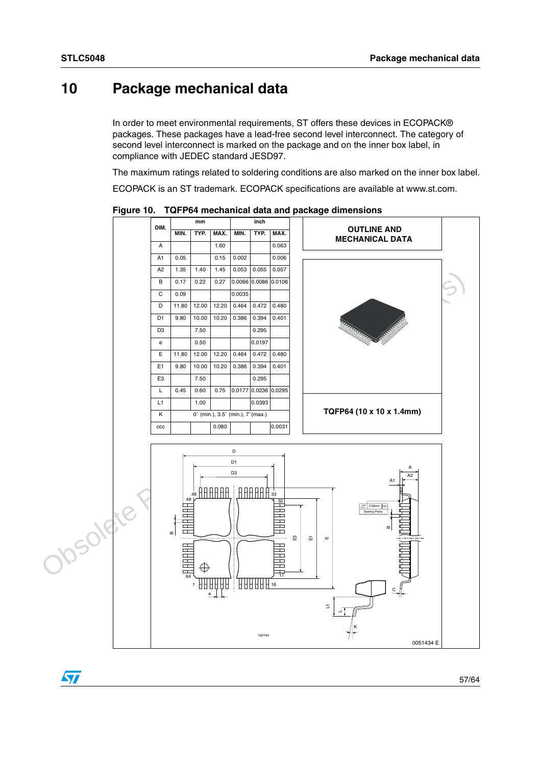# 10 Package mechanical data

In order to meet environmental requirements, ST offers these devices in ECOPACK® packages. These packages have a lead-free second level interconnect. The category of second level interconnect is marked on the package and on the inner box label, in compliance with JEDEC standard JESD97.

The maximum ratings related to soldering conditions are also marked on the inner box label.

ECOPACK is an ST trademark. ECOPACK specifications are available at www.st.com.

**Figure 10. TQFP64 mechanical data and package dimensions**

| DIM. | mm | | | inch | | |
|---|---|---|---|---|---|---|
| | MIN. | TYP. | MAX. | MIN. | TYP. | MAX. |
| A | | | 1.60 | | | 0.063 |
| A1 | 0.05 | | 0.15 | 0.002 | | 0.006 |
| A2 | 1.35 | 1.40 | 1.45 | 0.053 | 0.055 | 0.057 |
| B | 0.17 | 0.22 | 0.27 | 0.0066 | 0.0086 | 0.0106 |
| C | 0.09 | | | 0.0035 | | |
| D | 11.80 | 12.00 | 12.20 | 0.464 | 0.472 | 0.480 |
| D1 | 9.80 | 10.00 | 10.20 | 0.386 | 0.394 | 0.401 |
| D3 | | 7.50 | | | 0.295 | |
| e | | 0.50 | | | 0.0197 | |
| E | 11.80 | 12.00 | 12.20 | 0.464 | 0.472 | 0.480 |
| E1 | 9.80 | 10.00 | 10.20 | 0.386 | 0.394 | 0.401 |
| E3 | | 7.50 | | | 0.295 | |
| L | 0.45 | 0.60 | 0.75 | 0.0177 | 0.0236 | 0.0295 |
| L1 | | 1.00 | | | 0.0393 | |
| K | 0° (min.), 3.5° (min.), 7° (max.) | | | | | |
| ccc | | | 0.080 | | | 0.0031 |

OUTLINE AND MECHANICAL DATA

TQFP64 (10 x 10 x 1.4mm)

0051434 E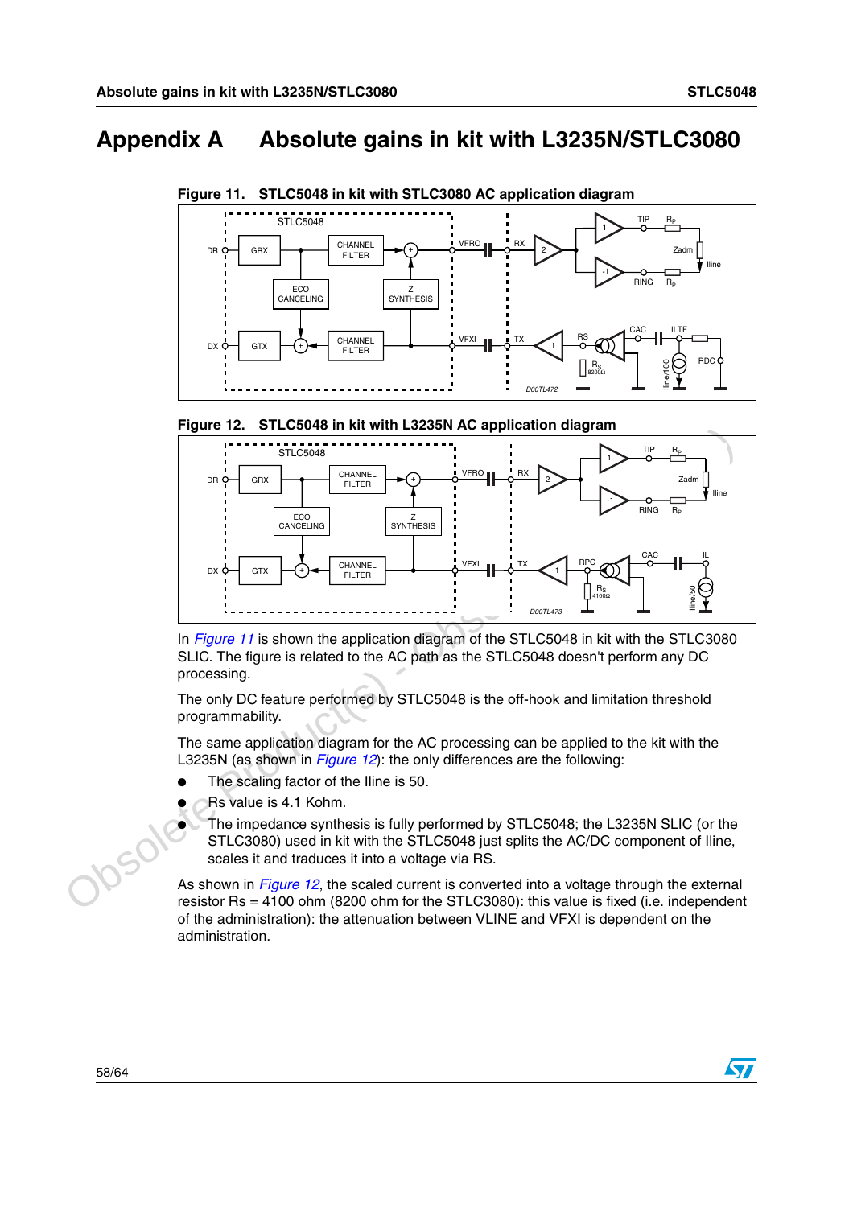# Appendix A  Absolute gains in kit with L3235N/STLC3080

Figure 11. STLC5048 in kit with STLC3080 AC application diagram

Figure 12. STLC5048 in kit with L3235N AC application diagram

In *Figure 11* is shown the application diagram of the STLC5048 in kit with the STLC3080 SLIC. The figure is related to the AC path as the STLC5048 doesn't perform any DC processing.

The only DC feature performed by STLC5048 is the off-hook and limitation threshold programmability.

The same application diagram for the AC processing can be applied to the kit with the L3235N (as shown in *Figure 12*): the only differences are the following:

- The scaling factor of the Iline is 50.
- Rs value is 4.1 Kohm.
- The impedance synthesis is fully performed by STLC5048; the L3235N SLIC (or the STLC3080) used in kit with the STLC5048 just splits the AC/DC component of Iline, scales it and traduces it into a voltage via RS.

As shown in *Figure 12*, the scaled current is converted into a voltage through the external resistor Rs = 4100 ohm (8200 ohm for the STLC3080): this value is fixed (i.e. independent of the administration): the attenuation between VLINE and VFXI is dependent on the administration.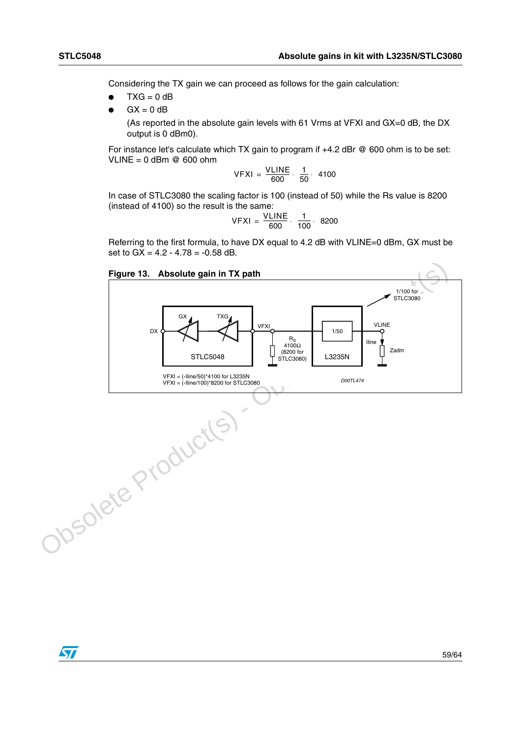Considering the TX gain we can proceed as follows for the gain calculation:

- TXG = 0 dB
- GX = 0 dB

  (As reported in the absolute gain levels with 61 Vrms at VFXI and GX=0 dB, the DX output is 0 dBm0).

For instance let's calculate which TX gain to program if +4.2 dBr @ 600 ohm is to be set:
VLINE = 0 dBm @ 600 ohm

$$VFXI = \frac{VLINE}{600} \cdot \frac{1}{50} \cdot 4100$$

In case of STLC3080 the scaling factor is 100 (instead of 50) while the Rs value is 8200 (instead of 4100) so the result is the same:

$$VFXI = \frac{VLINE}{600} \cdot \frac{1}{100} \cdot 8200$$

Referring to the first formula, to have DX equal to 4.2 dB with VLINE=0 dBm, GX must be set to GX = 4.2 - 4.78 = -0.58 dB.

**Figure 13. Absolute gain in TX path**

DX, GX, TXG, STLC5048, VFXI, $R_S$ 4100Ω (8200 for STLC3080), 1/50, L3235N, VLINE, 1/100 for STLC3080, Iline, Zadm

VFXI = (-Iline/50)*4100 for L3235N
VFXI = (-Iline/100)*8200 for STLC3080

D00TL474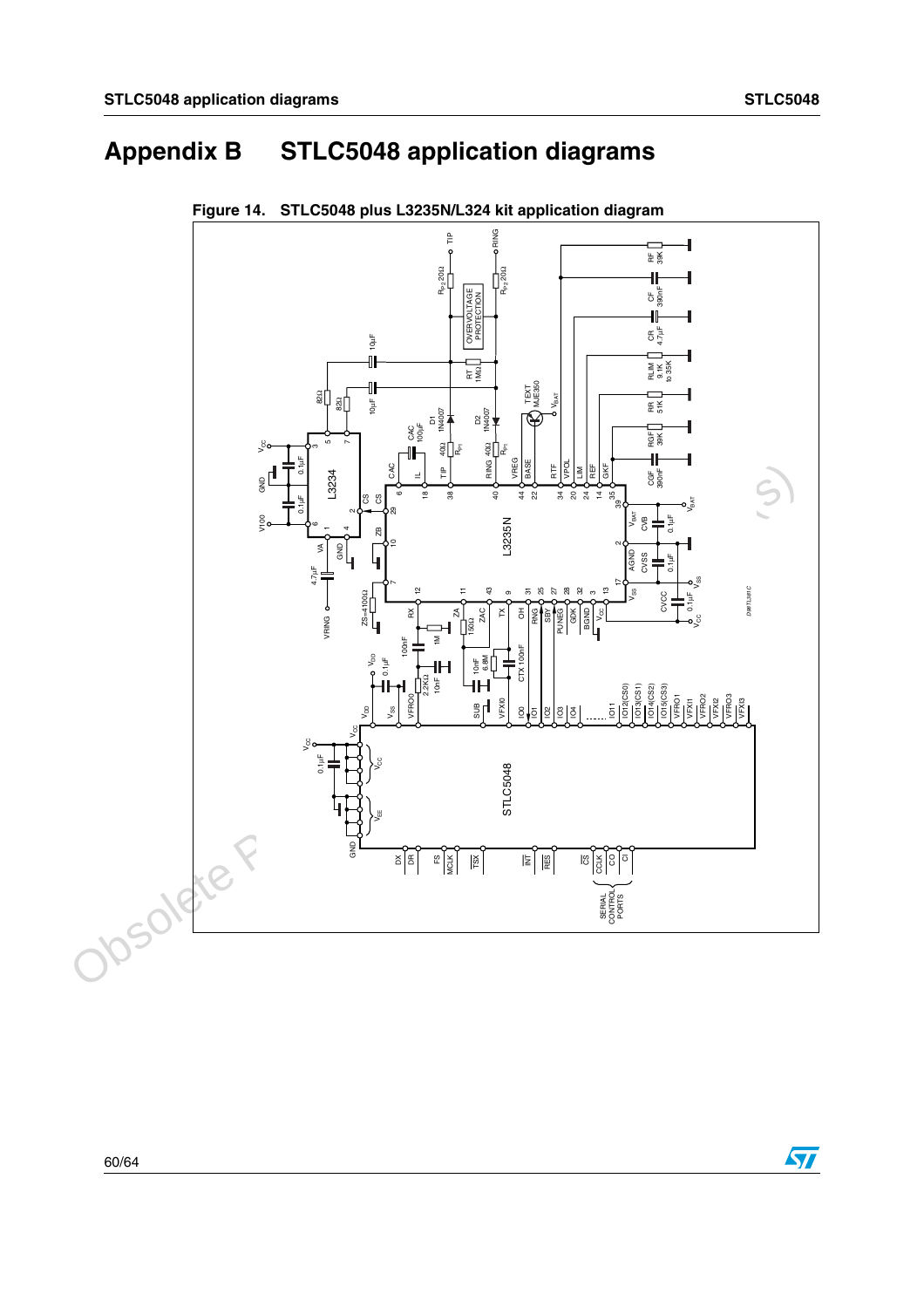# Appendix B STLC5048 application diagrams

Figure 14. STLC5048 plus L3235N/L324 kit application diagram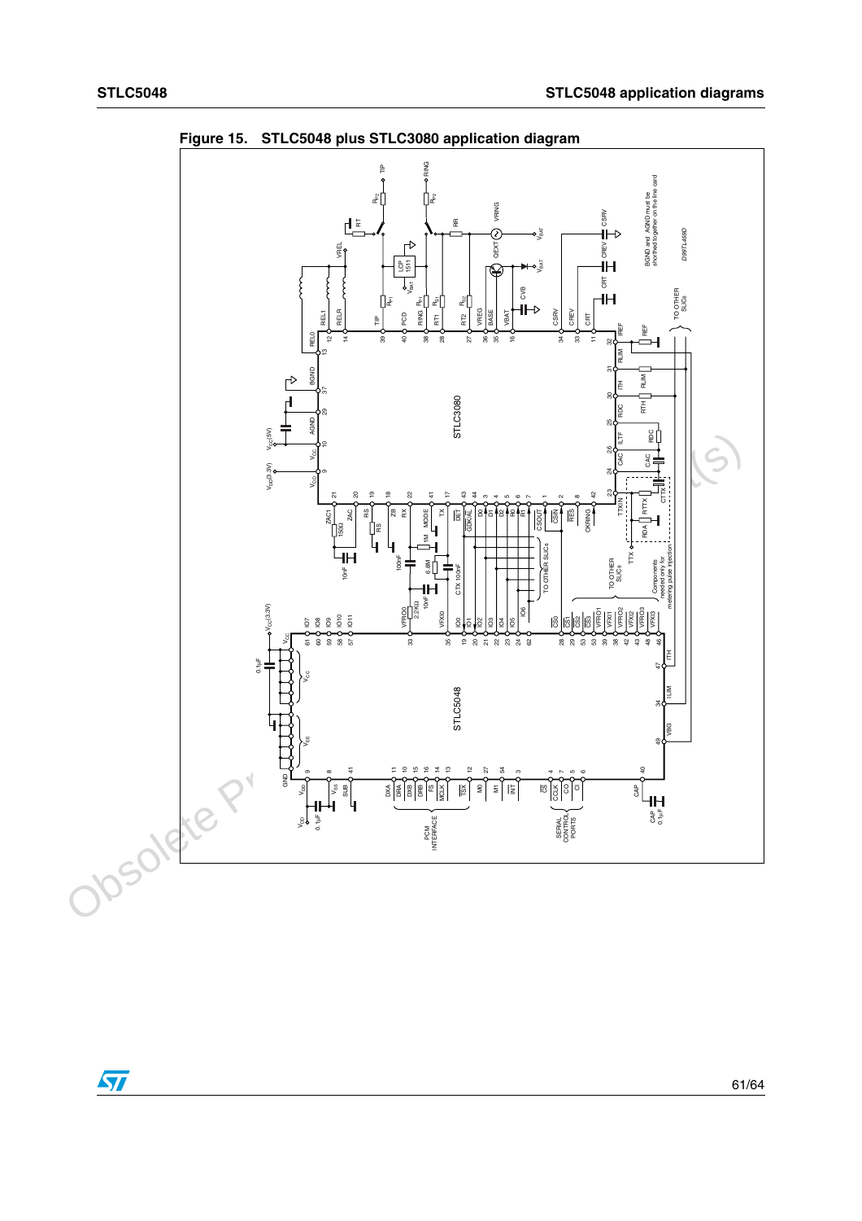**Figure 15. STLC5048 plus STLC3080 application diagram**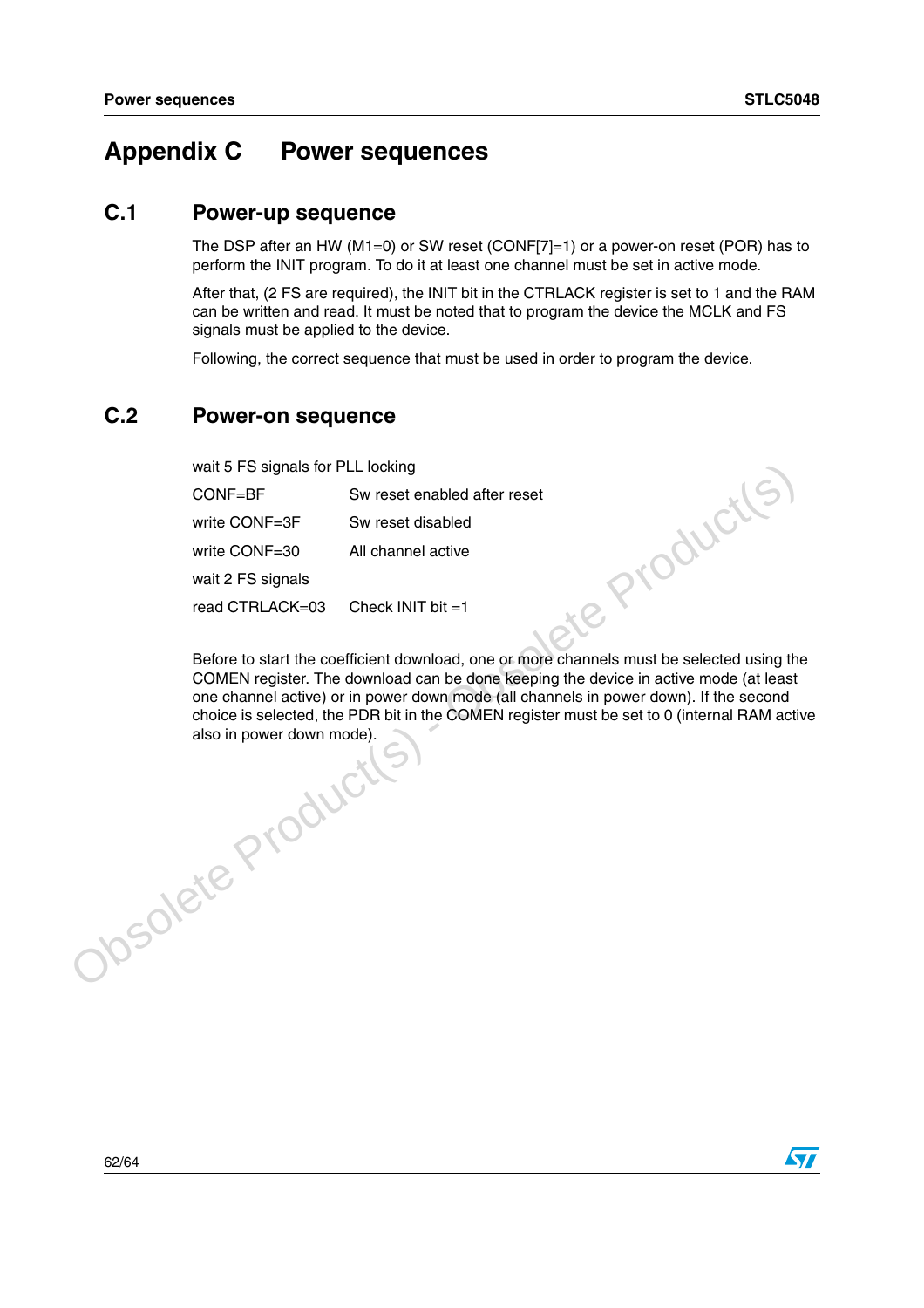# Appendix C Power sequences

## C.1 Power-up sequence

The DSP after an HW (M1=0) or SW reset (CONF[7]=1) or a power-on reset (POR) has to perform the INIT program. To do it at least one channel must be set in active mode.

After that, (2 FS are required), the INIT bit in the CTRLACK register is set to 1 and the RAM can be written and read. It must be noted that to program the device the MCLK and FS signals must be applied to the device.

Following, the correct sequence that must be used in order to program the device.

## C.2 Power-on sequence

| | |
|---|---|
| wait 5 FS signals for PLL locking | |
| CONF=BF | Sw reset enabled after reset |
| write CONF=3F | Sw reset disabled |
| write CONF=30 | All channel active |
| wait 2 FS signals | |
| read CTRLACK=03 | Check INIT bit =1 |

Before to start the coefficient download, one or more channels must be selected using the COMEN register. The download can be done keeping the device in active mode (at least one channel active) or in power down mode (all channels in power down). If the second choice is selected, the PDR bit in the COMEN register must be set to 0 (internal RAM active also in power down mode).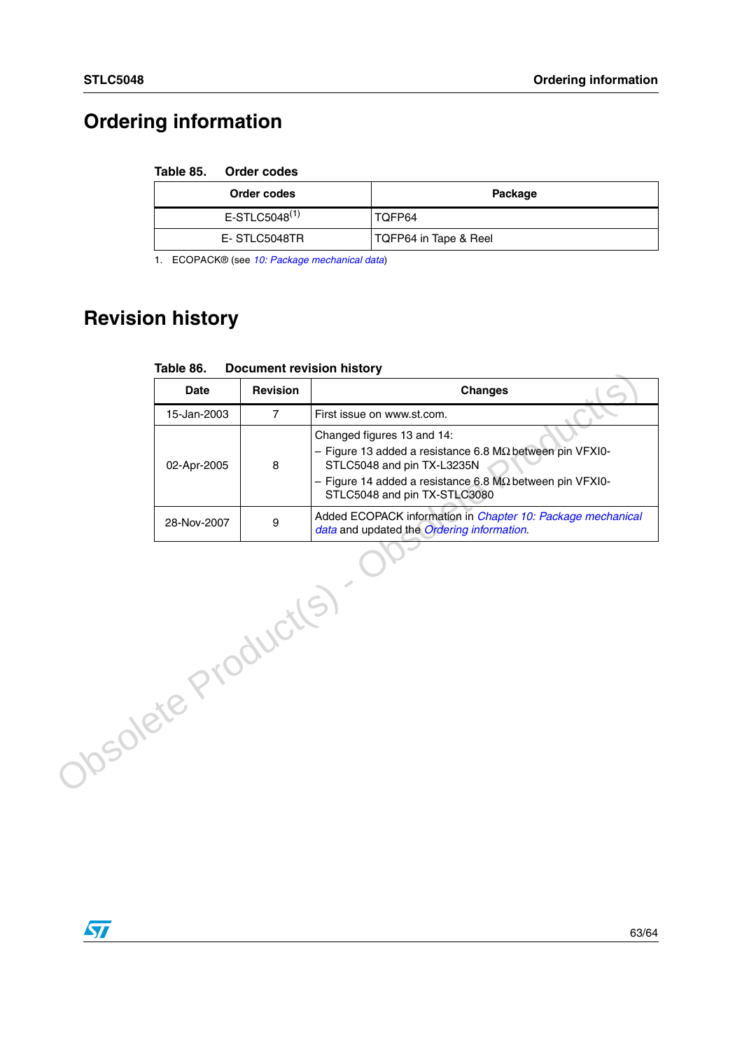# Ordering information

**Table 85. Order codes**

| Order codes | Package |
|---|---|
| E-STLC5048[(1)] | TQFP64 |
| E- STLC5048TR | TQFP64 in Tape & Reel |

1. ECOPACK® (see *10: Package mechanical data*)

# Revision history

**Table 86. Document revision history**

| Date | Revision | Changes |
|---|---|---|
| 15-Jan-2003 | 7 | First issue on www.st.com. |
| 02-Apr-2005 | 8 | Changed figures 13 and 14:<br>– Figure 13 added a resistance 6.8 MΩ between pin VFXI0-STLC5048 and pin TX-L3235N<br>– Figure 14 added a resistance 6.8 MΩ between pin VFXI0-STLC5048 and pin TX-STLC3080 |
| 28-Nov-2007 | 9 | Added ECOPACK information in *Chapter 10: Package mechanical data* and updated the *Ordering information*. |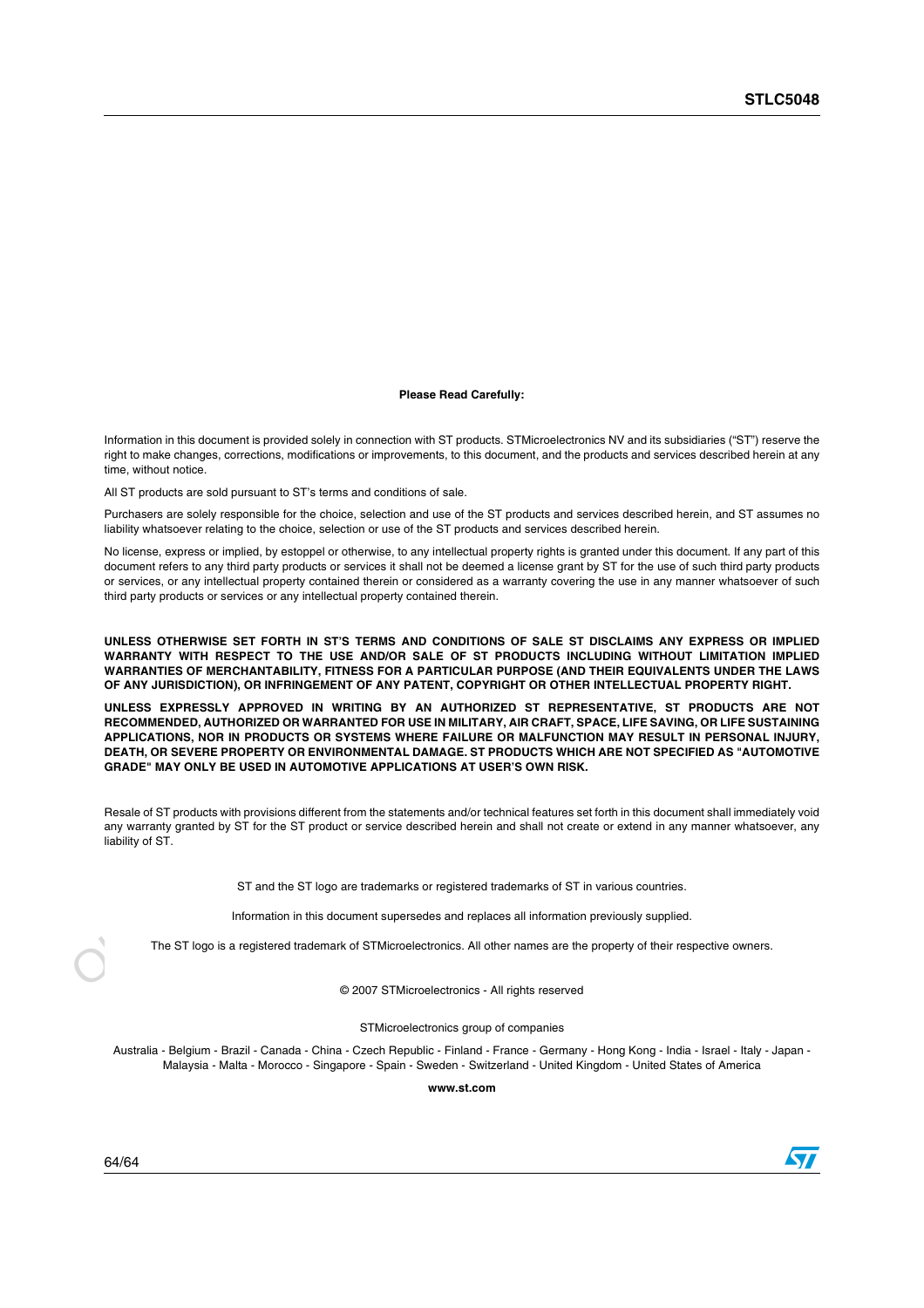**Please Read Carefully:**

Information in this document is provided solely in connection with ST products. STMicroelectronics NV and its subsidiaries (“ST”) reserve the right to make changes, corrections, modifications or improvements, to this document, and the products and services described herein at any time, without notice.

All ST products are sold pursuant to ST’s terms and conditions of sale.

Purchasers are solely responsible for the choice, selection and use of the ST products and services described herein, and ST assumes no liability whatsoever relating to the choice, selection or use of the ST products and services described herein.

No license, express or implied, by estoppel or otherwise, to any intellectual property rights is granted under this document. If any part of this document refers to any third party products or services it shall not be deemed a license grant by ST for the use of such third party products or services, or any intellectual property contained therein or considered as a warranty covering the use in any manner whatsoever of such third party products or services or any intellectual property contained therein.

**UNLESS OTHERWISE SET FORTH IN ST’S TERMS AND CONDITIONS OF SALE ST DISCLAIMS ANY EXPRESS OR IMPLIED WARRANTY WITH RESPECT TO THE USE AND/OR SALE OF ST PRODUCTS INCLUDING WITHOUT LIMITATION IMPLIED WARRANTIES OF MERCHANTABILITY, FITNESS FOR A PARTICULAR PURPOSE (AND THEIR EQUIVALENTS UNDER THE LAWS OF ANY JURISDICTION), OR INFRINGEMENT OF ANY PATENT, COPYRIGHT OR OTHER INTELLECTUAL PROPERTY RIGHT.**

**UNLESS EXPRESSLY APPROVED IN WRITING BY AN AUTHORIZED ST REPRESENTATIVE, ST PRODUCTS ARE NOT RECOMMENDED, AUTHORIZED OR WARRANTED FOR USE IN MILITARY, AIR CRAFT, SPACE, LIFE SAVING, OR LIFE SUSTAINING APPLICATIONS, NOR IN PRODUCTS OR SYSTEMS WHERE FAILURE OR MALFUNCTION MAY RESULT IN PERSONAL INJURY, DEATH, OR SEVERE PROPERTY OR ENVIRONMENTAL DAMAGE. ST PRODUCTS WHICH ARE NOT SPECIFIED AS "AUTOMOTIVE GRADE" MAY ONLY BE USED IN AUTOMOTIVE APPLICATIONS AT USER’S OWN RISK.**

Resale of ST products with provisions different from the statements and/or technical features set forth in this document shall immediately void any warranty granted by ST for the ST product or service described herein and shall not create or extend in any manner whatsoever, any liability of ST.

ST and the ST logo are trademarks or registered trademarks of ST in various countries.

Information in this document supersedes and replaces all information previously supplied.

The ST logo is a registered trademark of STMicroelectronics. All other names are the property of their respective owners.

© 2007 STMicroelectronics - All rights reserved

STMicroelectronics group of companies

Australia - Belgium - Brazil - Canada - China - Czech Republic - Finland - France - Germany - Hong Kong - India - Israel - Italy - Japan - Malaysia - Malta - Morocco - Singapore - Spain - Sweden - Switzerland - United Kingdom - United States of America

**www.st.com**